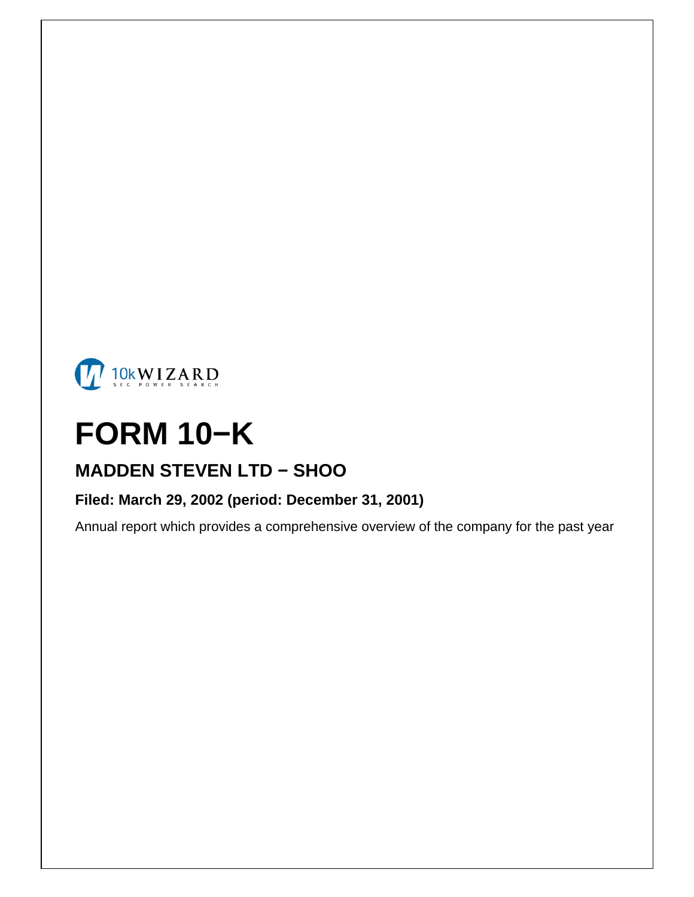10kWIZARD

SEC POWER SEARCH

# FORM 10−K

## MADDEN STEVEN LTD − SHOO

**Filed: March 29, 2002 (period: December 31, 2001)**

Annual report which provides a comprehensive overview of the company for the past year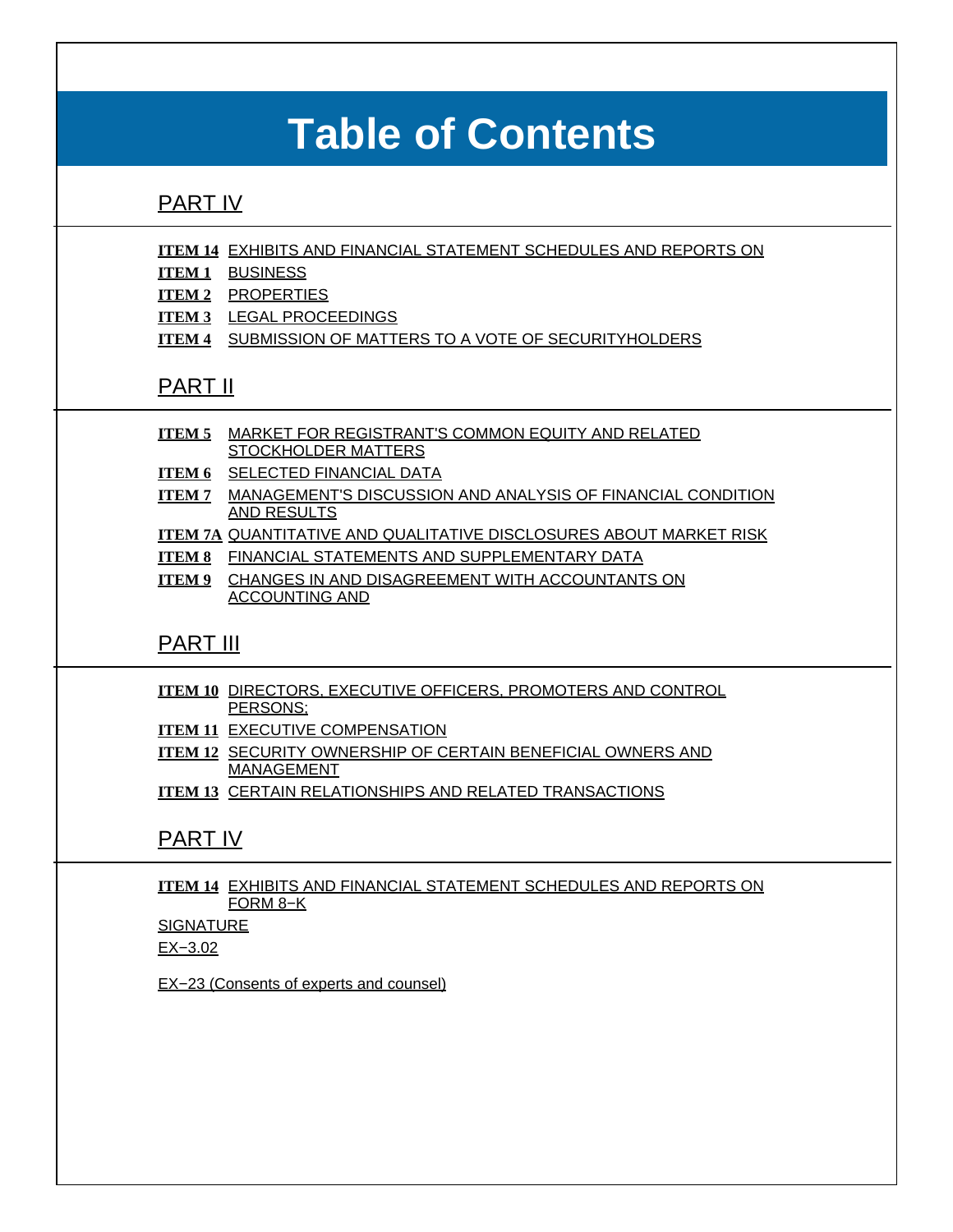# Table of Contents

## PART IV

**ITEM 14** EXHIBITS AND FINANCIAL STATEMENT SCHEDULES AND REPORTS ON

**ITEM 1** BUSINESS

**ITEM 2** PROPERTIES

**ITEM 3** LEGAL PROCEEDINGS

**ITEM 4** SUBMISSION OF MATTERS TO A VOTE OF SECURITYHOLDERS

## PART II

**ITEM 5** MARKET FOR REGISTRANT'S COMMON EQUITY AND RELATED STOCKHOLDER MATTERS

**ITEM 6** SELECTED FINANCIAL DATA

**ITEM 7** MANAGEMENT'S DISCUSSION AND ANALYSIS OF FINANCIAL CONDITION AND RESULTS

**ITEM 7A** QUANTITATIVE AND QUALITATIVE DISCLOSURES ABOUT MARKET RISK

**ITEM 8** FINANCIAL STATEMENTS AND SUPPLEMENTARY DATA

**ITEM 9** CHANGES IN AND DISAGREEMENT WITH ACCOUNTANTS ON ACCOUNTING AND

## PART III

**ITEM 10** DIRECTORS, EXECUTIVE OFFICERS, PROMOTERS AND CONTROL PERSONS;

**ITEM 11** EXECUTIVE COMPENSATION

**ITEM 12** SECURITY OWNERSHIP OF CERTAIN BENEFICIAL OWNERS AND MANAGEMENT

**ITEM 13** CERTAIN RELATIONSHIPS AND RELATED TRANSACTIONS

## PART IV

**ITEM 14** EXHIBITS AND FINANCIAL STATEMENT SCHEDULES AND REPORTS ON FORM 8−K

SIGNATURE

EX−3.02

EX−23 (Consents of experts and counsel)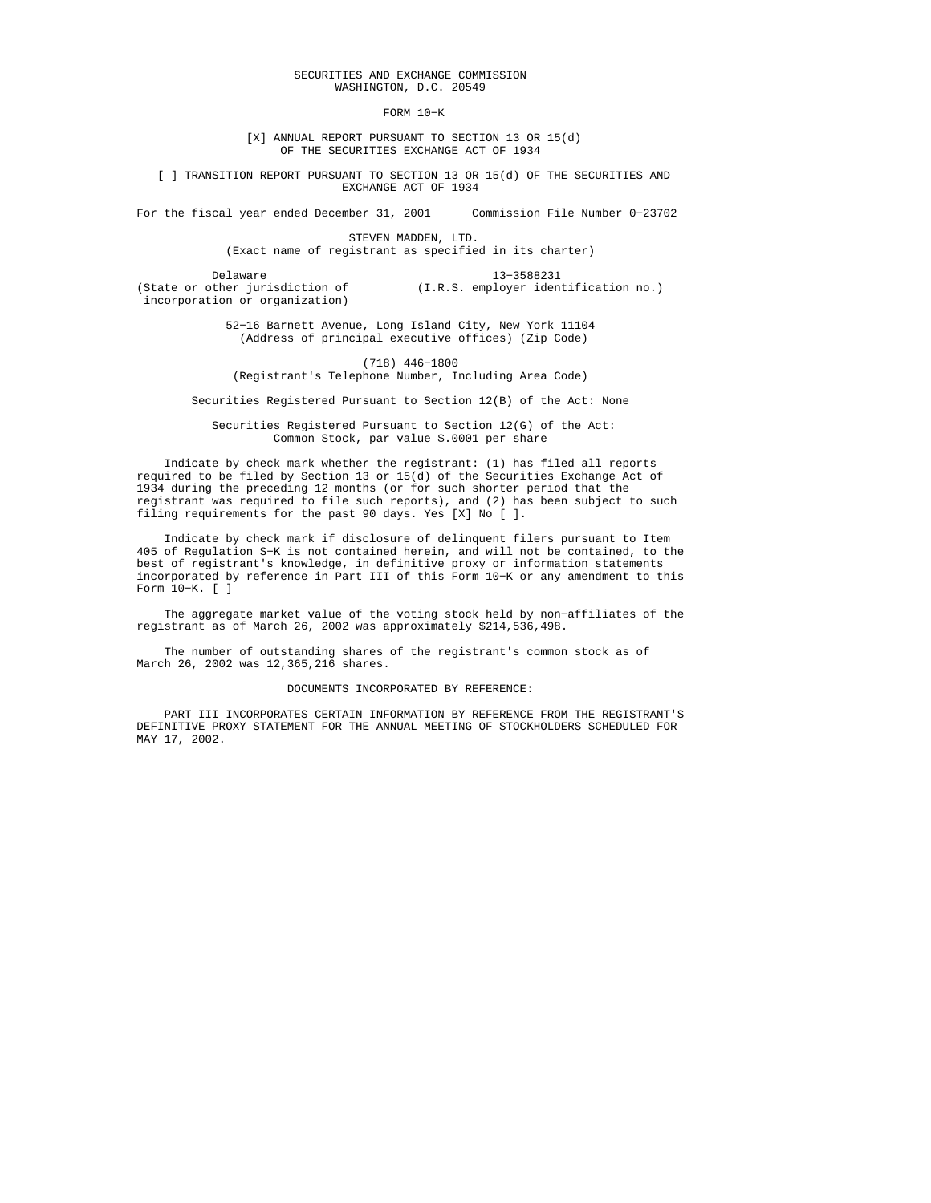SECURITIES AND EXCHANGE COMMISSION
WASHINGTON, D.C. 20549

FORM 10-K

[X] ANNUAL REPORT PURSUANT TO SECTION 13 OR 15(d)
OF THE SECURITIES EXCHANGE ACT OF 1934

[ ] TRANSITION REPORT PURSUANT TO SECTION 13 OR 15(d) OF THE SECURITIES AND EXCHANGE ACT OF 1934

For the fiscal year ended December 31, 2001 Commission File Number 0-23702

STEVEN MADDEN, LTD.
(Exact name of registrant as specified in its charter)

| Delaware | 13-3588231 |
|---|---|
| (State or other jurisdiction of incorporation or organization) | (I.R.S. employer identification no.) |

52-16 Barnett Avenue, Long Island City, New York 11104
(Address of principal executive offices) (Zip Code)

(718) 446-1800
(Registrant's Telephone Number, Including Area Code)

Securities Registered Pursuant to Section 12(B) of the Act: None

Securities Registered Pursuant to Section 12(G) of the Act:
Common Stock, par value $.0001 per share

Indicate by check mark whether the registrant: (1) has filed all reports required to be filed by Section 13 or 15(d) of the Securities Exchange Act of 1934 during the preceding 12 months (or for such shorter period that the registrant was required to file such reports), and (2) has been subject to such filing requirements for the past 90 days. Yes [X] No [ ].

Indicate by check mark if disclosure of delinquent filers pursuant to Item 405 of Regulation S-K is not contained herein, and will not be contained, to the best of registrant's knowledge, in definitive proxy or information statements incorporated by reference in Part III of this Form 10-K or any amendment to this Form 10-K. [ ]

The aggregate market value of the voting stock held by non-affiliates of the registrant as of March 26, 2002 was approximately $214,536,498.

The number of outstanding shares of the registrant's common stock as of March 26, 2002 was 12,365,216 shares.

DOCUMENTS INCORPORATED BY REFERENCE:

PART III INCORPORATES CERTAIN INFORMATION BY REFERENCE FROM THE REGISTRANT'S DEFINITIVE PROXY STATEMENT FOR THE ANNUAL MEETING OF STOCKHOLDERS SCHEDULED FOR MAY 17, 2002.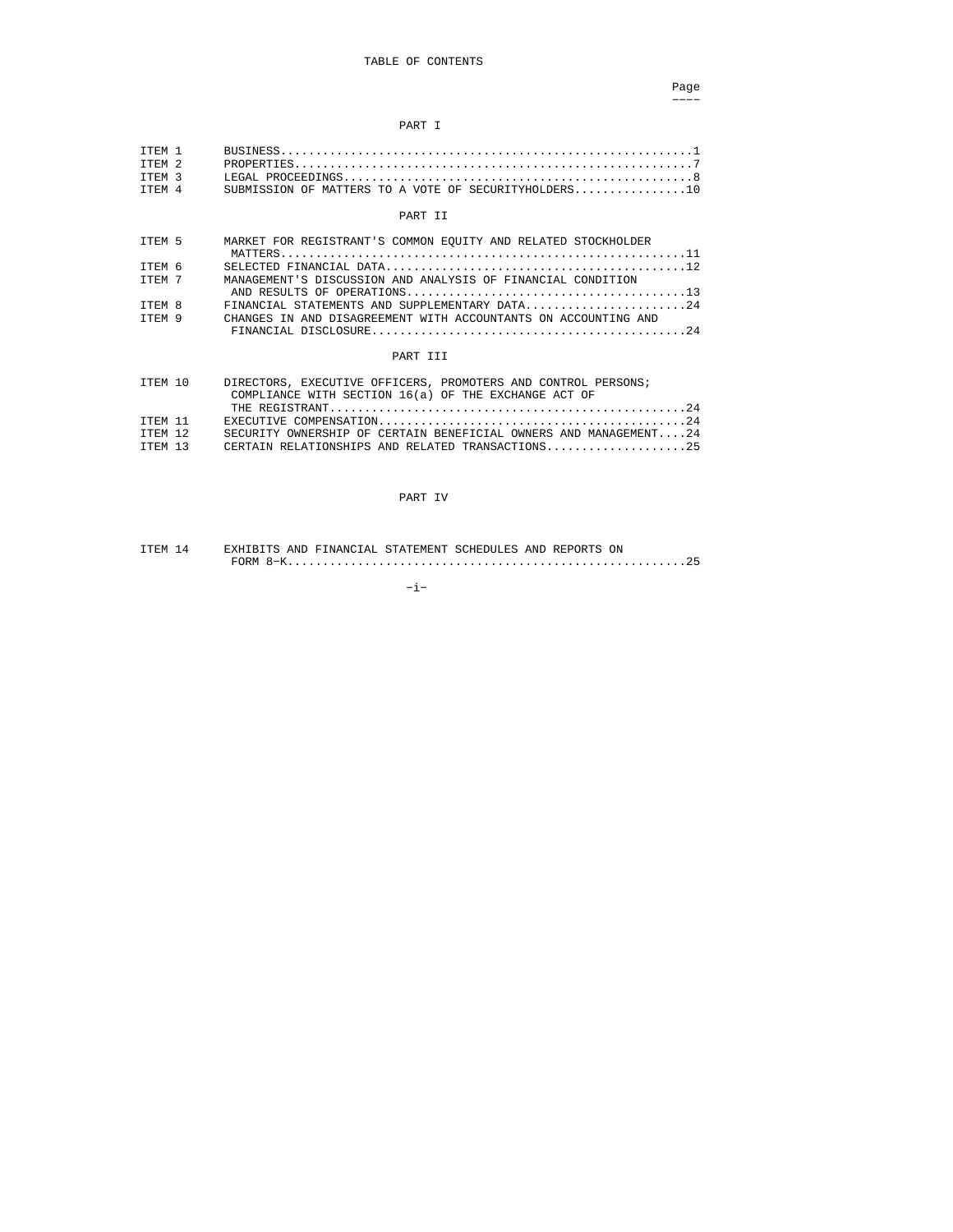# TABLE OF CONTENTS

| | | Page |
|---|---|---|
| | **PART I** | |
| ITEM 1 | BUSINESS | 1 |
| ITEM 2 | PROPERTIES | 7 |
| ITEM 3 | LEGAL PROCEEDINGS | 8 |
| ITEM 4 | SUBMISSION OF MATTERS TO A VOTE OF SECURITYHOLDERS | 10 |
| | **PART II** | |
| ITEM 5 | MARKET FOR REGISTRANT'S COMMON EQUITY AND RELATED STOCKHOLDER MATTERS | 11 |
| ITEM 6 | SELECTED FINANCIAL DATA | 12 |
| ITEM 7 | MANAGEMENT'S DISCUSSION AND ANALYSIS OF FINANCIAL CONDITION AND RESULTS OF OPERATIONS | 13 |
| ITEM 8 | FINANCIAL STATEMENTS AND SUPPLEMENTARY DATA | 24 |
| ITEM 9 | CHANGES IN AND DISAGREEMENT WITH ACCOUNTANTS ON ACCOUNTING AND FINANCIAL DISCLOSURE | 24 |
| | **PART III** | |
| ITEM 10 | DIRECTORS, EXECUTIVE OFFICERS, PROMOTERS AND CONTROL PERSONS; COMPLIANCE WITH SECTION 16(a) OF THE EXCHANGE ACT OF THE REGISTRANT | 24 |
| ITEM 11 | EXECUTIVE COMPENSATION | 24 |
| ITEM 12 | SECURITY OWNERSHIP OF CERTAIN BENEFICIAL OWNERS AND MANAGEMENT | 24 |
| ITEM 13 | CERTAIN RELATIONSHIPS AND RELATED TRANSACTIONS | 25 |
| | **PART IV** | |
| ITEM 14 | EXHIBITS AND FINANCIAL STATEMENT SCHEDULES AND REPORTS ON FORM 8-K | 25 |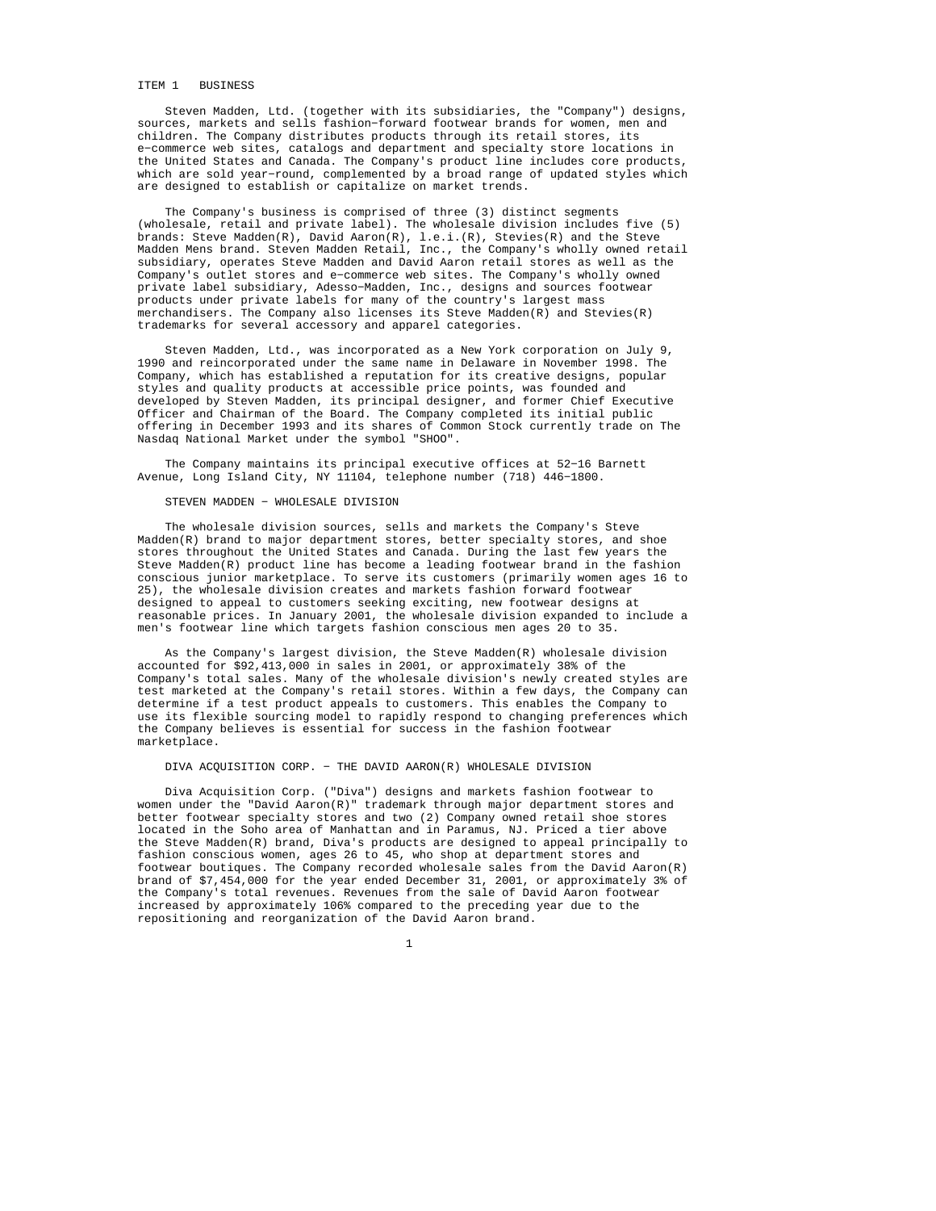# ITEM 1 BUSINESS

Steven Madden, Ltd. (together with its subsidiaries, the "Company") designs, sources, markets and sells fashion-forward footwear brands for women, men and children. The Company distributes products through its retail stores, its e-commerce web sites, catalogs and department and specialty store locations in the United States and Canada. The Company's product line includes core products, which are sold year-round, complemented by a broad range of updated styles which are designed to establish or capitalize on market trends.

The Company's business is comprised of three (3) distinct segments (wholesale, retail and private label). The wholesale division includes five (5) brands: Steve Madden(R), David Aaron(R), l.e.i.(R), Stevies(R) and the Steve Madden Mens brand. Steven Madden Retail, Inc., the Company's wholly owned retail subsidiary, operates Steve Madden and David Aaron retail stores as well as the Company's outlet stores and e-commerce web sites. The Company's wholly owned private label subsidiary, Adesso-Madden, Inc., designs and sources footwear products under private labels for many of the country's largest mass merchandisers. The Company also licenses its Steve Madden(R) and Stevies(R) trademarks for several accessory and apparel categories.

Steven Madden, Ltd., was incorporated as a New York corporation on July 9, 1990 and reincorporated under the same name in Delaware in November 1998. The Company, which has established a reputation for its creative designs, popular styles and quality products at accessible price points, was founded and developed by Steven Madden, its principal designer, and former Chief Executive Officer and Chairman of the Board. The Company completed its initial public offering in December 1993 and its shares of Common Stock currently trade on The Nasdaq National Market under the symbol "SHOO".

The Company maintains its principal executive offices at 52-16 Barnett Avenue, Long Island City, NY 11104, telephone number (718) 446-1800.

## STEVEN MADDEN - WHOLESALE DIVISION

The wholesale division sources, sells and markets the Company's Steve Madden(R) brand to major department stores, better specialty stores, and shoe stores throughout the United States and Canada. During the last few years the Steve Madden(R) product line has become a leading footwear brand in the fashion conscious junior marketplace. To serve its customers (primarily women ages 16 to 25), the wholesale division creates and markets fashion forward footwear designed to appeal to customers seeking exciting, new footwear designs at reasonable prices. In January 2001, the wholesale division expanded to include a men's footwear line which targets fashion conscious men ages 20 to 35.

As the Company's largest division, the Steve Madden(R) wholesale division accounted for $92,413,000 in sales in 2001, or approximately 38% of the Company's total sales. Many of the wholesale division's newly created styles are test marketed at the Company's retail stores. Within a few days, the Company can determine if a test product appeals to customers. This enables the Company to use its flexible sourcing model to rapidly respond to changing preferences which the Company believes is essential for success in the fashion footwear marketplace.

## DIVA ACQUISITION CORP. - THE DAVID AARON(R) WHOLESALE DIVISION

Diva Acquisition Corp. ("Diva") designs and markets fashion footwear to women under the "David Aaron(R)" trademark through major department stores and better footwear specialty stores and two (2) Company owned retail shoe stores located in the Soho area of Manhattan and in Paramus, NJ. Priced a tier above the Steve Madden(R) brand, Diva's products are designed to appeal principally to fashion conscious women, ages 26 to 45, who shop at department stores and footwear boutiques. The Company recorded wholesale sales from the David Aaron(R) brand of $7,454,000 for the year ended December 31, 2001, or approximately 3% of the Company's total revenues. Revenues from the sale of David Aaron footwear increased by approximately 106% compared to the preceding year due to the repositioning and reorganization of the David Aaron brand.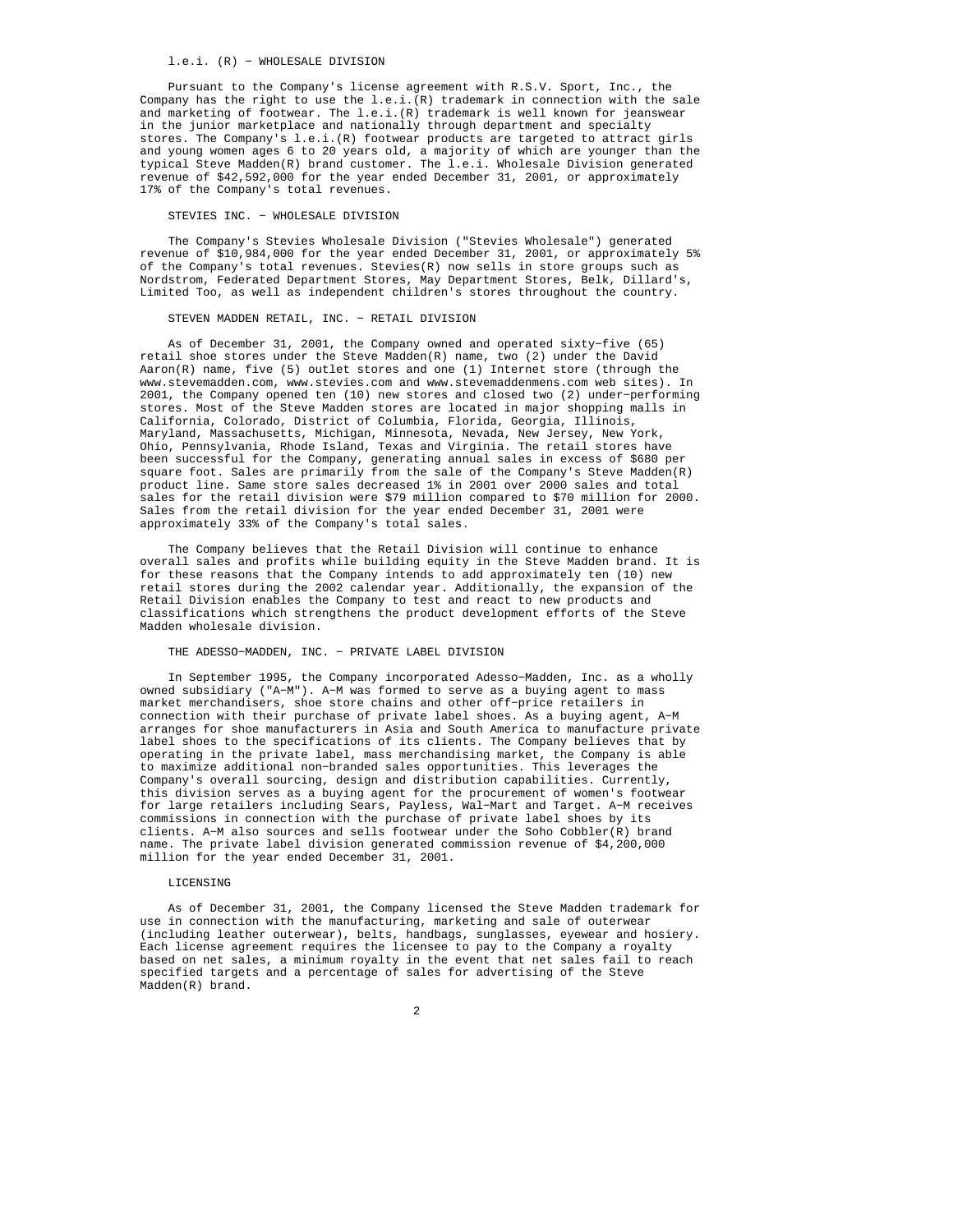### l.e.i. (R) - WHOLESALE DIVISION

Pursuant to the Company's license agreement with R.S.V. Sport, Inc., the Company has the right to use the l.e.i.(R) trademark in connection with the sale and marketing of footwear. The l.e.i.(R) trademark is well known for jeanswear in the junior marketplace and nationally through department and specialty stores. The Company's l.e.i.(R) footwear products are targeted to attract girls and young women ages 6 to 20 years old, a majority of which are younger than the typical Steve Madden(R) brand customer. The l.e.i. Wholesale Division generated revenue of $42,592,000 for the year ended December 31, 2001, or approximately 17% of the Company's total revenues.

### STEVIES INC. - WHOLESALE DIVISION

The Company's Stevies Wholesale Division ("Stevies Wholesale") generated revenue of $10,984,000 for the year ended December 31, 2001, or approximately 5% of the Company's total revenues. Stevies(R) now sells in store groups such as Nordstrom, Federated Department Stores, May Department Stores, Belk, Dillard's, Limited Too, as well as independent children's stores throughout the country.

### STEVEN MADDEN RETAIL, INC. - RETAIL DIVISION

As of December 31, 2001, the Company owned and operated sixty-five (65) retail shoe stores under the Steve Madden(R) name, two (2) under the David Aaron(R) name, five (5) outlet stores and one (1) Internet store (through the www.stevemadden.com, www.stevies.com and www.stevemaddenmens.com web sites). In 2001, the Company opened ten (10) new stores and closed two (2) under-performing stores. Most of the Steve Madden stores are located in major shopping malls in California, Colorado, District of Columbia, Florida, Georgia, Illinois, Maryland, Massachusetts, Michigan, Minnesota, Nevada, New Jersey, New York, Ohio, Pennsylvania, Rhode Island, Texas and Virginia. The retail stores have been successful for the Company, generating annual sales in excess of $680 per square foot. Sales are primarily from the sale of the Company's Steve Madden(R) product line. Same store sales decreased 1% in 2001 over 2000 sales and total sales for the retail division were $79 million compared to $70 million for 2000. Sales from the retail division for the year ended December 31, 2001 were approximately 33% of the Company's total sales.

The Company believes that the Retail Division will continue to enhance overall sales and profits while building equity in the Steve Madden brand. It is for these reasons that the Company intends to add approximately ten (10) new retail stores during the 2002 calendar year. Additionally, the expansion of the Retail Division enables the Company to test and react to new products and classifications which strengthens the product development efforts of the Steve Madden wholesale division.

### THE ADESSO-MADDEN, INC. - PRIVATE LABEL DIVISION

In September 1995, the Company incorporated Adesso-Madden, Inc. as a wholly owned subsidiary ("A-M"). A-M was formed to serve as a buying agent to mass market merchandisers, shoe store chains and other off-price retailers in connection with their purchase of private label shoes. As a buying agent, A-M arranges for shoe manufacturers in Asia and South America to manufacture private label shoes to the specifications of its clients. The Company believes that by operating in the private label, mass merchandising market, the Company is able to maximize additional non-branded sales opportunities. This leverages the Company's overall sourcing, design and distribution capabilities. Currently, this division serves as a buying agent for the procurement of women's footwear for large retailers including Sears, Payless, Wal-Mart and Target. A-M receives commissions in connection with the purchase of private label shoes by its clients. A-M also sources and sells footwear under the Soho Cobbler(R) brand name. The private label division generated commission revenue of $4,200,000 million for the year ended December 31, 2001.

### LICENSING

As of December 31, 2001, the Company licensed the Steve Madden trademark for use in connection with the manufacturing, marketing and sale of outerwear (including leather outerwear), belts, handbags, sunglasses, eyewear and hosiery. Each license agreement requires the licensee to pay to the Company a royalty based on net sales, a minimum royalty in the event that net sales fail to reach specified targets and a percentage of sales for advertising of the Steve Madden(R) brand.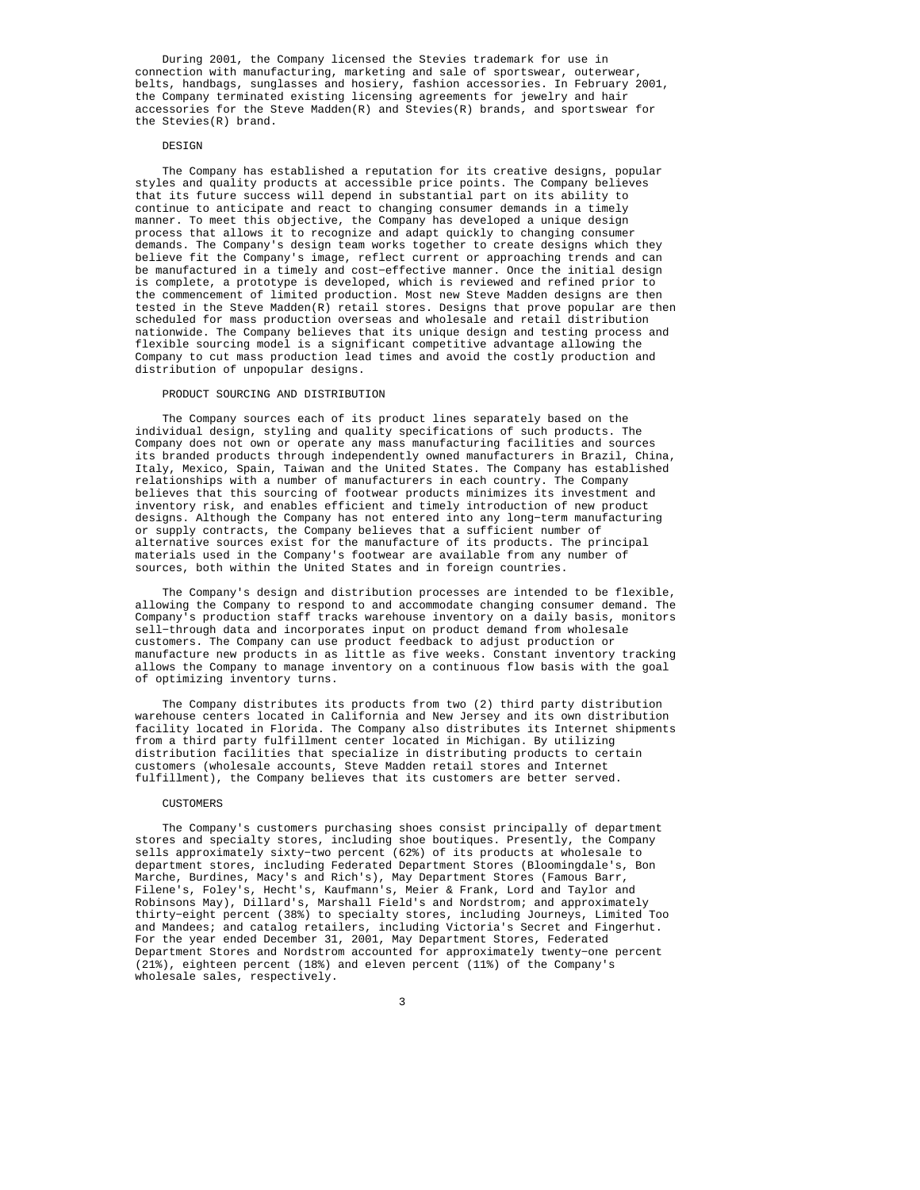During 2001, the Company licensed the Stevies trademark for use in connection with manufacturing, marketing and sale of sportswear, outerwear, belts, handbags, sunglasses and hosiery, fashion accessories. In February 2001, the Company terminated existing licensing agreements for jewelry and hair accessories for the Steve Madden(R) and Stevies(R) brands, and sportswear for the Stevies(R) brand.

## DESIGN

The Company has established a reputation for its creative designs, popular styles and quality products at accessible price points. The Company believes that its future success will depend in substantial part on its ability to continue to anticipate and react to changing consumer demands in a timely manner. To meet this objective, the Company has developed a unique design process that allows it to recognize and adapt quickly to changing consumer demands. The Company's design team works together to create designs which they believe fit the Company's image, reflect current or approaching trends and can be manufactured in a timely and cost-effective manner. Once the initial design is complete, a prototype is developed, which is reviewed and refined prior to the commencement of limited production. Most new Steve Madden designs are then tested in the Steve Madden(R) retail stores. Designs that prove popular are then scheduled for mass production overseas and wholesale and retail distribution nationwide. The Company believes that its unique design and testing process and flexible sourcing model is a significant competitive advantage allowing the Company to cut mass production lead times and avoid the costly production and distribution of unpopular designs.

## PRODUCT SOURCING AND DISTRIBUTION

The Company sources each of its product lines separately based on the individual design, styling and quality specifications of such products. The Company does not own or operate any mass manufacturing facilities and sources its branded products through independently owned manufacturers in Brazil, China, Italy, Mexico, Spain, Taiwan and the United States. The Company has established relationships with a number of manufacturers in each country. The Company believes that this sourcing of footwear products minimizes its investment and inventory risk, and enables efficient and timely introduction of new product designs. Although the Company has not entered into any long-term manufacturing or supply contracts, the Company believes that a sufficient number of alternative sources exist for the manufacture of its products. The principal materials used in the Company's footwear are available from any number of sources, both within the United States and in foreign countries.

The Company's design and distribution processes are intended to be flexible, allowing the Company to respond to and accommodate changing consumer demand. The Company's production staff tracks warehouse inventory on a daily basis, monitors sell-through data and incorporates input on product demand from wholesale customers. The Company can use product feedback to adjust production or manufacture new products in as little as five weeks. Constant inventory tracking allows the Company to manage inventory on a continuous flow basis with the goal of optimizing inventory turns.

The Company distributes its products from two (2) third party distribution warehouse centers located in California and New Jersey and its own distribution facility located in Florida. The Company also distributes its Internet shipments from a third party fulfillment center located in Michigan. By utilizing distribution facilities that specialize in distributing products to certain customers (wholesale accounts, Steve Madden retail stores and Internet fulfillment), the Company believes that its customers are better served.

## CUSTOMERS

The Company's customers purchasing shoes consist principally of department stores and specialty stores, including shoe boutiques. Presently, the Company sells approximately sixty-two percent (62%) of its products at wholesale to department stores, including Federated Department Stores (Bloomingdale's, Bon Marche, Burdines, Macy's and Rich's), May Department Stores (Famous Barr, Filene's, Foley's, Hecht's, Kaufmann's, Meier & Frank, Lord and Taylor and Robinsons May), Dillard's, Marshall Field's and Nordstrom; and approximately thirty-eight percent (38%) to specialty stores, including Journeys, Limited Too and Mandees; and catalog retailers, including Victoria's Secret and Fingerhut. For the year ended December 31, 2001, May Department Stores, Federated Department Stores and Nordstrom accounted for approximately twenty-one percent (21%), eighteen percent (18%) and eleven percent (11%) of the Company's wholesale sales, respectively.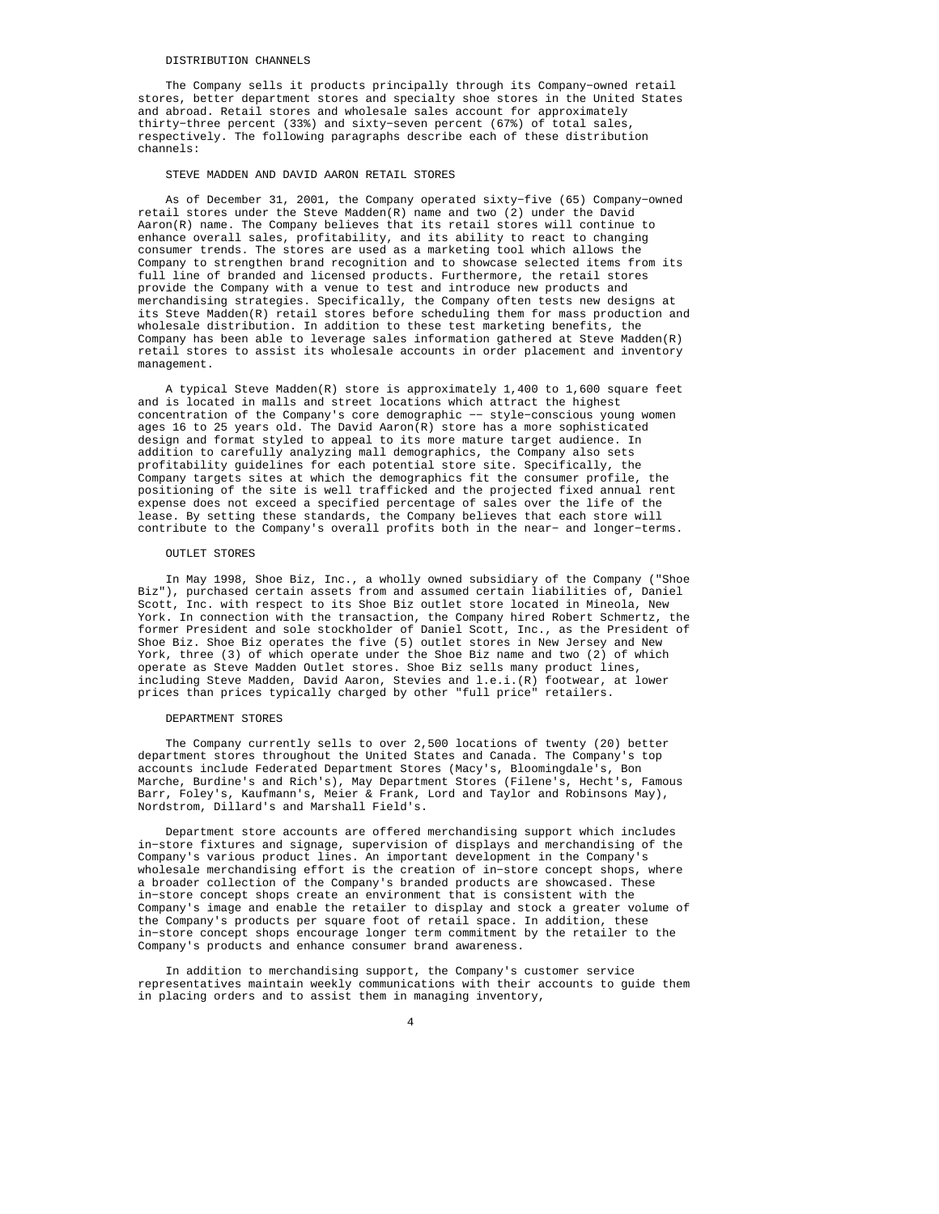## DISTRIBUTION CHANNELS

The Company sells it products principally through its Company-owned retail stores, better department stores and specialty shoe stores in the United States and abroad. Retail stores and wholesale sales account for approximately thirty-three percent (33%) and sixty-seven percent (67%) of total sales, respectively. The following paragraphs describe each of these distribution channels:

### STEVE MADDEN AND DAVID AARON RETAIL STORES

As of December 31, 2001, the Company operated sixty-five (65) Company-owned retail stores under the Steve Madden(R) name and two (2) under the David Aaron(R) name. The Company believes that its retail stores will continue to enhance overall sales, profitability, and its ability to react to changing consumer trends. The stores are used as a marketing tool which allows the Company to strengthen brand recognition and to showcase selected items from its full line of branded and licensed products. Furthermore, the retail stores provide the Company with a venue to test and introduce new products and merchandising strategies. Specifically, the Company often tests new designs at its Steve Madden(R) retail stores before scheduling them for mass production and wholesale distribution. In addition to these test marketing benefits, the Company has been able to leverage sales information gathered at Steve Madden(R) retail stores to assist its wholesale accounts in order placement and inventory management.

A typical Steve Madden(R) store is approximately 1,400 to 1,600 square feet and is located in malls and street locations which attract the highest concentration of the Company's core demographic -- style-conscious young women ages 16 to 25 years old. The David Aaron(R) store has a more sophisticated design and format styled to appeal to its more mature target audience. In addition to carefully analyzing mall demographics, the Company also sets profitability guidelines for each potential store site. Specifically, the Company targets sites at which the demographics fit the consumer profile, the positioning of the site is well trafficked and the projected fixed annual rent expense does not exceed a specified percentage of sales over the life of the lease. By setting these standards, the Company believes that each store will contribute to the Company's overall profits both in the near- and longer-terms.

### OUTLET STORES

In May 1998, Shoe Biz, Inc., a wholly owned subsidiary of the Company ("Shoe Biz"), purchased certain assets from and assumed certain liabilities of, Daniel Scott, Inc. with respect to its Shoe Biz outlet store located in Mineola, New York. In connection with the transaction, the Company hired Robert Schmertz, the former President and sole stockholder of Daniel Scott, Inc., as the President of Shoe Biz. Shoe Biz operates the five (5) outlet stores in New Jersey and New York, three (3) of which operate under the Shoe Biz name and two (2) of which operate as Steve Madden Outlet stores. Shoe Biz sells many product lines, including Steve Madden, David Aaron, Stevies and l.e.i.(R) footwear, at lower prices than prices typically charged by other "full price" retailers.

### DEPARTMENT STORES

The Company currently sells to over 2,500 locations of twenty (20) better department stores throughout the United States and Canada. The Company's top accounts include Federated Department Stores (Macy's, Bloomingdale's, Bon Marche, Burdine's and Rich's), May Department Stores (Filene's, Hecht's, Famous Barr, Foley's, Kaufmann's, Meier & Frank, Lord and Taylor and Robinsons May), Nordstrom, Dillard's and Marshall Field's.

Department store accounts are offered merchandising support which includes in-store fixtures and signage, supervision of displays and merchandising of the Company's various product lines. An important development in the Company's wholesale merchandising effort is the creation of in-store concept shops, where a broader collection of the Company's branded products are showcased. These in-store concept shops create an environment that is consistent with the Company's image and enable the retailer to display and stock a greater volume of the Company's products per square foot of retail space. In addition, these in-store concept shops encourage longer term commitment by the retailer to the Company's products and enhance consumer brand awareness.

In addition to merchandising support, the Company's customer service representatives maintain weekly communications with their accounts to guide them in placing orders and to assist them in managing inventory,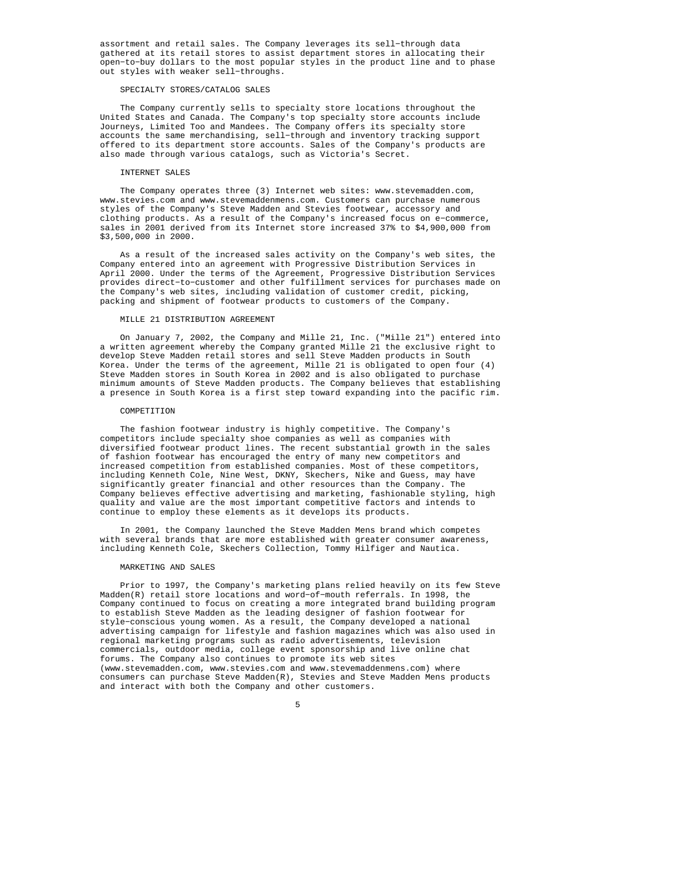assortment and retail sales. The Company leverages its sell-through data gathered at its retail stores to assist department stores in allocating their open-to-buy dollars to the most popular styles in the product line and to phase out styles with weaker sell-throughs.

### SPECIALTY STORES/CATALOG SALES

The Company currently sells to specialty store locations throughout the United States and Canada. The Company's top specialty store accounts include Journeys, Limited Too and Mandees. The Company offers its specialty store accounts the same merchandising, sell-through and inventory tracking support offered to its department store accounts. Sales of the Company's products are also made through various catalogs, such as Victoria's Secret.

### INTERNET SALES

The Company operates three (3) Internet web sites: www.stevemadden.com, www.stevies.com and www.stevemaddenmens.com. Customers can purchase numerous styles of the Company's Steve Madden and Stevies footwear, accessory and clothing products. As a result of the Company's increased focus on e-commerce, sales in 2001 derived from its Internet store increased 37% to $4,900,000 from $3,500,000 in 2000.

As a result of the increased sales activity on the Company's web sites, the Company entered into an agreement with Progressive Distribution Services in April 2000. Under the terms of the Agreement, Progressive Distribution Services provides direct-to-customer and other fulfillment services for purchases made on the Company's web sites, including validation of customer credit, picking, packing and shipment of footwear products to customers of the Company.

### MILLE 21 DISTRIBUTION AGREEMENT

On January 7, 2002, the Company and Mille 21, Inc. ("Mille 21") entered into a written agreement whereby the Company granted Mille 21 the exclusive right to develop Steve Madden retail stores and sell Steve Madden products in South Korea. Under the terms of the agreement, Mille 21 is obligated to open four (4) Steve Madden stores in South Korea in 2002 and is also obligated to purchase minimum amounts of Steve Madden products. The Company believes that establishing a presence in South Korea is a first step toward expanding into the pacific rim.

### COMPETITION

The fashion footwear industry is highly competitive. The Company's competitors include specialty shoe companies as well as companies with diversified footwear product lines. The recent substantial growth in the sales of fashion footwear has encouraged the entry of many new competitors and increased competition from established companies. Most of these competitors, including Kenneth Cole, Nine West, DKNY, Skechers, Nike and Guess, may have significantly greater financial and other resources than the Company. The Company believes effective advertising and marketing, fashionable styling, high quality and value are the most important competitive factors and intends to continue to employ these elements as it develops its products.

In 2001, the Company launched the Steve Madden Mens brand which competes with several brands that are more established with greater consumer awareness, including Kenneth Cole, Skechers Collection, Tommy Hilfiger and Nautica.

### MARKETING AND SALES

Prior to 1997, the Company's marketing plans relied heavily on its few Steve Madden(R) retail store locations and word-of-mouth referrals. In 1998, the Company continued to focus on creating a more integrated brand building program to establish Steve Madden as the leading designer of fashion footwear for style-conscious young women. As a result, the Company developed a national advertising campaign for lifestyle and fashion magazines which was also used in regional marketing programs such as radio advertisements, television commercials, outdoor media, college event sponsorship and live online chat forums. The Company also continues to promote its web sites (www.stevemadden.com, www.stevies.com and www.stevemaddenmens.com) where consumers can purchase Steve Madden(R), Stevies and Steve Madden Mens products and interact with both the Company and other customers.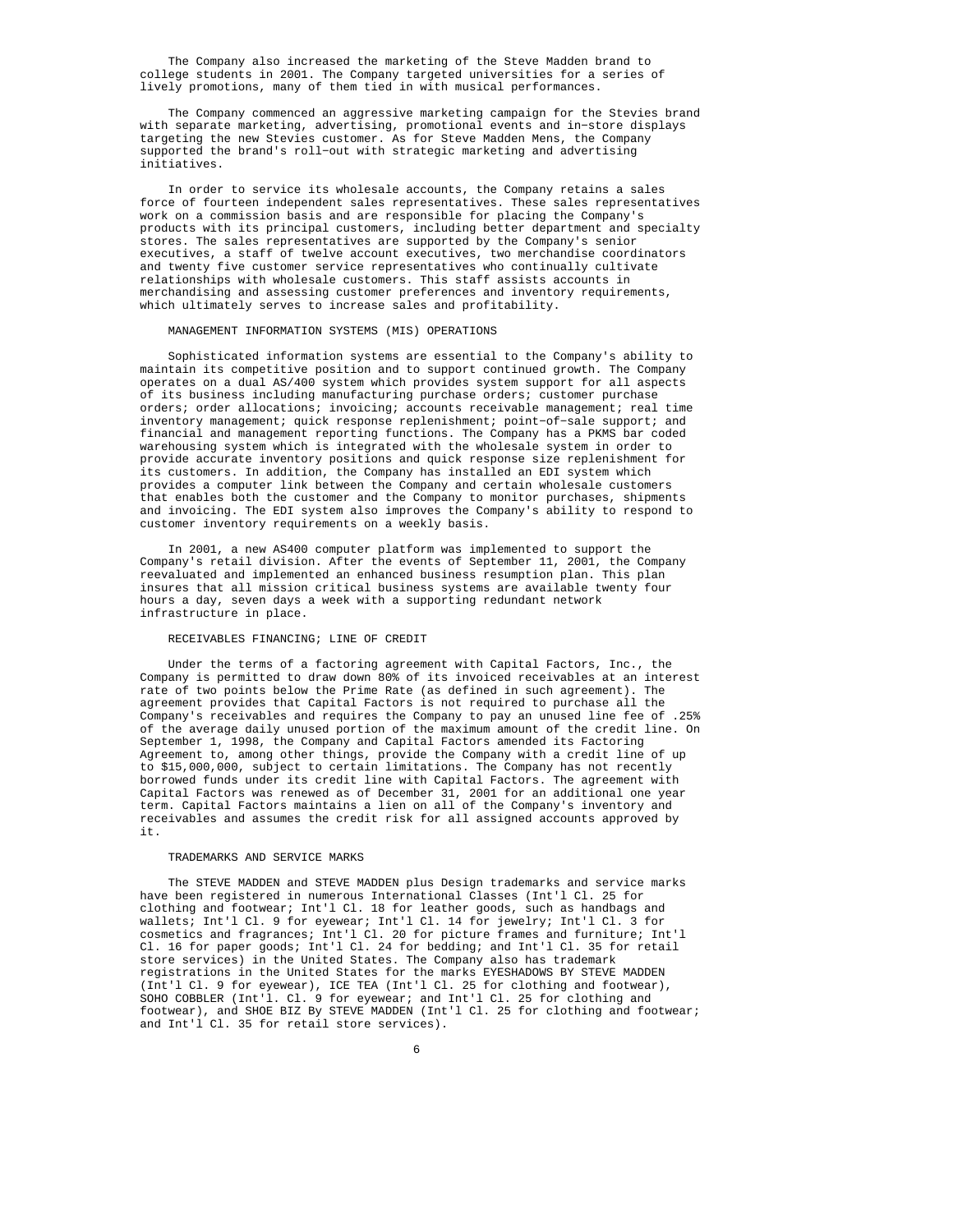The Company also increased the marketing of the Steve Madden brand to college students in 2001. The Company targeted universities for a series of lively promotions, many of them tied in with musical performances.

The Company commenced an aggressive marketing campaign for the Stevies brand with separate marketing, advertising, promotional events and in-store displays targeting the new Stevies customer. As for Steve Madden Mens, the Company supported the brand's roll-out with strategic marketing and advertising initiatives.

In order to service its wholesale accounts, the Company retains a sales force of fourteen independent sales representatives. These sales representatives work on a commission basis and are responsible for placing the Company's products with its principal customers, including better department and specialty stores. The sales representatives are supported by the Company's senior executives, a staff of twelve account executives, two merchandise coordinators and twenty five customer service representatives who continually cultivate relationships with wholesale customers. This staff assists accounts in merchandising and assessing customer preferences and inventory requirements, which ultimately serves to increase sales and profitability.

## MANAGEMENT INFORMATION SYSTEMS (MIS) OPERATIONS

Sophisticated information systems are essential to the Company's ability to maintain its competitive position and to support continued growth. The Company operates on a dual AS/400 system which provides system support for all aspects of its business including manufacturing purchase orders; customer purchase orders; order allocations; invoicing; accounts receivable management; real time inventory management; quick response replenishment; point-of-sale support; and financial and management reporting functions. The Company has a PKMS bar coded warehousing system which is integrated with the wholesale system in order to provide accurate inventory positions and quick response size replenishment for its customers. In addition, the Company has installed an EDI system which provides a computer link between the Company and certain wholesale customers that enables both the customer and the Company to monitor purchases, shipments and invoicing. The EDI system also improves the Company's ability to respond to customer inventory requirements on a weekly basis.

In 2001, a new AS400 computer platform was implemented to support the Company's retail division. After the events of September 11, 2001, the Company reevaluated and implemented an enhanced business resumption plan. This plan insures that all mission critical business systems are available twenty four hours a day, seven days a week with a supporting redundant network infrastructure in place.

## RECEIVABLES FINANCING; LINE OF CREDIT

Under the terms of a factoring agreement with Capital Factors, Inc., the Company is permitted to draw down 80% of its invoiced receivables at an interest rate of two points below the Prime Rate (as defined in such agreement). The agreement provides that Capital Factors is not required to purchase all the Company's receivables and requires the Company to pay an unused line fee of .25% of the average daily unused portion of the maximum amount of the credit line. On September 1, 1998, the Company and Capital Factors amended its Factoring Agreement to, among other things, provide the Company with a credit line of up to $15,000,000, subject to certain limitations. The Company has not recently borrowed funds under its credit line with Capital Factors. The agreement with Capital Factors was renewed as of December 31, 2001 for an additional one year term. Capital Factors maintains a lien on all of the Company's inventory and receivables and assumes the credit risk for all assigned accounts approved by it.

## TRADEMARKS AND SERVICE MARKS

The STEVE MADDEN and STEVE MADDEN plus Design trademarks and service marks have been registered in numerous International Classes (Int'l Cl. 25 for clothing and footwear; Int'l Cl. 18 for leather goods, such as handbags and wallets; Int'l Cl. 9 for eyewear; Int'l Cl. 14 for jewelry; Int'l Cl. 3 for cosmetics and fragrances; Int'l Cl. 20 for picture frames and furniture; Int'l Cl. 16 for paper goods; Int'l Cl. 24 for bedding; and Int'l Cl. 35 for retail store services) in the United States. The Company also has trademark registrations in the United States for the marks EYESHADOWS BY STEVE MADDEN (Int'l Cl. 9 for eyewear), ICE TEA (Int'l Cl. 25 for clothing and footwear), SOHO COBBLER (Int'l. Cl. 9 for eyewear; and Int'l Cl. 25 for clothing and footwear), and SHOE BIZ By STEVE MADDEN (Int'l Cl. 25 for clothing and footwear; and Int'l Cl. 35 for retail store services).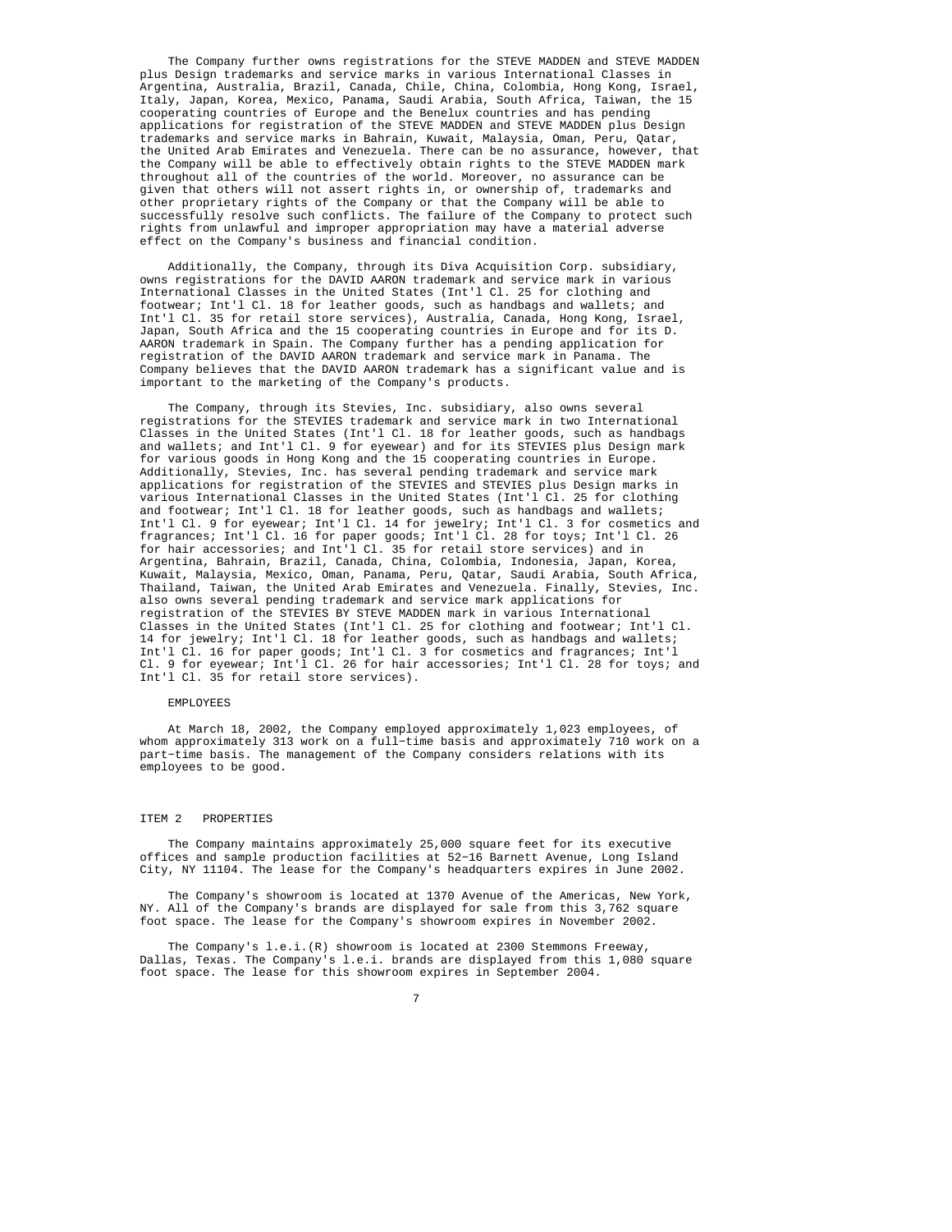The Company further owns registrations for the STEVE MADDEN and STEVE MADDEN plus Design trademarks and service marks in various International Classes in Argentina, Australia, Brazil, Canada, Chile, China, Colombia, Hong Kong, Israel, Italy, Japan, Korea, Mexico, Panama, Saudi Arabia, South Africa, Taiwan, the 15 cooperating countries of Europe and the Benelux countries and has pending applications for registration of the STEVE MADDEN and STEVE MADDEN plus Design trademarks and service marks in Bahrain, Kuwait, Malaysia, Oman, Peru, Qatar, the United Arab Emirates and Venezuela. There can be no assurance, however, that the Company will be able to effectively obtain rights to the STEVE MADDEN mark throughout all of the countries of the world. Moreover, no assurance can be given that others will not assert rights in, or ownership of, trademarks and other proprietary rights of the Company or that the Company will be able to successfully resolve such conflicts. The failure of the Company to protect such rights from unlawful and improper appropriation may have a material adverse effect on the Company's business and financial condition.

Additionally, the Company, through its Diva Acquisition Corp. subsidiary, owns registrations for the DAVID AARON trademark and service mark in various International Classes in the United States (Int'l Cl. 25 for clothing and footwear; Int'l Cl. 18 for leather goods, such as handbags and wallets; and Int'l Cl. 35 for retail store services), Australia, Canada, Hong Kong, Israel, Japan, South Africa and the 15 cooperating countries in Europe and for its D. AARON trademark in Spain. The Company further has a pending application for registration of the DAVID AARON trademark and service mark in Panama. The Company believes that the DAVID AARON trademark has a significant value and is important to the marketing of the Company's products.

The Company, through its Stevies, Inc. subsidiary, also owns several registrations for the STEVIES trademark and service mark in two International Classes in the United States (Int'l Cl. 18 for leather goods, such as handbags and wallets; and Int'l Cl. 9 for eyewear) and for its STEVIES plus Design mark for various goods in Hong Kong and the 15 cooperating countries in Europe. Additionally, Stevies, Inc. has several pending trademark and service mark applications for registration of the STEVIES and STEVIES plus Design marks in various International Classes in the United States (Int'l Cl. 25 for clothing and footwear; Int'l Cl. 18 for leather goods, such as handbags and wallets; Int'l Cl. 9 for eyewear; Int'l Cl. 14 for jewelry; Int'l Cl. 3 for cosmetics and fragrances; Int'l Cl. 16 for paper goods; Int'l Cl. 28 for toys; Int'l Cl. 26 for hair accessories; and Int'l Cl. 35 for retail store services) and in Argentina, Bahrain, Brazil, Canada, China, Colombia, Indonesia, Japan, Korea, Kuwait, Malaysia, Mexico, Oman, Panama, Peru, Qatar, Saudi Arabia, South Africa, Thailand, Taiwan, the United Arab Emirates and Venezuela. Finally, Stevies, Inc. also owns several pending trademark and service mark applications for registration of the STEVIES BY STEVE MADDEN mark in various International Classes in the United States (Int'l Cl. 25 for clothing and footwear; Int'l Cl. 14 for jewelry; Int'l Cl. 18 for leather goods, such as handbags and wallets; Int'l Cl. 16 for paper goods; Int'l Cl. 3 for cosmetics and fragrances; Int'l Cl. 9 for eyewear; Int'l Cl. 26 for hair accessories; Int'l Cl. 28 for toys; and Int'l Cl. 35 for retail store services).

### EMPLOYEES

At March 18, 2002, the Company employed approximately 1,023 employees, of whom approximately 313 work on a full-time basis and approximately 710 work on a part-time basis. The management of the Company considers relations with its employees to be good.

## ITEM 2 PROPERTIES

The Company maintains approximately 25,000 square feet for its executive offices and sample production facilities at 52-16 Barnett Avenue, Long Island City, NY 11104. The lease for the Company's headquarters expires in June 2002.

The Company's showroom is located at 1370 Avenue of the Americas, New York, NY. All of the Company's brands are displayed for sale from this 3,762 square foot space. The lease for the Company's showroom expires in November 2002.

The Company's l.e.i.(R) showroom is located at 2300 Stemmons Freeway, Dallas, Texas. The Company's l.e.i. brands are displayed from this 1,080 square foot space. The lease for this showroom expires in September 2004.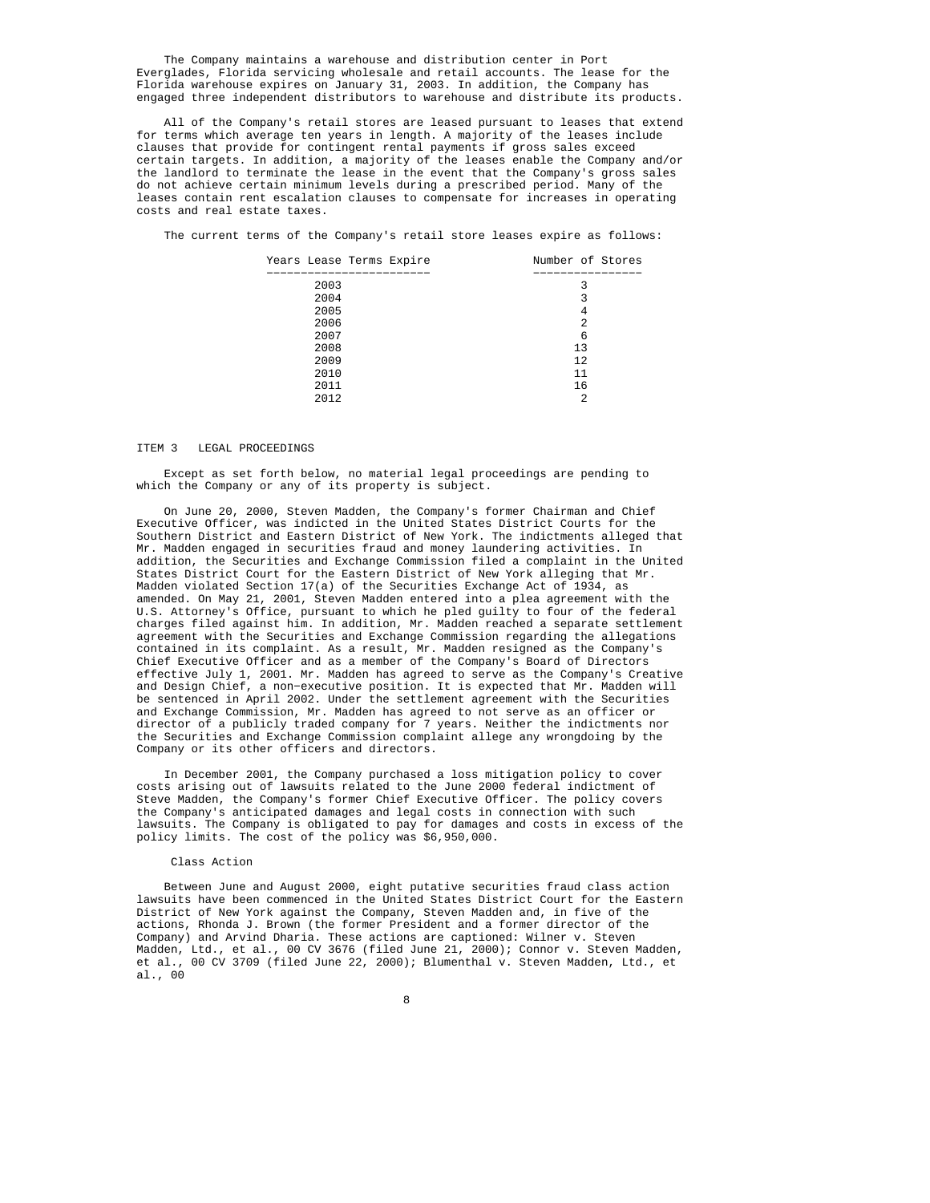The Company maintains a warehouse and distribution center in Port Everglades, Florida servicing wholesale and retail accounts. The lease for the Florida warehouse expires on January 31, 2003. In addition, the Company has engaged three independent distributors to warehouse and distribute its products.

All of the Company's retail stores are leased pursuant to leases that extend for terms which average ten years in length. A majority of the leases include clauses that provide for contingent rental payments if gross sales exceed certain targets. In addition, a majority of the leases enable the Company and/or the landlord to terminate the lease in the event that the Company's gross sales do not achieve certain minimum levels during a prescribed period. Many of the leases contain rent escalation clauses to compensate for increases in operating costs and real estate taxes.

The current terms of the Company's retail store leases expire as follows:

| Years Lease Terms Expire | Number of Stores |
|---|---|
| 2003 | 3 |
| 2004 | 3 |
| 2005 | 4 |
| 2006 | 2 |
| 2007 | 6 |
| 2008 | 13 |
| 2009 | 12 |
| 2010 | 11 |
| 2011 | 16 |
| 2012 | 2 |

## ITEM 3 LEGAL PROCEEDINGS

Except as set forth below, no material legal proceedings are pending to which the Company or any of its property is subject.

On June 20, 2000, Steven Madden, the Company's former Chairman and Chief Executive Officer, was indicted in the United States District Courts for the Southern District and Eastern District of New York. The indictments alleged that Mr. Madden engaged in securities fraud and money laundering activities. In addition, the Securities and Exchange Commission filed a complaint in the United States District Court for the Eastern District of New York alleging that Mr. Madden violated Section 17(a) of the Securities Exchange Act of 1934, as amended. On May 21, 2001, Steven Madden entered into a plea agreement with the U.S. Attorney's Office, pursuant to which he pled guilty to four of the federal charges filed against him. In addition, Mr. Madden reached a separate settlement agreement with the Securities and Exchange Commission regarding the allegations contained in its complaint. As a result, Mr. Madden resigned as the Company's Chief Executive Officer and as a member of the Company's Board of Directors effective July 1, 2001. Mr. Madden has agreed to serve as the Company's Creative and Design Chief, a non-executive position. It is expected that Mr. Madden will be sentenced in April 2002. Under the settlement agreement with the Securities and Exchange Commission, Mr. Madden has agreed to not serve as an officer or director of a publicly traded company for 7 years. Neither the indictments nor the Securities and Exchange Commission complaint allege any wrongdoing by the Company or its other officers and directors.

In December 2001, the Company purchased a loss mitigation policy to cover costs arising out of lawsuits related to the June 2000 federal indictment of Steve Madden, the Company's former Chief Executive Officer. The policy covers the Company's anticipated damages and legal costs in connection with such lawsuits. The Company is obligated to pay for damages and costs in excess of the policy limits. The cost of the policy was $6,950,000.

### Class Action

Between June and August 2000, eight putative securities fraud class action lawsuits have been commenced in the United States District Court for the Eastern District of New York against the Company, Steven Madden and, in five of the actions, Rhonda J. Brown (the former President and a former director of the Company) and Arvind Dharia. These actions are captioned: Wilner v. Steven Madden, Ltd., et al., 00 CV 3676 (filed June 21, 2000); Connor v. Steven Madden, et al., 00 CV 3709 (filed June 22, 2000); Blumenthal v. Steven Madden, Ltd., et al., 00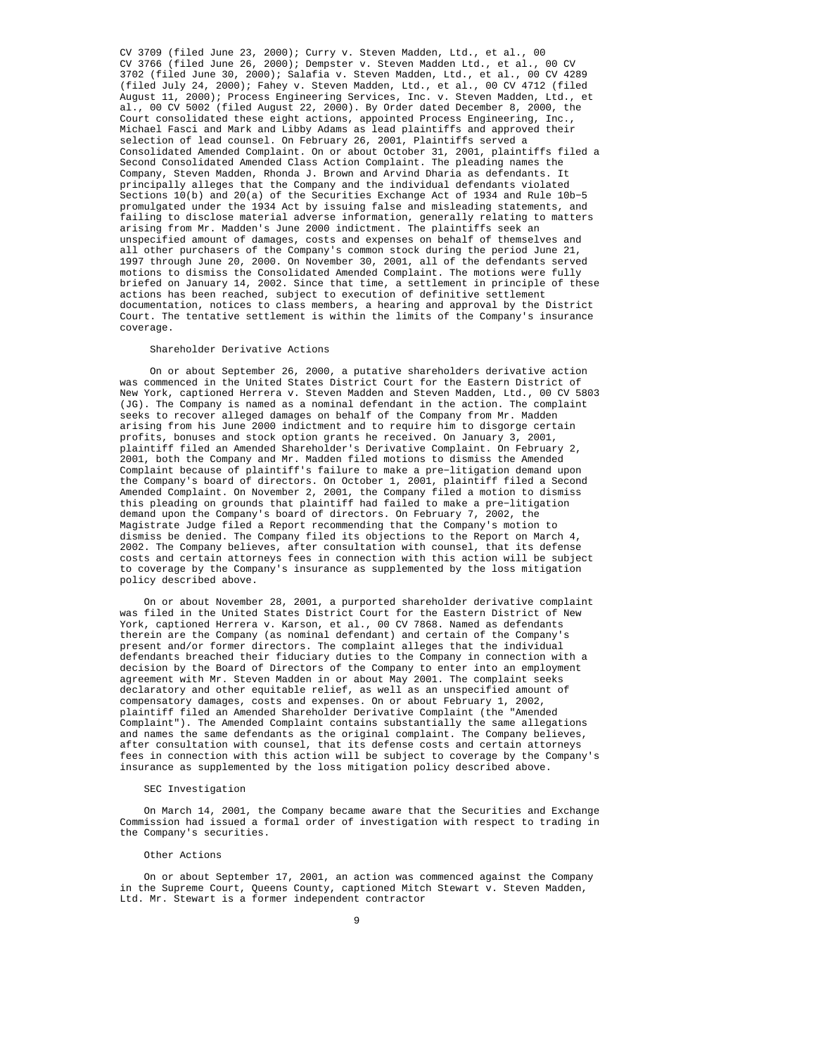CV 3709 (filed June 23, 2000); Curry v. Steven Madden, Ltd., et al., 00 CV 3766 (filed June 26, 2000); Dempster v. Steven Madden Ltd., et al., 00 CV 3702 (filed June 30, 2000); Salafia v. Steven Madden, Ltd., et al., 00 CV 4289 (filed July 24, 2000); Fahey v. Steven Madden, Ltd., et al., 00 CV 4712 (filed August 11, 2000); Process Engineering Services, Inc. v. Steven Madden, Ltd., et al., 00 CV 5002 (filed August 22, 2000). By Order dated December 8, 2000, the Court consolidated these eight actions, appointed Process Engineering, Inc., Michael Fasci and Mark and Libby Adams as lead plaintiffs and approved their selection of lead counsel. On February 26, 2001, Plaintiffs served a Consolidated Amended Complaint. On or about October 31, 2001, plaintiffs filed a Second Consolidated Amended Class Action Complaint. The pleading names the Company, Steven Madden, Rhonda J. Brown and Arvind Dharia as defendants. It principally alleges that the Company and the individual defendants violated Sections 10(b) and 20(a) of the Securities Exchange Act of 1934 and Rule 10b-5 promulgated under the 1934 Act by issuing false and misleading statements, and failing to disclose material adverse information, generally relating to matters arising from Mr. Madden's June 2000 indictment. The plaintiffs seek an unspecified amount of damages, costs and expenses on behalf of themselves and all other purchasers of the Company's common stock during the period June 21, 1997 through June 20, 2000. On November 30, 2001, all of the defendants served motions to dismiss the Consolidated Amended Complaint. The motions were fully briefed on January 14, 2002. Since that time, a settlement in principle of these actions has been reached, subject to execution of definitive settlement documentation, notices to class members, a hearing and approval by the District Court. The tentative settlement is within the limits of the Company's insurance coverage.

Shareholder Derivative Actions

On or about September 26, 2000, a putative shareholders derivative action was commenced in the United States District Court for the Eastern District of New York, captioned Herrera v. Steven Madden and Steven Madden, Ltd., 00 CV 5803 (JG). The Company is named as a nominal defendant in the action. The complaint seeks to recover alleged damages on behalf of the Company from Mr. Madden arising from his June 2000 indictment and to require him to disgorge certain profits, bonuses and stock option grants he received. On January 3, 2001, plaintiff filed an Amended Shareholder's Derivative Complaint. On February 2, 2001, both the Company and Mr. Madden filed motions to dismiss the Amended Complaint because of plaintiff's failure to make a pre-litigation demand upon the Company's board of directors. On October 1, 2001, plaintiff filed a Second Amended Complaint. On November 2, 2001, the Company filed a motion to dismiss this pleading on grounds that plaintiff had failed to make a pre-litigation demand upon the Company's board of directors. On February 7, 2002, the Magistrate Judge filed a Report recommending that the Company's motion to dismiss be denied. The Company filed its objections to the Report on March 4, 2002. The Company believes, after consultation with counsel, that its defense costs and certain attorneys fees in connection with this action will be subject to coverage by the Company's insurance as supplemented by the loss mitigation policy described above.

On or about November 28, 2001, a purported shareholder derivative complaint was filed in the United States District Court for the Eastern District of New York, captioned Herrera v. Karson, et al., 00 CV 7868. Named as defendants therein are the Company (as nominal defendant) and certain of the Company's present and/or former directors. The complaint alleges that the individual defendants breached their fiduciary duties to the Company in connection with a decision by the Board of Directors of the Company to enter into an employment agreement with Mr. Steven Madden in or about May 2001. The complaint seeks declaratory and other equitable relief, as well as an unspecified amount of compensatory damages, costs and expenses. On or about February 1, 2002, plaintiff filed an Amended Shareholder Derivative Complaint (the "Amended Complaint"). The Amended Complaint contains substantially the same allegations and names the same defendants as the original complaint. The Company believes, after consultation with counsel, that its defense costs and certain attorneys fees in connection with this action will be subject to coverage by the Company's insurance as supplemented by the loss mitigation policy described above.

SEC Investigation

On March 14, 2001, the Company became aware that the Securities and Exchange Commission had issued a formal order of investigation with respect to trading in the Company's securities.

Other Actions

On or about September 17, 2001, an action was commenced against the Company in the Supreme Court, Queens County, captioned Mitch Stewart v. Steven Madden, Ltd. Mr. Stewart is a former independent contractor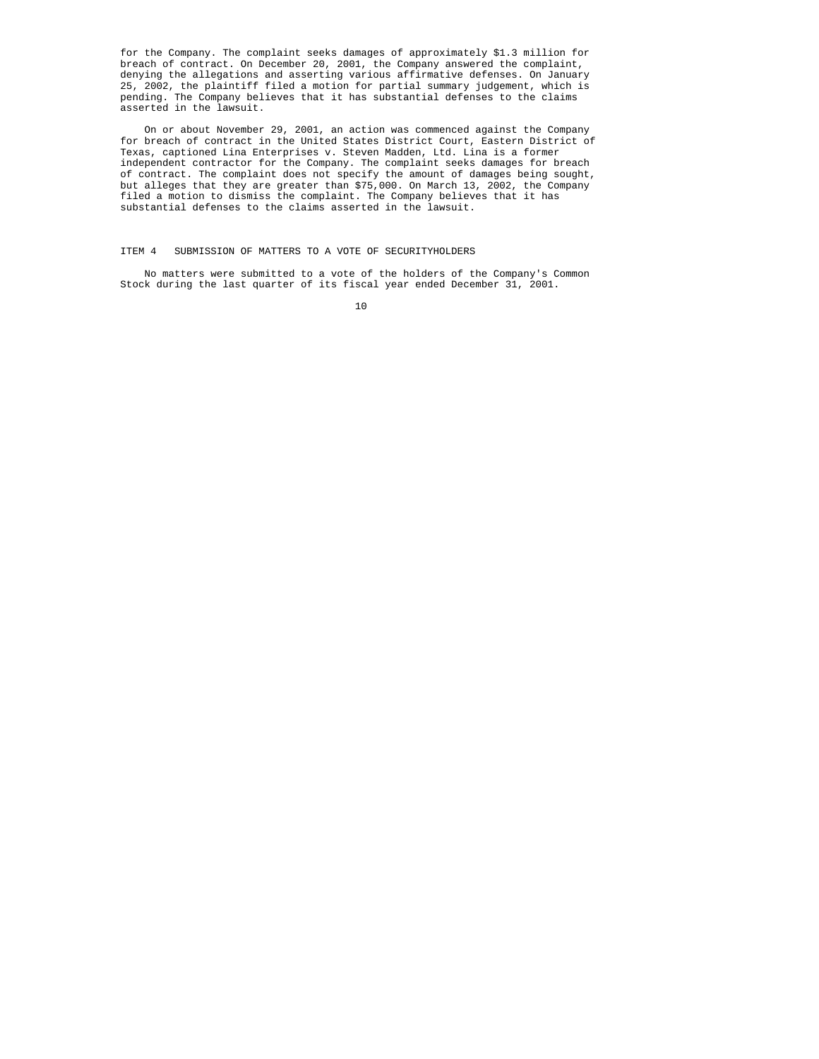for the Company. The complaint seeks damages of approximately $1.3 million for breach of contract. On December 20, 2001, the Company answered the complaint, denying the allegations and asserting various affirmative defenses. On January 25, 2002, the plaintiff filed a motion for partial summary judgement, which is pending. The Company believes that it has substantial defenses to the claims asserted in the lawsuit.

On or about November 29, 2001, an action was commenced against the Company for breach of contract in the United States District Court, Eastern District of Texas, captioned Lina Enterprises v. Steven Madden, Ltd. Lina is a former independent contractor for the Company. The complaint seeks damages for breach of contract. The complaint does not specify the amount of damages being sought, but alleges that they are greater than $75,000. On March 13, 2002, the Company filed a motion to dismiss the complaint. The Company believes that it has substantial defenses to the claims asserted in the lawsuit.

## ITEM 4 SUBMISSION OF MATTERS TO A VOTE OF SECURITYHOLDERS

No matters were submitted to a vote of the holders of the Company's Common Stock during the last quarter of its fiscal year ended December 31, 2001.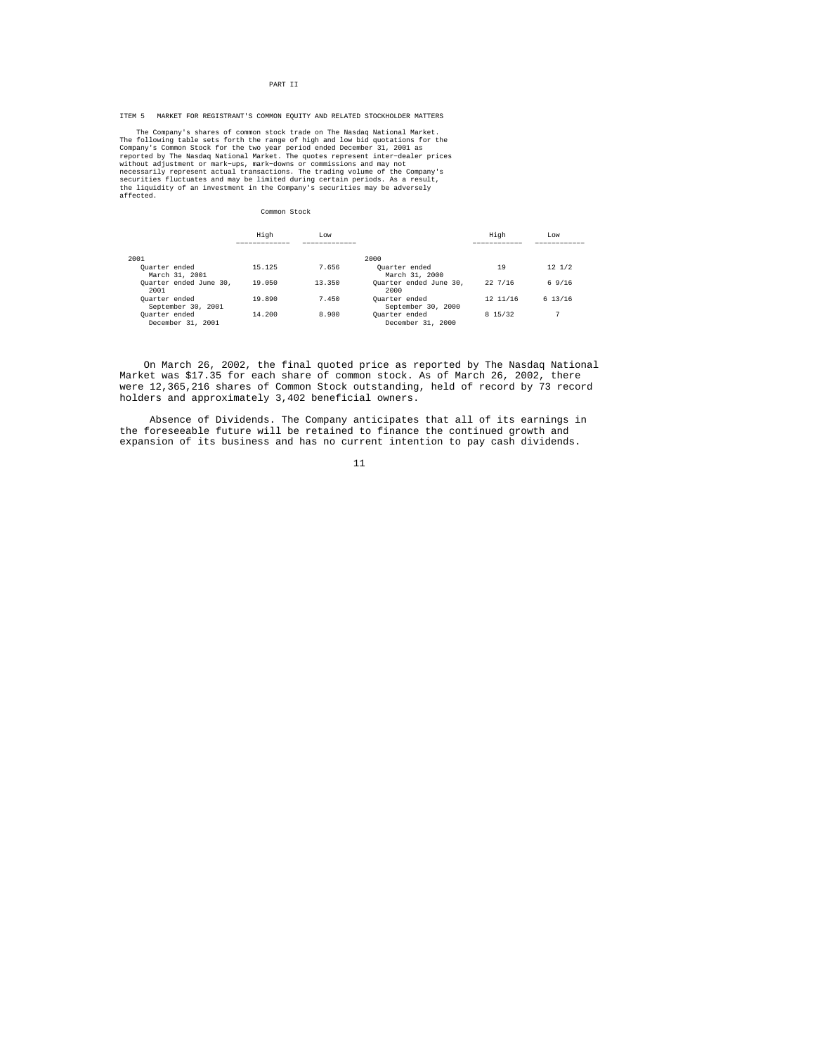# PART II

## ITEM 5 MARKET FOR REGISTRANT'S COMMON EQUITY AND RELATED STOCKHOLDER MATTERS

The Company's shares of common stock trade on The Nasdaq National Market. The following table sets forth the range of high and low bid quotations for the Company's Common Stock for the two year period ended December 31, 2001 as reported by The Nasdaq National Market. The quotes represent inter-dealer prices without adjustment or mark-ups, mark-downs or commissions and may not necessarily represent actual transactions. The trading volume of the Company's securities fluctuates and may be limited during certain periods. As a result, the liquidity of an investment in the Company's securities may be adversely affected.

Common Stock

| | High | Low | | High | Low |
|---|---|---|---|---|---|
| 2001 | | | 2000 | | |
| Quarter ended March 31, 2001 | 15.125 | 7.656 | Quarter ended March 31, 2000 | 19 | 12 1/2 |
| Quarter ended June 30, 2001 | 19.050 | 13.350 | Quarter ended June 30, 2000 | 22 7/16 | 6 9/16 |
| Quarter ended September 30, 2001 | 19.890 | 7.450 | Quarter ended September 30, 2000 | 12 11/16 | 6 13/16 |
| Quarter ended December 31, 2001 | 14.200 | 8.900 | Quarter ended December 31, 2000 | 8 15/32 | 7 |

On March 26, 2002, the final quoted price as reported by The Nasdaq National Market was $17.35 for each share of common stock. As of March 26, 2002, there were 12,365,216 shares of Common Stock outstanding, held of record by 73 record holders and approximately 3,402 beneficial owners.

Absence of Dividends. The Company anticipates that all of its earnings in the foreseeable future will be retained to finance the continued growth and expansion of its business and has no current intention to pay cash dividends.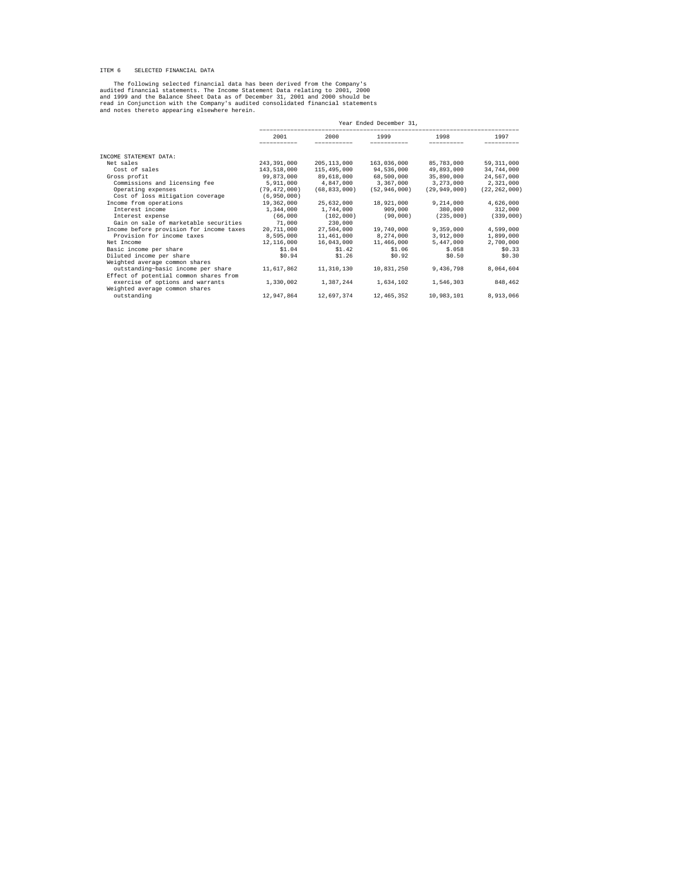ITEM 6 SELECTED FINANCIAL DATA

The following selected financial data has been derived from the Company's audited financial statements. The Income Statement Data relating to 2001, 2000 and 1999 and the Balance Sheet Data as of December 31, 2001 and 2000 should be read in Conjunction with the Company's audited consolidated financial statements and notes thereto appearing elsewhere herein.

| | Year Ended December 31, | | | | |
|---|---|---|---|---|---|
| | 2001 | 2000 | 1999 | 1998 | 1997 |
| INCOME STATEMENT DATA: | | | | | |
| Net sales | 243,391,000 | 205,113,000 | 163,036,000 | 85,783,000 | 59,311,000 |
| Cost of sales | 143,518,000 | 115,495,000 | 94,536,000 | 49,893,000 | 34,744,000 |
| Gross profit | 99,873,000 | 89,618,000 | 68,500,000 | 35,890,000 | 24,567,000 |
| Commissions and licensing fee | 5,911,000 | 4,847,000 | 3,367,000 | 3,273,000 | 2,321,000 |
| Operating expenses | (79,472,000) | (68,833,000) | (52,946,000) | (29,949,000) | (22,262,000) |
| Cost of loss mitigation coverage | (6,950,000) | | | | |
| Income from operations | 19,362,000 | 25,632,000 | 18,921,000 | 9,214,000 | 4,626,000 |
| Interest income | 1,344,000 | 1,744,000 | 909,000 | 380,000 | 312,000 |
| Interest expense | (66,000 | (102,000) | (90,000) | (235,000) | (339,000) |
| Gain on sale of marketable securities | 71,000 | 230,000 | | | |
| Income before provision for income taxes | 20,711,000 | 27,504,000 | 19,740,000 | 9,359,000 | 4,599,000 |
| Provision for income taxes | 8,595,000 | 11,461,000 | 8,274,000 | 3,912,000 | 1,899,000 |
| Net Income | 12,116,000 | 16,043,000 | 11,466,000 | 5,447,000 | 2,700,000 |
| Basic income per share | $1.04 | $1.42 | $1.06 | $.058 | $0.33 |
| Diluted income per share | $0.94 | $1.26 | $0.92 | $0.50 | $0.30 |
| Weighted average common shares outstanding-basic income per share | 11,617,862 | 11,310,130 | 10,831,250 | 9,436,798 | 8,064,604 |
| Effect of potential common shares from exercise of options and warrants | 1,330,002 | 1,387,244 | 1,634,102 | 1,546,303 | 848,462 |
| Weighted average common shares outstanding | 12,947,864 | 12,697,374 | 12,465,352 | 10,983,101 | 8,913,066 |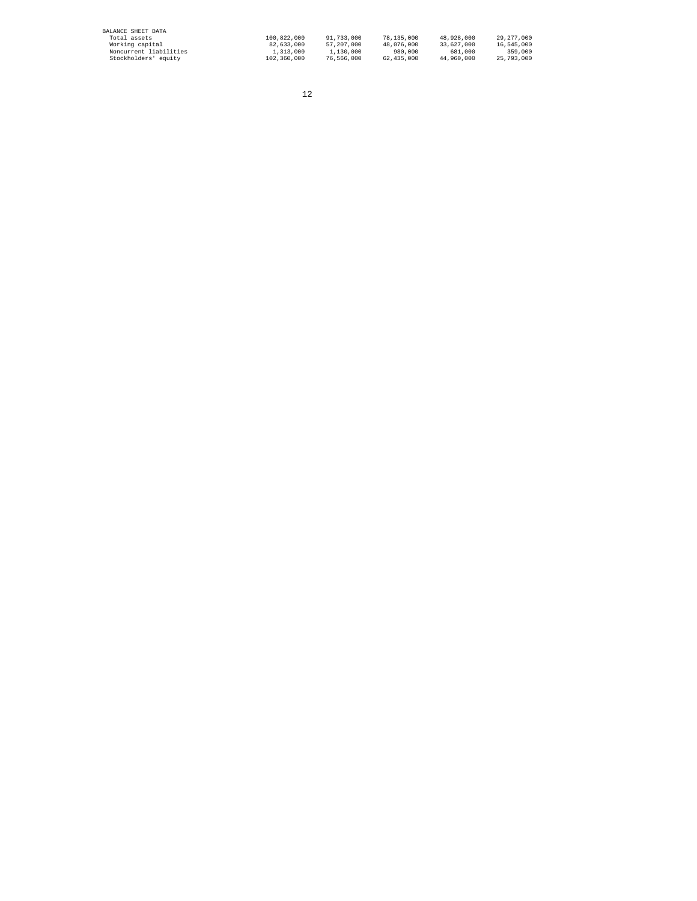| BALANCE SHEET DATA | | | | | |
| --- | --- | --- | --- | --- | --- |
| Total assets | 100,822,000 | 91,733,000 | 78,135,000 | 48,928,000 | 29,277,000 |
| Working capital | 82,633,000 | 57,207,000 | 48,076,000 | 33,627,000 | 16,545,000 |
| Noncurrent liabilities | 1,313,000 | 1,130,000 | 980,000 | 681,000 | 359,000 |
| Stockholders' equity | 102,360,000 | 76,566,000 | 62,435,000 | 44,960,000 | 25,793,000 |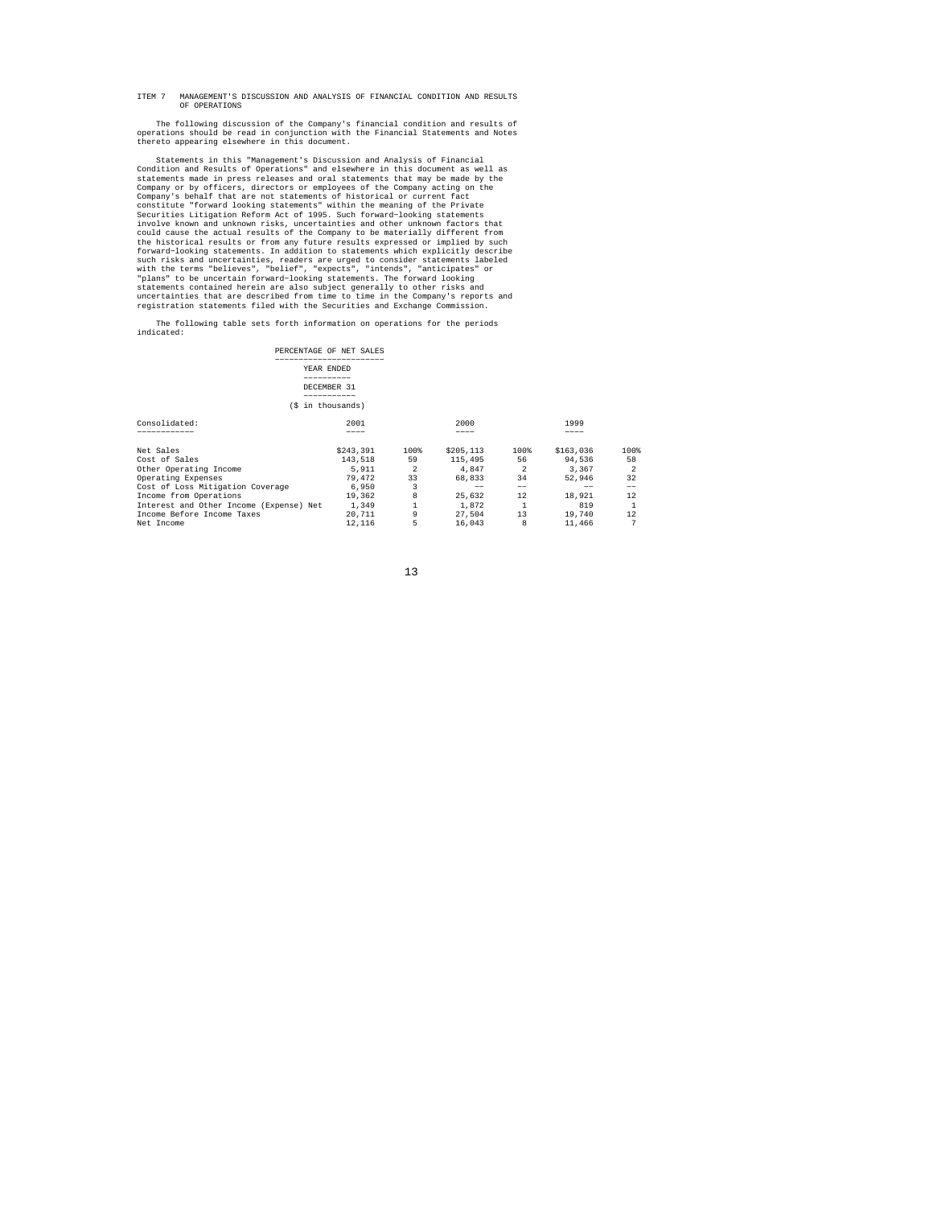ITEM 7 MANAGEMENT'S DISCUSSION AND ANALYSIS OF FINANCIAL CONDITION AND RESULTS OF OPERATIONS

The following discussion of the Company's financial condition and results of operations should be read in conjunction with the Financial Statements and Notes thereto appearing elsewhere in this document.

Statements in this "Management's Discussion and Analysis of Financial Condition and Results of Operations" and elsewhere in this document as well as statements made in press releases and oral statements that may be made by the Company or by officers, directors or employees of the Company acting on the Company's behalf that are not statements of historical or current fact constitute "forward looking statements" within the meaning of the Private Securities Litigation Reform Act of 1995. Such forward-looking statements involve known and unknown risks, uncertainties and other unknown factors that could cause the actual results of the Company to be materially different from the historical results or from any future results expressed or implied by such forward-looking statements. In addition to statements which explicitly describe such risks and uncertainties, readers are urged to consider statements labeled with the terms "believes", "belief", "expects", "intends", "anticipates" or "plans" to be uncertain forward-looking statements. The forward looking statements contained herein are also subject generally to other risks and uncertainties that are described from time to time in the Company's reports and registration statements filed with the Securities and Exchange Commission.

The following table sets forth information on operations for the periods indicated:

PERCENTAGE OF NET SALES

YEAR ENDED DECEMBER 31

($ in thousands)

| Consolidated: | 2001 | | 2000 | | 1999 | |
|---|---|---|---|---|---|---|
| Net Sales | $243,391 | 100% | $205,113 | 100% | $163,036 | 100% |
| Cost of Sales | 143,518 | 59 | 115,495 | 56 | 94,536 | 58 |
| Other Operating Income | 5,911 | 2 | 4,847 | 2 | 3,367 | 2 |
| Operating Expenses | 79,472 | 33 | 68,833 | 34 | 52,946 | 32 |
| Cost of Loss Mitigation Coverage | 6,950 | 3 | -- | -- | -- | -- |
| Income from Operations | 19,362 | 8 | 25,632 | 12 | 18,921 | 12 |
| Interest and Other Income (Expense) Net | 1,349 | 1 | 1,872 | 1 | 819 | 1 |
| Income Before Income Taxes | 20,711 | 9 | 27,504 | 13 | 19,740 | 12 |
| Net Income | 12,116 | 5 | 16,043 | 8 | 11,466 | 7 |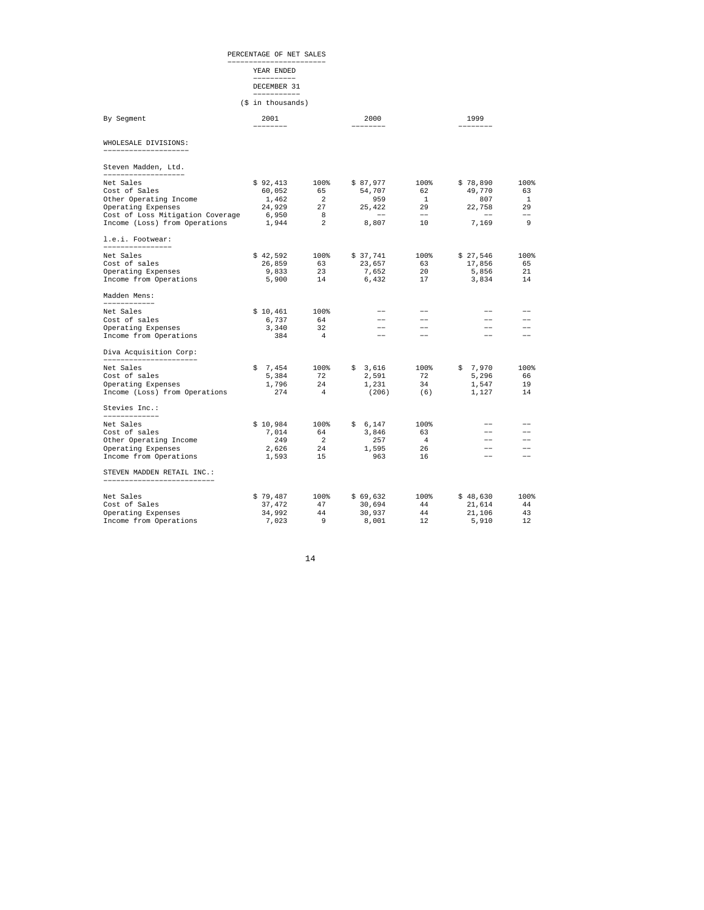PERCENTAGE OF NET SALES

YEAR ENDED

DECEMBER 31

($ in thousands)

| By Segment | 2001 | | 2000 | | 1999 | |
|---|---|---|---|---|---|---|
| **WHOLESALE DIVISIONS:** | | | | | | |
| Steven Madden, Ltd. | | | | | | |
| Net Sales | $ 92,413 | 100% | $ 87,977 | 100% | $ 78,890 | 100% |
| Cost of Sales | 60,052 | 65 | 54,707 | 62 | 49,770 | 63 |
| Other Operating Income | 1,462 | 2 | 959 | 1 | 807 | 1 |
| Operating Expenses | 24,929 | 27 | 25,422 | 29 | 22,758 | 29 |
| Cost of Loss Mitigation Coverage | 6,950 | 8 | -- | -- | -- | -- |
| Income (Loss) from Operations | 1,944 | 2 | 8,807 | 10 | 7,169 | 9 |
| l.e.i. Footwear: | | | | | | |
| Net Sales | $ 42,592 | 100% | $ 37,741 | 100% | $ 27,546 | 100% |
| Cost of sales | 26,859 | 63 | 23,657 | 63 | 17,856 | 65 |
| Operating Expenses | 9,833 | 23 | 7,652 | 20 | 5,856 | 21 |
| Income from Operations | 5,900 | 14 | 6,432 | 17 | 3,834 | 14 |
| Madden Mens: | | | | | | |
| Net Sales | $ 10,461 | 100% | -- | -- | -- | -- |
| Cost of sales | 6,737 | 64 | -- | -- | -- | -- |
| Operating Expenses | 3,340 | 32 | -- | -- | -- | -- |
| Income from Operations | 384 | 4 | -- | -- | -- | -- |
| Diva Acquisition Corp: | | | | | | |
| Net Sales | $ 7,454 | 100% | $ 3,616 | 100% | $ 7,970 | 100% |
| Cost of sales | 5,384 | 72 | 2,591 | 72 | 5,296 | 66 |
| Operating Expenses | 1,796 | 24 | 1,231 | 34 | 1,547 | 19 |
| Income (Loss) from Operations | 274 | 4 | (206) | (6) | 1,127 | 14 |
| Stevies Inc.: | | | | | | |
| Net Sales | $ 10,984 | 100% | $ 6,147 | 100% | -- | -- |
| Cost of sales | 7,014 | 64 | 3,846 | 63 | -- | -- |
| Other Operating Income | 249 | 2 | 257 | 4 | -- | -- |
| Operating Expenses | 2,626 | 24 | 1,595 | 26 | -- | -- |
| Income from Operations | 1,593 | 15 | 963 | 16 | -- | -- |
| **STEVEN MADDEN RETAIL INC.:** | | | | | | |
| Net Sales | $ 79,487 | 100% | $ 69,632 | 100% | $ 48,630 | 100% |
| Cost of Sales | 37,472 | 47 | 30,694 | 44 | 21,614 | 44 |
| Operating Expenses | 34,992 | 44 | 30,937 | 44 | 21,106 | 43 |
| Income from Operations | 7,023 | 9 | 8,001 | 12 | 5,910 | 12 |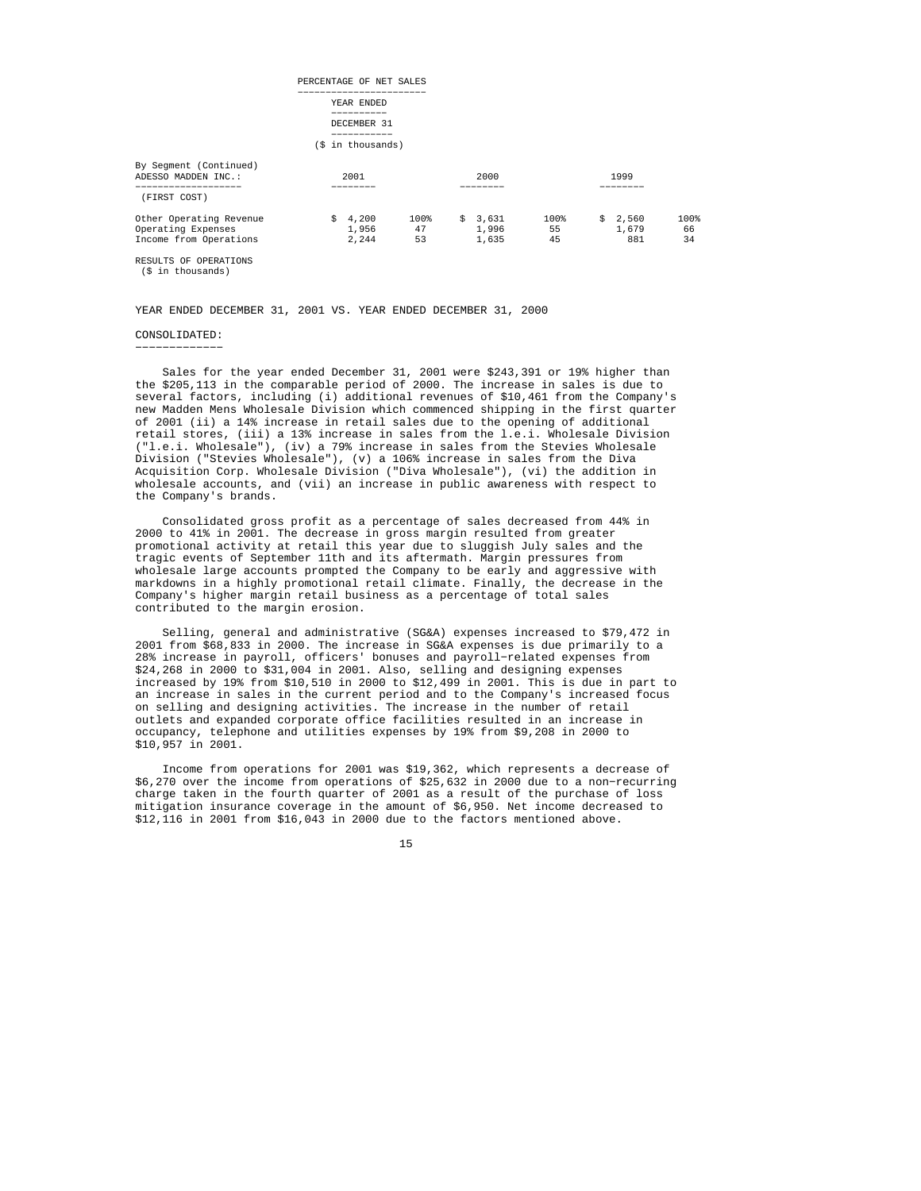| PERCENTAGE OF NET SALES | | | | | | |
|---|---|---|---|---|---|---|
| | YEAR ENDED | | | | | |
| | DECEMBER 31 | | | | | |
| | ($ in thousands) | | | | | |
| By Segment (Continued) ADESSO MADDEN INC.: | 2001 | | 2000 | | 1999 | |
| (FIRST COST) | | | | | | |
| Other Operating Revenue | $ 4,200 | 100% | $ 3,631 | 100% | $ 2,560 | 100% |
| Operating Expenses | 1,956 | 47 | 1,996 | 55 | 1,679 | 66 |
| Income from Operations | 2,244 | 53 | 1,635 | 45 | 881 | 34 |

RESULTS OF OPERATIONS
($ in thousands)

YEAR ENDED DECEMBER 31, 2001 VS. YEAR ENDED DECEMBER 31, 2000

CONSOLIDATED:

Sales for the year ended December 31, 2001 were $243,391 or 19% higher than the $205,113 in the comparable period of 2000. The increase in sales is due to several factors, including (i) additional revenues of $10,461 from the Company's new Madden Mens Wholesale Division which commenced shipping in the first quarter of 2001 (ii) a 14% increase in retail sales due to the opening of additional retail stores, (iii) a 13% increase in sales from the l.e.i. Wholesale Division ("l.e.i. Wholesale"), (iv) a 79% increase in sales from the Stevies Wholesale Division ("Stevies Wholesale"), (v) a 106% increase in sales from the Diva Acquisition Corp. Wholesale Division ("Diva Wholesale"), (vi) the addition in wholesale accounts, and (vii) an increase in public awareness with respect to the Company's brands.

Consolidated gross profit as a percentage of sales decreased from 44% in 2000 to 41% in 2001. The decrease in gross margin resulted from greater promotional activity at retail this year due to sluggish July sales and the tragic events of September 11th and its aftermath. Margin pressures from wholesale large accounts prompted the Company to be early and aggressive with markdowns in a highly promotional retail climate. Finally, the decrease in the Company's higher margin retail business as a percentage of total sales contributed to the margin erosion.

Selling, general and administrative (SG&A) expenses increased to $79,472 in 2001 from $68,833 in 2000. The increase in SG&A expenses is due primarily to a 28% increase in payroll, officers' bonuses and payroll-related expenses from $24,268 in 2000 to $31,004 in 2001. Also, selling and designing expenses increased by 19% from $10,510 in 2000 to $12,499 in 2001. This is due in part to an increase in sales in the current period and to the Company's increased focus on selling and designing activities. The increase in the number of retail outlets and expanded corporate office facilities resulted in an increase in occupancy, telephone and utilities expenses by 19% from $9,208 in 2000 to $10,957 in 2001.

Income from operations for 2001 was $19,362, which represents a decrease of $6,270 over the income from operations of $25,632 in 2000 due to a non-recurring charge taken in the fourth quarter of 2001 as a result of the purchase of loss mitigation insurance coverage in the amount of $6,950. Net income decreased to $12,116 in 2001 from $16,043 in 2000 due to the factors mentioned above.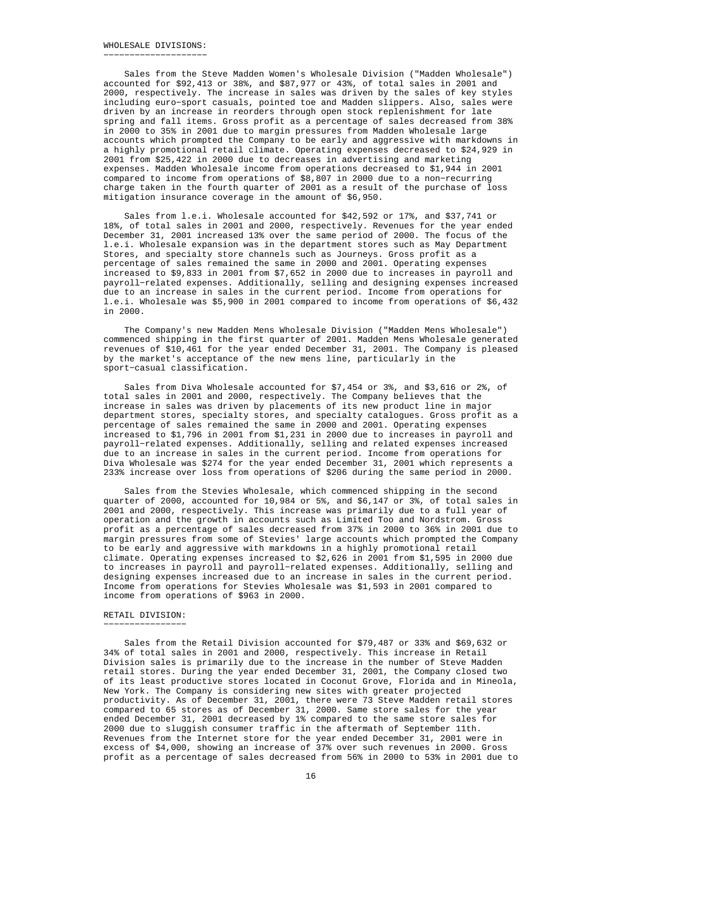## WHOLESALE DIVISIONS:

Sales from the Steve Madden Women's Wholesale Division ("Madden Wholesale") accounted for $92,413 or 38%, and $87,977 or 43%, of total sales in 2001 and 2000, respectively. The increase in sales was driven by the sales of key styles including euro-sport casuals, pointed toe and Madden slippers. Also, sales were driven by an increase in reorders through open stock replenishment for late spring and fall items. Gross profit as a percentage of sales decreased from 38% in 2000 to 35% in 2001 due to margin pressures from Madden Wholesale large accounts which prompted the Company to be early and aggressive with markdowns in a highly promotional retail climate. Operating expenses decreased to $24,929 in 2001 from $25,422 in 2000 due to decreases in advertising and marketing expenses. Madden Wholesale income from operations decreased to $1,944 in 2001 compared to income from operations of $8,807 in 2000 due to a non-recurring charge taken in the fourth quarter of 2001 as a result of the purchase of loss mitigation insurance coverage in the amount of $6,950.

Sales from l.e.i. Wholesale accounted for $42,592 or 17%, and $37,741 or 18%, of total sales in 2001 and 2000, respectively. Revenues for the year ended December 31, 2001 increased 13% over the same period of 2000. The focus of the l.e.i. Wholesale expansion was in the department stores such as May Department Stores, and specialty store channels such as Journeys. Gross profit as a percentage of sales remained the same in 2000 and 2001. Operating expenses increased to $9,833 in 2001 from $7,652 in 2000 due to increases in payroll and payroll-related expenses. Additionally, selling and designing expenses increased due to an increase in sales in the current period. Income from operations for l.e.i. Wholesale was $5,900 in 2001 compared to income from operations of $6,432 in 2000.

The Company's new Madden Mens Wholesale Division ("Madden Mens Wholesale") commenced shipping in the first quarter of 2001. Madden Mens Wholesale generated revenues of $10,461 for the year ended December 31, 2001. The Company is pleased by the market's acceptance of the new mens line, particularly in the sport-casual classification.

Sales from Diva Wholesale accounted for $7,454 or 3%, and $3,616 or 2%, of total sales in 2001 and 2000, respectively. The Company believes that the increase in sales was driven by placements of its new product line in major department stores, specialty stores, and specialty catalogues. Gross profit as a percentage of sales remained the same in 2000 and 2001. Operating expenses increased to $1,796 in 2001 from $1,231 in 2000 due to increases in payroll and payroll-related expenses. Additionally, selling and related expenses increased due to an increase in sales in the current period. Income from operations for Diva Wholesale was $274 for the year ended December 31, 2001 which represents a 233% increase over loss from operations of $206 during the same period in 2000.

Sales from the Stevies Wholesale, which commenced shipping in the second quarter of 2000, accounted for 10,984 or 5%, and $6,147 or 3%, of total sales in 2001 and 2000, respectively. This increase was primarily due to a full year of operation and the growth in accounts such as Limited Too and Nordstrom. Gross profit as a percentage of sales decreased from 37% in 2000 to 36% in 2001 due to margin pressures from some of Stevies' large accounts which prompted the Company to be early and aggressive with markdowns in a highly promotional retail climate. Operating expenses increased to $2,626 in 2001 from $1,595 in 2000 due to increases in payroll and payroll-related expenses. Additionally, selling and designing expenses increased due to an increase in sales in the current period. Income from operations for Stevies Wholesale was $1,593 in 2001 compared to income from operations of $963 in 2000.

## RETAIL DIVISION:

Sales from the Retail Division accounted for $79,487 or 33% and $69,632 or 34% of total sales in 2001 and 2000, respectively. This increase in Retail Division sales is primarily due to the increase in the number of Steve Madden retail stores. During the year ended December 31, 2001, the Company closed two of its least productive stores located in Coconut Grove, Florida and in Mineola, New York. The Company is considering new sites with greater projected productivity. As of December 31, 2001, there were 73 Steve Madden retail stores compared to 65 stores as of December 31, 2000. Same store sales for the year ended December 31, 2001 decreased by 1% compared to the same store sales for 2000 due to sluggish consumer traffic in the aftermath of September 11th. Revenues from the Internet store for the year ended December 31, 2001 were in excess of $4,000, showing an increase of 37% over such revenues in 2000. Gross profit as a percentage of sales decreased from 56% in 2000 to 53% in 2001 due to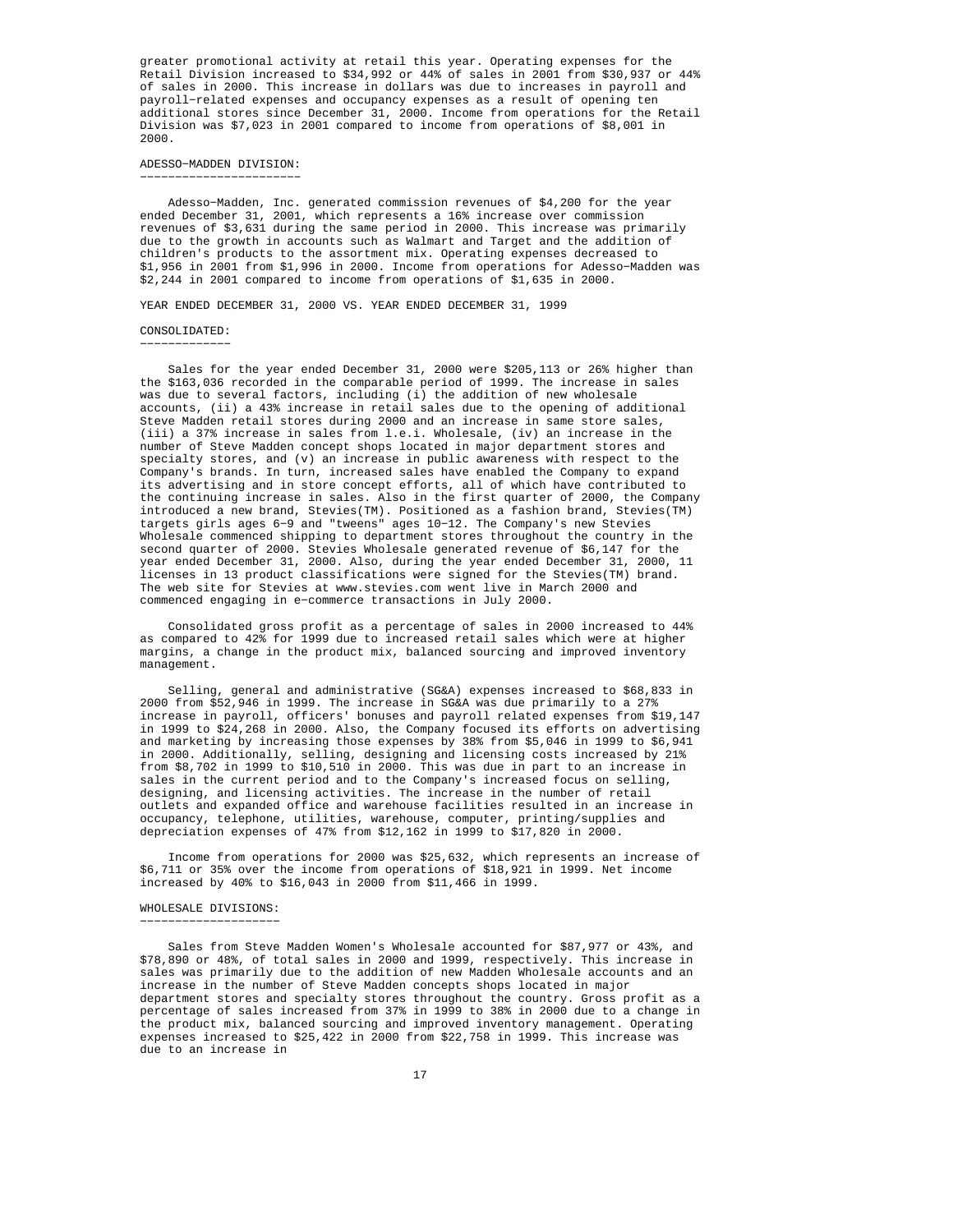greater promotional activity at retail this year. Operating expenses for the Retail Division increased to $34,992 or 44% of sales in 2001 from $30,937 or 44% of sales in 2000. This increase in dollars was due to increases in payroll and payroll-related expenses and occupancy expenses as a result of opening ten additional stores since December 31, 2000. Income from operations for the Retail Division was $7,023 in 2001 compared to income from operations of $8,001 in 2000.

### ADESSO-MADDEN DIVISION:

Adesso-Madden, Inc. generated commission revenues of $4,200 for the year ended December 31, 2001, which represents a 16% increase over commission revenues of $3,631 during the same period in 2000. This increase was primarily due to the growth in accounts such as Walmart and Target and the addition of children's products to the assortment mix. Operating expenses decreased to $1,956 in 2001 from $1,996 in 2000. Income from operations for Adesso-Madden was $2,244 in 2001 compared to income from operations of $1,635 in 2000.

## YEAR ENDED DECEMBER 31, 2000 VS. YEAR ENDED DECEMBER 31, 1999

### CONSOLIDATED:

Sales for the year ended December 31, 2000 were $205,113 or 26% higher than the $163,036 recorded in the comparable period of 1999. The increase in sales was due to several factors, including (i) the addition of new wholesale accounts, (ii) a 43% increase in retail sales due to the opening of additional Steve Madden retail stores during 2000 and an increase in same store sales, (iii) a 37% increase in sales from l.e.i. Wholesale, (iv) an increase in the number of Steve Madden concept shops located in major department stores and specialty stores, and (v) an increase in public awareness with respect to the Company's brands. In turn, increased sales have enabled the Company to expand its advertising and in store concept efforts, all of which have contributed to the continuing increase in sales. Also in the first quarter of 2000, the Company introduced a new brand, Stevies(TM). Positioned as a fashion brand, Stevies(TM) targets girls ages 6-9 and "tweens" ages 10-12. The Company's new Stevies Wholesale commenced shipping to department stores throughout the country in the second quarter of 2000. Stevies Wholesale generated revenue of $6,147 for the year ended December 31, 2000. Also, during the year ended December 31, 2000, 11 licenses in 13 product classifications were signed for the Stevies(TM) brand. The web site for Stevies at www.stevies.com went live in March 2000 and commenced engaging in e-commerce transactions in July 2000.

Consolidated gross profit as a percentage of sales in 2000 increased to 44% as compared to 42% for 1999 due to increased retail sales which were at higher margins, a change in the product mix, balanced sourcing and improved inventory management.

Selling, general and administrative (SG&A) expenses increased to $68,833 in 2000 from $52,946 in 1999. The increase in SG&A was due primarily to a 27% increase in payroll, officers' bonuses and payroll related expenses from $19,147 in 1999 to $24,268 in 2000. Also, the Company focused its efforts on advertising and marketing by increasing those expenses by 38% from $5,046 in 1999 to $6,941 in 2000. Additionally, selling, designing and licensing costs increased by 21% from $8,702 in 1999 to $10,510 in 2000. This was due in part to an increase in sales in the current period and to the Company's increased focus on selling, designing, and licensing activities. The increase in the number of retail outlets and expanded office and warehouse facilities resulted in an increase in occupancy, telephone, utilities, warehouse, computer, printing/supplies and depreciation expenses of 47% from $12,162 in 1999 to $17,820 in 2000.

Income from operations for 2000 was $25,632, which represents an increase of $6,711 or 35% over the income from operations of $18,921 in 1999. Net income increased by 40% to $16,043 in 2000 from $11,466 in 1999.

### WHOLESALE DIVISIONS:

Sales from Steve Madden Women's Wholesale accounted for $87,977 or 43%, and $78,890 or 48%, of total sales in 2000 and 1999, respectively. This increase in sales was primarily due to the addition of new Madden Wholesale accounts and an increase in the number of Steve Madden concepts shops located in major department stores and specialty stores throughout the country. Gross profit as a percentage of sales increased from 37% in 1999 to 38% in 2000 due to a change in the product mix, balanced sourcing and improved inventory management. Operating expenses increased to $25,422 in 2000 from $22,758 in 1999. This increase was due to an increase in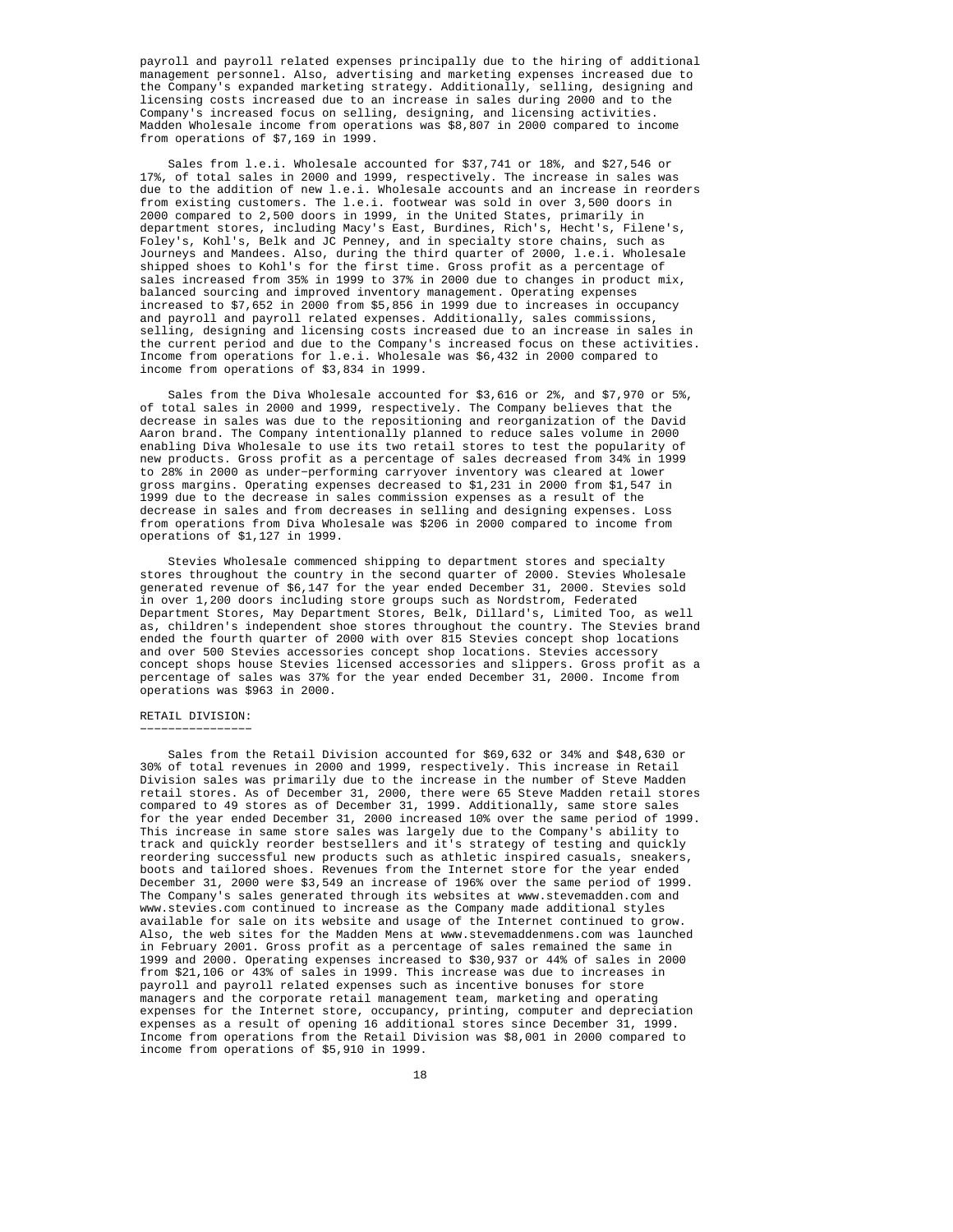payroll and payroll related expenses principally due to the hiring of additional management personnel. Also, advertising and marketing expenses increased due to the Company's expanded marketing strategy. Additionally, selling, designing and licensing costs increased due to an increase in sales during 2000 and to the Company's increased focus on selling, designing, and licensing activities. Madden Wholesale income from operations was $8,807 in 2000 compared to income from operations of $7,169 in 1999.

Sales from l.e.i. Wholesale accounted for $37,741 or 18%, and $27,546 or 17%, of total sales in 2000 and 1999, respectively. The increase in sales was due to the addition of new l.e.i. Wholesale accounts and an increase in reorders from existing customers. The l.e.i. footwear was sold in over 3,500 doors in 2000 compared to 2,500 doors in 1999, in the United States, primarily in department stores, including Macy's East, Burdines, Rich's, Hecht's, Filene's, Foley's, Kohl's, Belk and JC Penney, and in specialty store chains, such as Journeys and Mandees. Also, during the third quarter of 2000, l.e.i. Wholesale shipped shoes to Kohl's for the first time. Gross profit as a percentage of sales increased from 35% in 1999 to 37% in 2000 due to changes in product mix, balanced sourcing and improved inventory management. Operating expenses increased to $7,652 in 2000 from $5,856 in 1999 due to increases in occupancy and payroll and payroll related expenses. Additionally, sales commissions, selling, designing and licensing costs increased due to an increase in sales in the current period and due to the Company's increased focus on these activities. Income from operations for l.e.i. Wholesale was $6,432 in 2000 compared to income from operations of $3,834 in 1999.

Sales from the Diva Wholesale accounted for $3,616 or 2%, and $7,970 or 5%, of total sales in 2000 and 1999, respectively. The Company believes that the decrease in sales was due to the repositioning and reorganization of the David Aaron brand. The Company intentionally planned to reduce sales volume in 2000 enabling Diva Wholesale to use its two retail stores to test the popularity of new products. Gross profit as a percentage of sales decreased from 34% in 1999 to 28% in 2000 as under-performing carryover inventory was cleared at lower gross margins. Operating expenses decreased to $1,231 in 2000 from $1,547 in 1999 due to the decrease in sales commission expenses as a result of the decrease in sales and from decreases in selling and designing expenses. Loss from operations from Diva Wholesale was $206 in 2000 compared to income from operations of $1,127 in 1999.

Stevies Wholesale commenced shipping to department stores and specialty stores throughout the country in the second quarter of 2000. Stevies Wholesale generated revenue of $6,147 for the year ended December 31, 2000. Stevies sold in over 1,200 doors including store groups such as Nordstrom, Federated Department Stores, May Department Stores, Belk, Dillard's, Limited Too, as well as, children's independent shoe stores throughout the country. The Stevies brand ended the fourth quarter of 2000 with over 815 Stevies concept shop locations and over 500 Stevies accessories concept shop locations. Stevies accessory concept shops house Stevies licensed accessories and slippers. Gross profit as a percentage of sales was 37% for the year ended December 31, 2000. Income from operations was $963 in 2000.

RETAIL DIVISION:

Sales from the Retail Division accounted for $69,632 or 34% and $48,630 or 30% of total revenues in 2000 and 1999, respectively. This increase in Retail Division sales was primarily due to the increase in the number of Steve Madden retail stores. As of December 31, 2000, there were 65 Steve Madden retail stores compared to 49 stores as of December 31, 1999. Additionally, same store sales for the year ended December 31, 2000 increased 10% over the same period of 1999. This increase in same store sales was largely due to the Company's ability to track and quickly reorder bestsellers and it's strategy of testing and quickly reordering successful new products such as athletic inspired casuals, sneakers, boots and tailored shoes. Revenues from the Internet store for the year ended December 31, 2000 were $3,549 an increase of 196% over the same period of 1999. The Company's sales generated through its websites at www.stevemadden.com and www.stevies.com continued to increase as the Company made additional styles available for sale on its website and usage of the Internet continued to grow. Also, the web sites for the Madden Mens at www.stevemaddenmens.com was launched in February 2001. Gross profit as a percentage of sales remained the same in 1999 and 2000. Operating expenses increased to $30,937 or 44% of sales in 2000 from $21,106 or 43% of sales in 1999. This increase was due to increases in payroll and payroll related expenses such as incentive bonuses for store managers and the corporate retail management team, marketing and operating expenses for the Internet store, occupancy, printing, computer and depreciation expenses as a result of opening 16 additional stores since December 31, 1999. Income from operations from the Retail Division was $8,001 in 2000 compared to income from operations of $5,910 in 1999.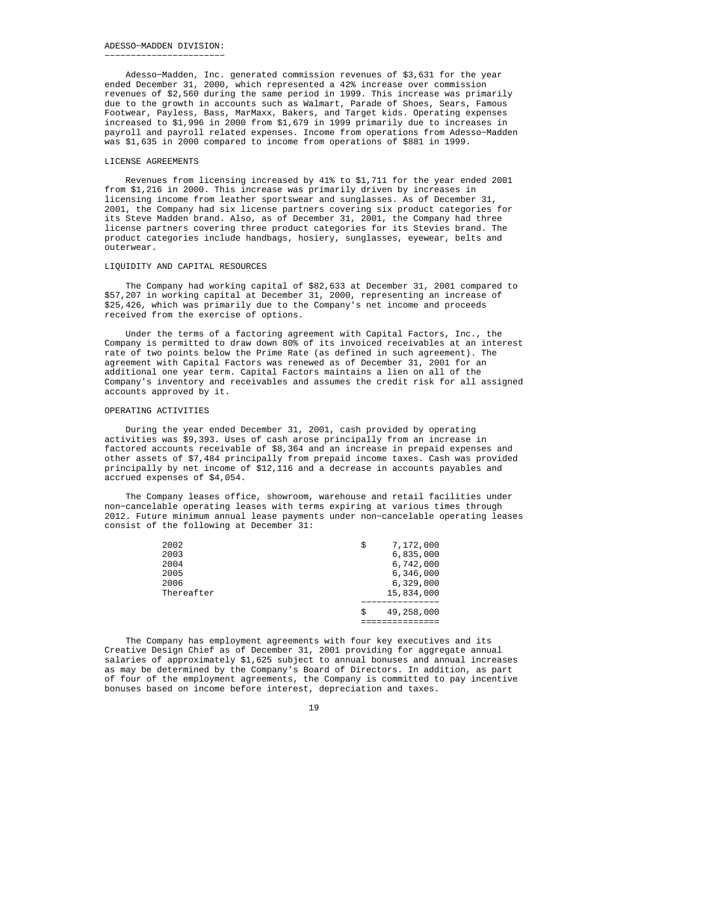## ADESSO-MADDEN DIVISION:

Adesso-Madden, Inc. generated commission revenues of $3,631 for the year ended December 31, 2000, which represented a 42% increase over commission revenues of $2,560 during the same period in 1999. This increase was primarily due to the growth in accounts such as Walmart, Parade of Shoes, Sears, Famous Footwear, Payless, Bass, MarMaxx, Bakers, and Target kids. Operating expenses increased to $1,996 in 2000 from $1,679 in 1999 primarily due to increases in payroll and payroll related expenses. Income from operations from Adesso-Madden was $1,635 in 2000 compared to income from operations of $881 in 1999.

### LICENSE AGREEMENTS

Revenues from licensing increased by 41% to $1,711 for the year ended 2001 from $1,216 in 2000. This increase was primarily driven by increases in licensing income from leather sportswear and sunglasses. As of December 31, 2001, the Company had six license partners covering six product categories for its Steve Madden brand. Also, as of December 31, 2001, the Company had three license partners covering three product categories for its Stevies brand. The product categories include handbags, hosiery, sunglasses, eyewear, belts and outerwear.

### LIQUIDITY AND CAPITAL RESOURCES

The Company had working capital of $82,633 at December 31, 2001 compared to $57,207 in working capital at December 31, 2000, representing an increase of $25,426, which was primarily due to the Company's net income and proceeds received from the exercise of options.

Under the terms of a factoring agreement with Capital Factors, Inc., the Company is permitted to draw down 80% of its invoiced receivables at an interest rate of two points below the Prime Rate (as defined in such agreement). The agreement with Capital Factors was renewed as of December 31, 2001 for an additional one year term. Capital Factors maintains a lien on all of the Company's inventory and receivables and assumes the credit risk for all assigned accounts approved by it.

### OPERATING ACTIVITIES

During the year ended December 31, 2001, cash provided by operating activities was $9,393. Uses of cash arose principally from an increase in factored accounts receivable of $8,364 and an increase in prepaid expenses and other assets of $7,484 principally from prepaid income taxes. Cash was provided principally by net income of $12,116 and a decrease in accounts payables and accrued expenses of $4,054.

The Company leases office, showroom, warehouse and retail facilities under non-cancelable operating leases with terms expiring at various times through 2012. Future minimum annual lease payments under non-cancelable operating leases consist of the following at December 31:

| | |
|---|---|
| 2002 | $ 7,172,000 |
| 2003 | 6,835,000 |
| 2004 | 6,742,000 |
| 2005 | 6,346,000 |
| 2006 | 6,329,000 |
| Thereafter | 15,834,000 |
| | $ 49,258,000 |

The Company has employment agreements with four key executives and its Creative Design Chief as of December 31, 2001 providing for aggregate annual salaries of approximately $1,625 subject to annual bonuses and annual increases as may be determined by the Company's Board of Directors. In addition, as part of four of the employment agreements, the Company is committed to pay incentive bonuses based on income before interest, depreciation and taxes.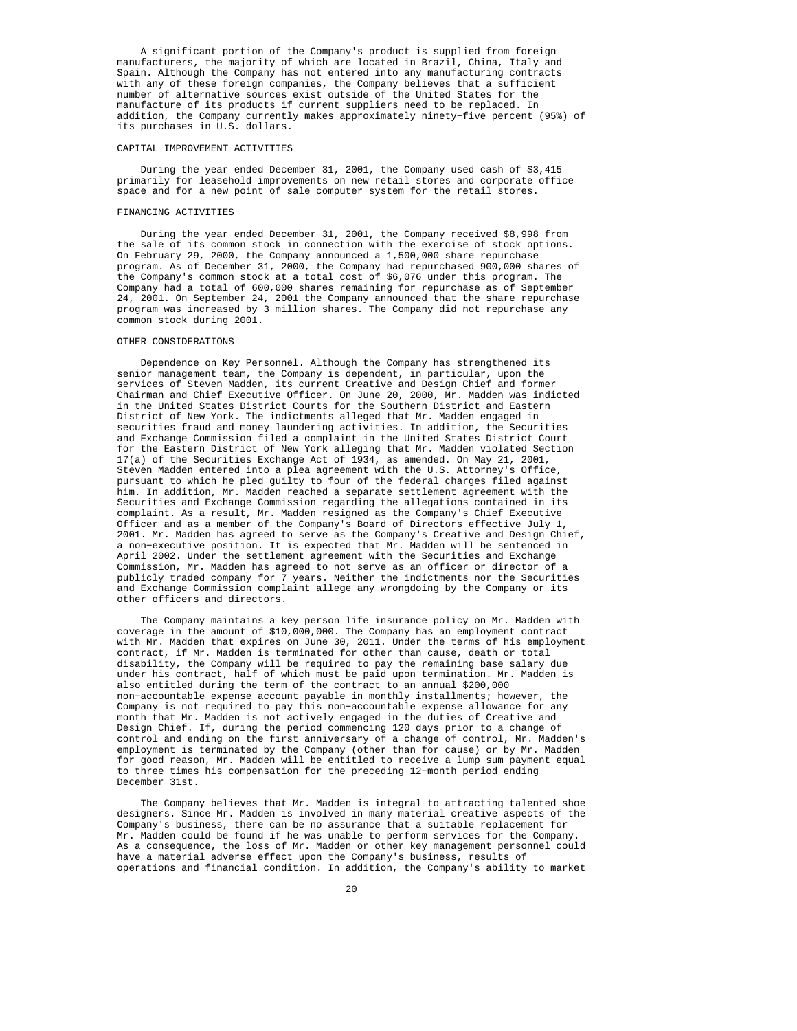A significant portion of the Company's product is supplied from foreign manufacturers, the majority of which are located in Brazil, China, Italy and Spain. Although the Company has not entered into any manufacturing contracts with any of these foreign companies, the Company believes that a sufficient number of alternative sources exist outside of the United States for the manufacture of its products if current suppliers need to be replaced. In addition, the Company currently makes approximately ninety-five percent (95%) of its purchases in U.S. dollars.

## CAPITAL IMPROVEMENT ACTIVITIES

During the year ended December 31, 2001, the Company used cash of $3,415 primarily for leasehold improvements on new retail stores and corporate office space and for a new point of sale computer system for the retail stores.

## FINANCING ACTIVITIES

During the year ended December 31, 2001, the Company received $8,998 from the sale of its common stock in connection with the exercise of stock options. On February 29, 2000, the Company announced a 1,500,000 share repurchase program. As of December 31, 2000, the Company had repurchased 900,000 shares of the Company's common stock at a total cost of $6,076 under this program. The Company had a total of 600,000 shares remaining for repurchase as of September 24, 2001. On September 24, 2001 the Company announced that the share repurchase program was increased by 3 million shares. The Company did not repurchase any common stock during 2001.

## OTHER CONSIDERATIONS

Dependence on Key Personnel. Although the Company has strengthened its senior management team, the Company is dependent, in particular, upon the services of Steven Madden, its current Creative and Design Chief and former Chairman and Chief Executive Officer. On June 20, 2000, Mr. Madden was indicted in the United States District Courts for the Southern District and Eastern District of New York. The indictments alleged that Mr. Madden engaged in securities fraud and money laundering activities. In addition, the Securities and Exchange Commission filed a complaint in the United States District Court for the Eastern District of New York alleging that Mr. Madden violated Section 17(a) of the Securities Exchange Act of 1934, as amended. On May 21, 2001, Steven Madden entered into a plea agreement with the U.S. Attorney's Office, pursuant to which he pled guilty to four of the federal charges filed against him. In addition, Mr. Madden reached a separate settlement agreement with the Securities and Exchange Commission regarding the allegations contained in its complaint. As a result, Mr. Madden resigned as the Company's Chief Executive Officer and as a member of the Company's Board of Directors effective July 1, 2001. Mr. Madden has agreed to serve as the Company's Creative and Design Chief, a non-executive position. It is expected that Mr. Madden will be sentenced in April 2002. Under the settlement agreement with the Securities and Exchange Commission, Mr. Madden has agreed to not serve as an officer or director of a publicly traded company for 7 years. Neither the indictments nor the Securities and Exchange Commission complaint allege any wrongdoing by the Company or its other officers and directors.

The Company maintains a key person life insurance policy on Mr. Madden with coverage in the amount of $10,000,000. The Company has an employment contract with Mr. Madden that expires on June 30, 2011. Under the terms of his employment contract, if Mr. Madden is terminated for other than cause, death or total disability, the Company will be required to pay the remaining base salary due under his contract, half of which must be paid upon termination. Mr. Madden is also entitled during the term of the contract to an annual $200,000 non-accountable expense account payable in monthly installments; however, the Company is not required to pay this non-accountable expense allowance for any month that Mr. Madden is not actively engaged in the duties of Creative and Design Chief. If, during the period commencing 120 days prior to a change of control and ending on the first anniversary of a change of control, Mr. Madden's employment is terminated by the Company (other than for cause) or by Mr. Madden for good reason, Mr. Madden will be entitled to receive a lump sum payment equal to three times his compensation for the preceding 12-month period ending December 31st.

The Company believes that Mr. Madden is integral to attracting talented shoe designers. Since Mr. Madden is involved in many material creative aspects of the Company's business, there can be no assurance that a suitable replacement for Mr. Madden could be found if he was unable to perform services for the Company. As a consequence, the loss of Mr. Madden or other key management personnel could have a material adverse effect upon the Company's business, results of operations and financial condition. In addition, the Company's ability to market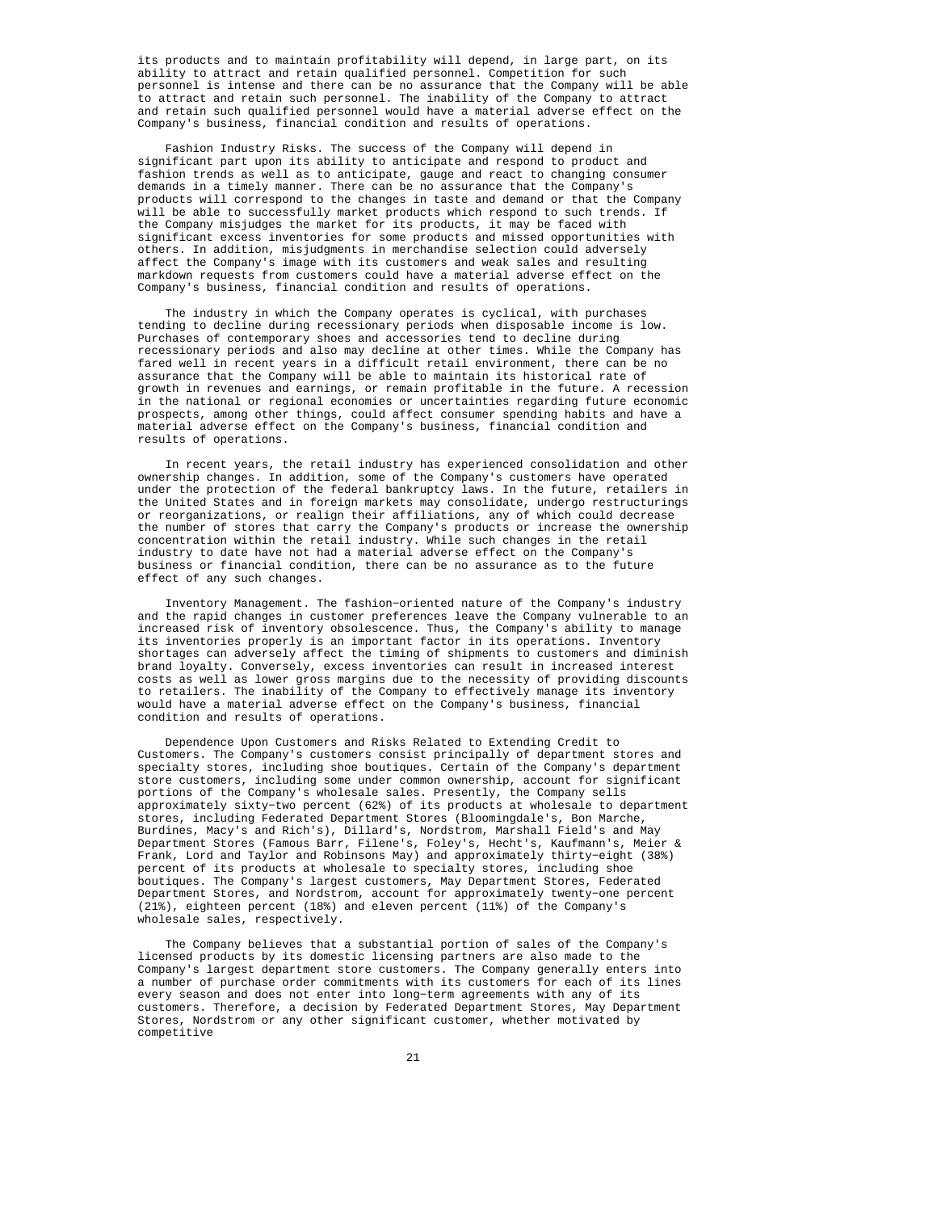its products and to maintain profitability will depend, in large part, on its ability to attract and retain qualified personnel. Competition for such personnel is intense and there can be no assurance that the Company will be able to attract and retain such personnel. The inability of the Company to attract and retain such qualified personnel would have a material adverse effect on the Company's business, financial condition and results of operations.

Fashion Industry Risks. The success of the Company will depend in significant part upon its ability to anticipate and respond to product and fashion trends as well as to anticipate, gauge and react to changing consumer demands in a timely manner. There can be no assurance that the Company's products will correspond to the changes in taste and demand or that the Company will be able to successfully market products which respond to such trends. If the Company misjudges the market for its products, it may be faced with significant excess inventories for some products and missed opportunities with others. In addition, misjudgments in merchandise selection could adversely affect the Company's image with its customers and weak sales and resulting markdown requests from customers could have a material adverse effect on the Company's business, financial condition and results of operations.

The industry in which the Company operates is cyclical, with purchases tending to decline during recessionary periods when disposable income is low. Purchases of contemporary shoes and accessories tend to decline during recessionary periods and also may decline at other times. While the Company has fared well in recent years in a difficult retail environment, there can be no assurance that the Company will be able to maintain its historical rate of growth in revenues and earnings, or remain profitable in the future. A recession in the national or regional economies or uncertainties regarding future economic prospects, among other things, could affect consumer spending habits and have a material adverse effect on the Company's business, financial condition and results of operations.

In recent years, the retail industry has experienced consolidation and other ownership changes. In addition, some of the Company's customers have operated under the protection of the federal bankruptcy laws. In the future, retailers in the United States and in foreign markets may consolidate, undergo restructurings or reorganizations, or realign their affiliations, any of which could decrease the number of stores that carry the Company's products or increase the ownership concentration within the retail industry. While such changes in the retail industry to date have not had a material adverse effect on the Company's business or financial condition, there can be no assurance as to the future effect of any such changes.

Inventory Management. The fashion-oriented nature of the Company's industry and the rapid changes in customer preferences leave the Company vulnerable to an increased risk of inventory obsolescence. Thus, the Company's ability to manage its inventories properly is an important factor in its operations. Inventory shortages can adversely affect the timing of shipments to customers and diminish brand loyalty. Conversely, excess inventories can result in increased interest costs as well as lower gross margins due to the necessity of providing discounts to retailers. The inability of the Company to effectively manage its inventory would have a material adverse effect on the Company's business, financial condition and results of operations.

Dependence Upon Customers and Risks Related to Extending Credit to Customers. The Company's customers consist principally of department stores and specialty stores, including shoe boutiques. Certain of the Company's department store customers, including some under common ownership, account for significant portions of the Company's wholesale sales. Presently, the Company sells approximately sixty-two percent (62%) of its products at wholesale to department stores, including Federated Department Stores (Bloomingdale's, Bon Marche, Burdines, Macy's and Rich's), Dillard's, Nordstrom, Marshall Field's and May Department Stores (Famous Barr, Filene's, Foley's, Hecht's, Kaufmann's, Meier & Frank, Lord and Taylor and Robinsons May) and approximately thirty-eight (38%) percent of its products at wholesale to specialty stores, including shoe boutiques. The Company's largest customers, May Department Stores, Federated Department Stores, and Nordstrom, account for approximately twenty-one percent (21%), eighteen percent (18%) and eleven percent (11%) of the Company's wholesale sales, respectively.

The Company believes that a substantial portion of sales of the Company's licensed products by its domestic licensing partners are also made to the Company's largest department store customers. The Company generally enters into a number of purchase order commitments with its customers for each of its lines every season and does not enter into long-term agreements with any of its customers. Therefore, a decision by Federated Department Stores, May Department Stores, Nordstrom or any other significant customer, whether motivated by competitive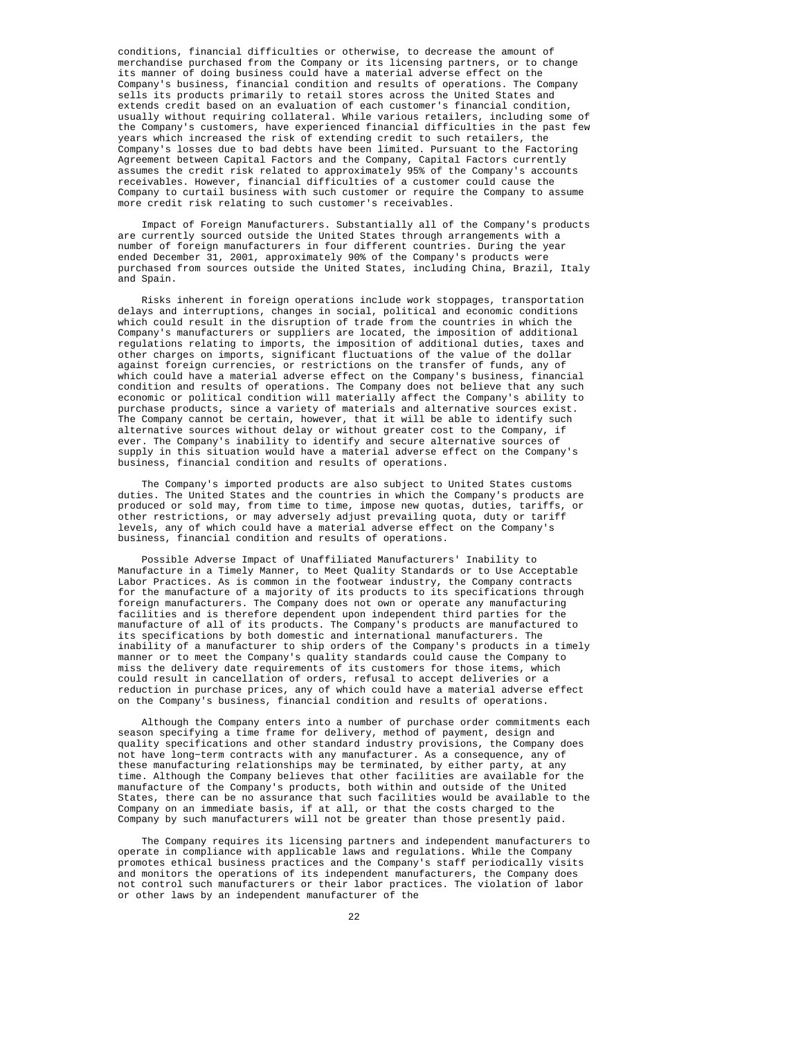conditions, financial difficulties or otherwise, to decrease the amount of merchandise purchased from the Company or its licensing partners, or to change its manner of doing business could have a material adverse effect on the Company's business, financial condition and results of operations. The Company sells its products primarily to retail stores across the United States and extends credit based on an evaluation of each customer's financial condition, usually without requiring collateral. While various retailers, including some of the Company's customers, have experienced financial difficulties in the past few years which increased the risk of extending credit to such retailers, the Company's losses due to bad debts have been limited. Pursuant to the Factoring Agreement between Capital Factors and the Company, Capital Factors currently assumes the credit risk related to approximately 95% of the Company's accounts receivables. However, financial difficulties of a customer could cause the Company to curtail business with such customer or require the Company to assume more credit risk relating to such customer's receivables.

Impact of Foreign Manufacturers. Substantially all of the Company's products are currently sourced outside the United States through arrangements with a number of foreign manufacturers in four different countries. During the year ended December 31, 2001, approximately 90% of the Company's products were purchased from sources outside the United States, including China, Brazil, Italy and Spain.

Risks inherent in foreign operations include work stoppages, transportation delays and interruptions, changes in social, political and economic conditions which could result in the disruption of trade from the countries in which the Company's manufacturers or suppliers are located, the imposition of additional regulations relating to imports, the imposition of additional duties, taxes and other charges on imports, significant fluctuations of the value of the dollar against foreign currencies, or restrictions on the transfer of funds, any of which could have a material adverse effect on the Company's business, financial condition and results of operations. The Company does not believe that any such economic or political condition will materially affect the Company's ability to purchase products, since a variety of materials and alternative sources exist. The Company cannot be certain, however, that it will be able to identify such alternative sources without delay or without greater cost to the Company, if ever. The Company's inability to identify and secure alternative sources of supply in this situation would have a material adverse effect on the Company's business, financial condition and results of operations.

The Company's imported products are also subject to United States customs duties. The United States and the countries in which the Company's products are produced or sold may, from time to time, impose new quotas, duties, tariffs, or other restrictions, or may adversely adjust prevailing quota, duty or tariff levels, any of which could have a material adverse effect on the Company's business, financial condition and results of operations.

Possible Adverse Impact of Unaffiliated Manufacturers' Inability to Manufacture in a Timely Manner, to Meet Quality Standards or to Use Acceptable Labor Practices. As is common in the footwear industry, the Company contracts for the manufacture of a majority of its products to its specifications through foreign manufacturers. The Company does not own or operate any manufacturing facilities and is therefore dependent upon independent third parties for the manufacture of all of its products. The Company's products are manufactured to its specifications by both domestic and international manufacturers. The inability of a manufacturer to ship orders of the Company's products in a timely manner or to meet the Company's quality standards could cause the Company to miss the delivery date requirements of its customers for those items, which could result in cancellation of orders, refusal to accept deliveries or a reduction in purchase prices, any of which could have a material adverse effect on the Company's business, financial condition and results of operations.

Although the Company enters into a number of purchase order commitments each season specifying a time frame for delivery, method of payment, design and quality specifications and other standard industry provisions, the Company does not have long-term contracts with any manufacturer. As a consequence, any of these manufacturing relationships may be terminated, by either party, at any time. Although the Company believes that other facilities are available for the manufacture of the Company's products, both within and outside of the United States, there can be no assurance that such facilities would be available to the Company on an immediate basis, if at all, or that the costs charged to the Company by such manufacturers will not be greater than those presently paid.

The Company requires its licensing partners and independent manufacturers to operate in compliance with applicable laws and regulations. While the Company promotes ethical business practices and the Company's staff periodically visits and monitors the operations of its independent manufacturers, the Company does not control such manufacturers or their labor practices. The violation of labor or other laws by an independent manufacturer of the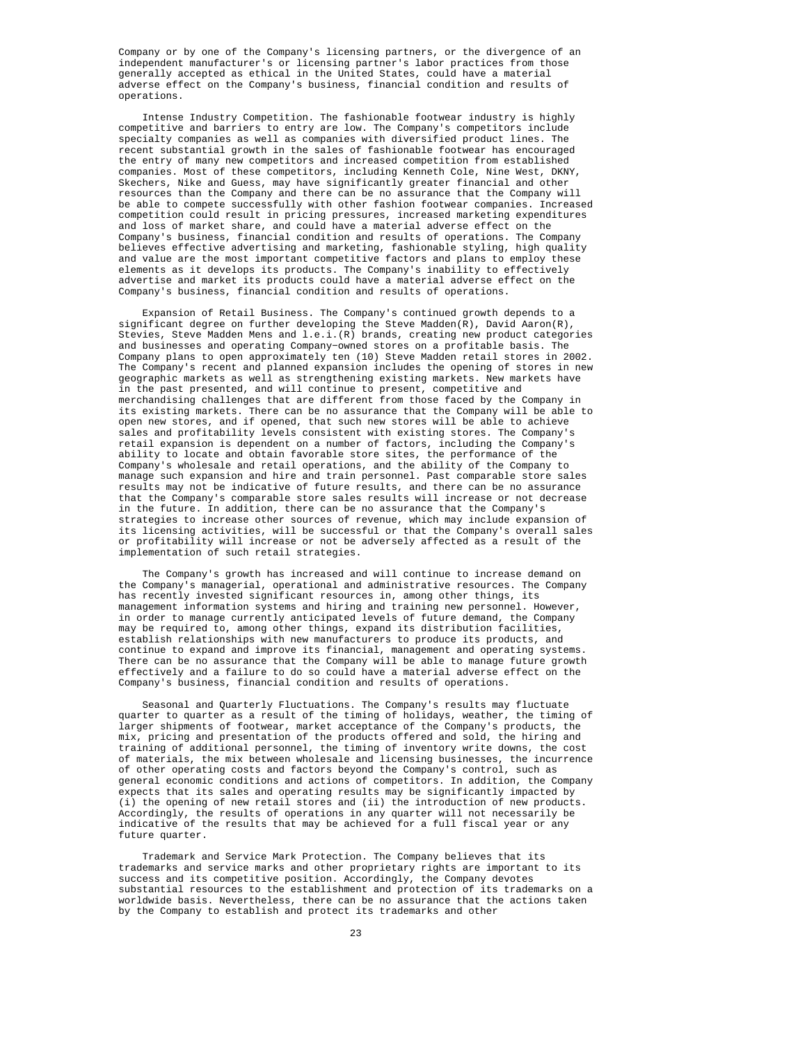Company or by one of the Company's licensing partners, or the divergence of an independent manufacturer's or licensing partner's labor practices from those generally accepted as ethical in the United States, could have a material adverse effect on the Company's business, financial condition and results of operations.

Intense Industry Competition. The fashionable footwear industry is highly competitive and barriers to entry are low. The Company's competitors include specialty companies as well as companies with diversified product lines. The recent substantial growth in the sales of fashionable footwear has encouraged the entry of many new competitors and increased competition from established companies. Most of these competitors, including Kenneth Cole, Nine West, DKNY, Skechers, Nike and Guess, may have significantly greater financial and other resources than the Company and there can be no assurance that the Company will be able to compete successfully with other fashion footwear companies. Increased competition could result in pricing pressures, increased marketing expenditures and loss of market share, and could have a material adverse effect on the Company's business, financial condition and results of operations. The Company believes effective advertising and marketing, fashionable styling, high quality and value are the most important competitive factors and plans to employ these elements as it develops its products. The Company's inability to effectively advertise and market its products could have a material adverse effect on the Company's business, financial condition and results of operations.

Expansion of Retail Business. The Company's continued growth depends to a significant degree on further developing the Steve Madden(R), David Aaron(R), Stevies, Steve Madden Mens and l.e.i.(R) brands, creating new product categories and businesses and operating Company-owned stores on a profitable basis. The Company plans to open approximately ten (10) Steve Madden retail stores in 2002. The Company's recent and planned expansion includes the opening of stores in new geographic markets as well as strengthening existing markets. New markets have in the past presented, and will continue to present, competitive and merchandising challenges that are different from those faced by the Company in its existing markets. There can be no assurance that the Company will be able to open new stores, and if opened, that such new stores will be able to achieve sales and profitability levels consistent with existing stores. The Company's retail expansion is dependent on a number of factors, including the Company's ability to locate and obtain favorable store sites, the performance of the Company's wholesale and retail operations, and the ability of the Company to manage such expansion and hire and train personnel. Past comparable store sales results may not be indicative of future results, and there can be no assurance that the Company's comparable store sales results will increase or not decrease in the future. In addition, there can be no assurance that the Company's strategies to increase other sources of revenue, which may include expansion of its licensing activities, will be successful or that the Company's overall sales or profitability will increase or not be adversely affected as a result of the implementation of such retail strategies.

The Company's growth has increased and will continue to increase demand on the Company's managerial, operational and administrative resources. The Company has recently invested significant resources in, among other things, its management information systems and hiring and training new personnel. However, in order to manage currently anticipated levels of future demand, the Company may be required to, among other things, expand its distribution facilities, establish relationships with new manufacturers to produce its products, and continue to expand and improve its financial, management and operating systems. There can be no assurance that the Company will be able to manage future growth effectively and a failure to do so could have a material adverse effect on the Company's business, financial condition and results of operations.

Seasonal and Quarterly Fluctuations. The Company's results may fluctuate quarter to quarter as a result of the timing of holidays, weather, the timing of larger shipments of footwear, market acceptance of the Company's products, the mix, pricing and presentation of the products offered and sold, the hiring and training of additional personnel, the timing of inventory write downs, the cost of materials, the mix between wholesale and licensing businesses, the incurrence of other operating costs and factors beyond the Company's control, such as general economic conditions and actions of competitors. In addition, the Company expects that its sales and operating results may be significantly impacted by (i) the opening of new retail stores and (ii) the introduction of new products. Accordingly, the results of operations in any quarter will not necessarily be indicative of the results that may be achieved for a full fiscal year or any future quarter.

Trademark and Service Mark Protection. The Company believes that its trademarks and service marks and other proprietary rights are important to its success and its competitive position. Accordingly, the Company devotes substantial resources to the establishment and protection of its trademarks on a worldwide basis. Nevertheless, there can be no assurance that the actions taken by the Company to establish and protect its trademarks and other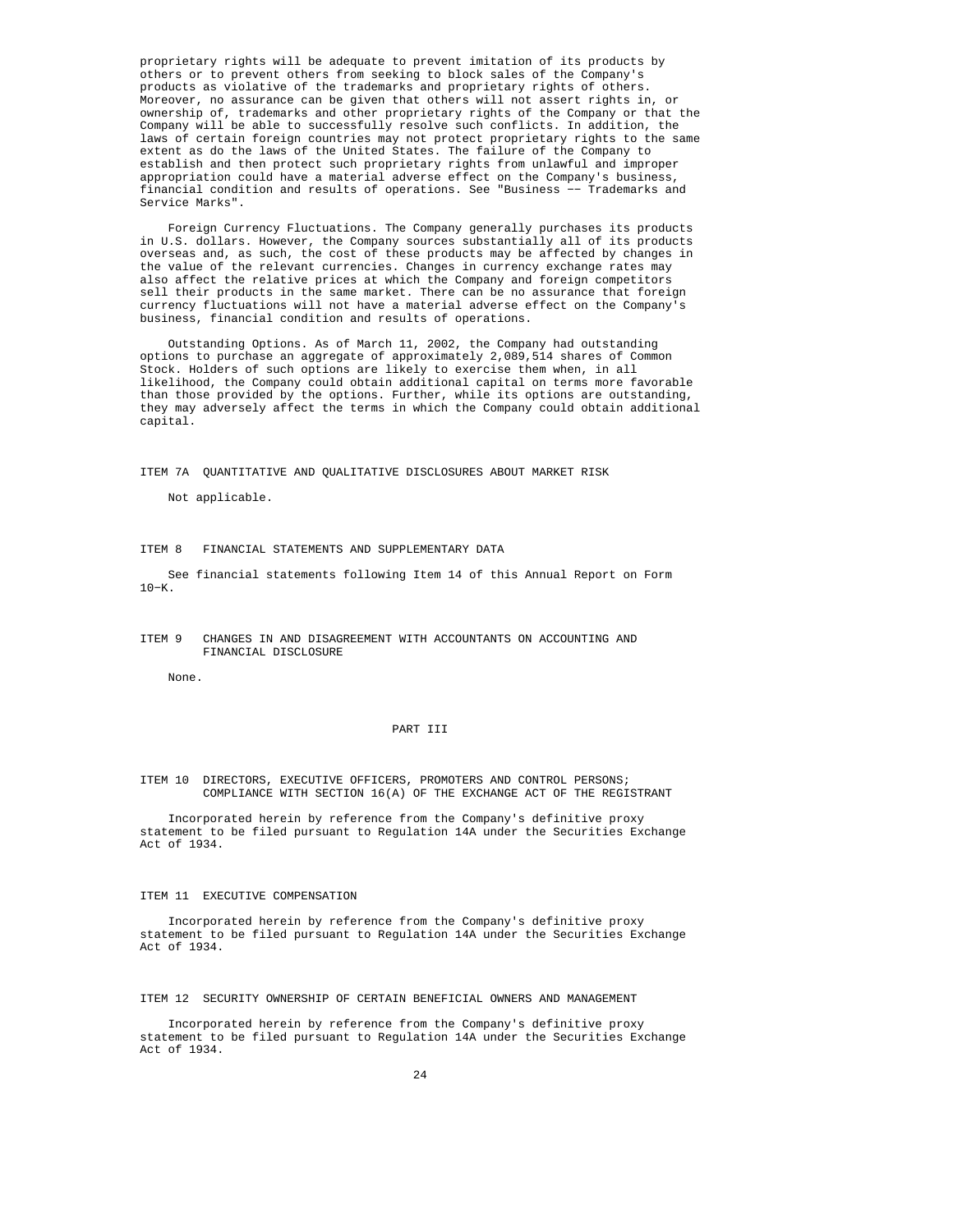proprietary rights will be adequate to prevent imitation of its products by others or to prevent others from seeking to block sales of the Company's products as violative of the trademarks and proprietary rights of others. Moreover, no assurance can be given that others will not assert rights in, or ownership of, trademarks and other proprietary rights of the Company or that the Company will be able to successfully resolve such conflicts. In addition, the laws of certain foreign countries may not protect proprietary rights to the same extent as do the laws of the United States. The failure of the Company to establish and then protect such proprietary rights from unlawful and improper appropriation could have a material adverse effect on the Company's business, financial condition and results of operations. See "Business -- Trademarks and Service Marks".

Foreign Currency Fluctuations. The Company generally purchases its products in U.S. dollars. However, the Company sources substantially all of its products overseas and, as such, the cost of these products may be affected by changes in the value of the relevant currencies. Changes in currency exchange rates may also affect the relative prices at which the Company and foreign competitors sell their products in the same market. There can be no assurance that foreign currency fluctuations will not have a material adverse effect on the Company's business, financial condition and results of operations.

Outstanding Options. As of March 11, 2002, the Company had outstanding options to purchase an aggregate of approximately 2,089,514 shares of Common Stock. Holders of such options are likely to exercise them when, in all likelihood, the Company could obtain additional capital on terms more favorable than those provided by the options. Further, while its options are outstanding, they may adversely affect the terms in which the Company could obtain additional capital.

## ITEM 7A QUANTITATIVE AND QUALITATIVE DISCLOSURES ABOUT MARKET RISK

Not applicable.

## ITEM 8 FINANCIAL STATEMENTS AND SUPPLEMENTARY DATA

See financial statements following Item 14 of this Annual Report on Form 10-K.

## ITEM 9 CHANGES IN AND DISAGREEMENT WITH ACCOUNTANTS ON ACCOUNTING AND FINANCIAL DISCLOSURE

None.

# PART III

## ITEM 10 DIRECTORS, EXECUTIVE OFFICERS, PROMOTERS AND CONTROL PERSONS; COMPLIANCE WITH SECTION 16(A) OF THE EXCHANGE ACT OF THE REGISTRANT

Incorporated herein by reference from the Company's definitive proxy statement to be filed pursuant to Regulation 14A under the Securities Exchange Act of 1934.

## ITEM 11 EXECUTIVE COMPENSATION

Incorporated herein by reference from the Company's definitive proxy statement to be filed pursuant to Regulation 14A under the Securities Exchange Act of 1934.

## ITEM 12 SECURITY OWNERSHIP OF CERTAIN BENEFICIAL OWNERS AND MANAGEMENT

Incorporated herein by reference from the Company's definitive proxy statement to be filed pursuant to Regulation 14A under the Securities Exchange Act of 1934.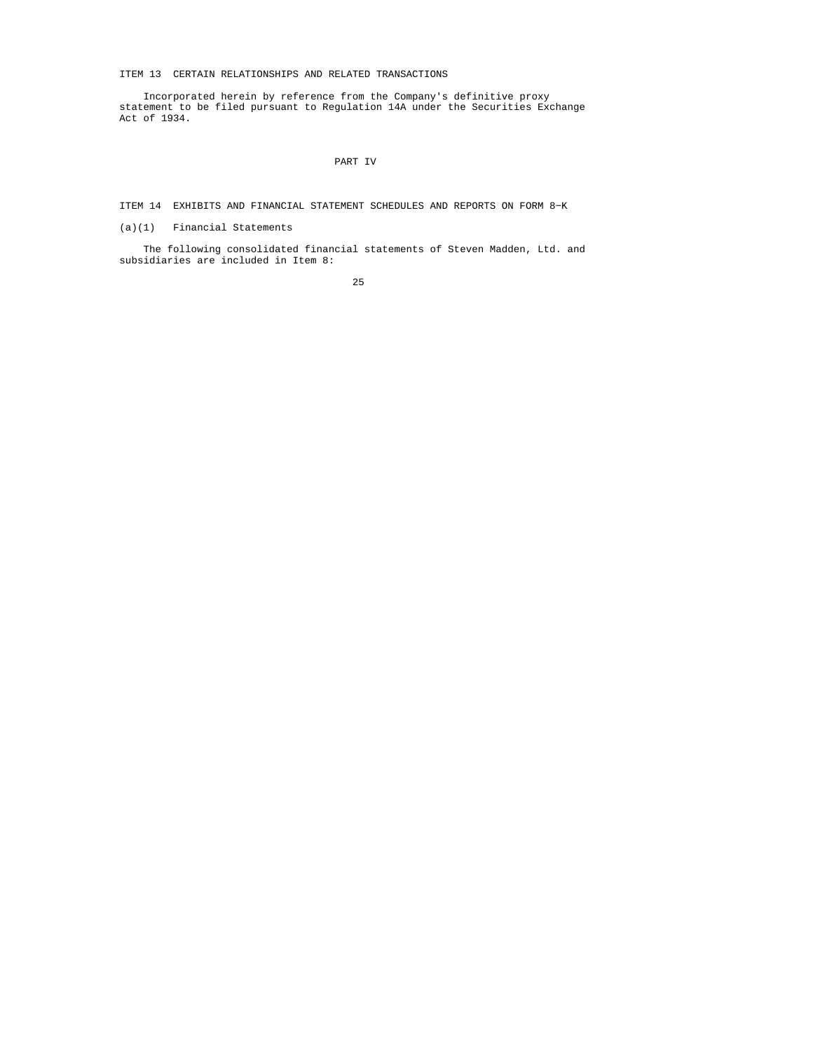ITEM 13 CERTAIN RELATIONSHIPS AND RELATED TRANSACTIONS

Incorporated herein by reference from the Company's definitive proxy statement to be filed pursuant to Regulation 14A under the Securities Exchange Act of 1934.

PART IV

ITEM 14 EXHIBITS AND FINANCIAL STATEMENT SCHEDULES AND REPORTS ON FORM 8-K

(a)(1) Financial Statements

The following consolidated financial statements of Steven Madden, Ltd. and subsidiaries are included in Item 8: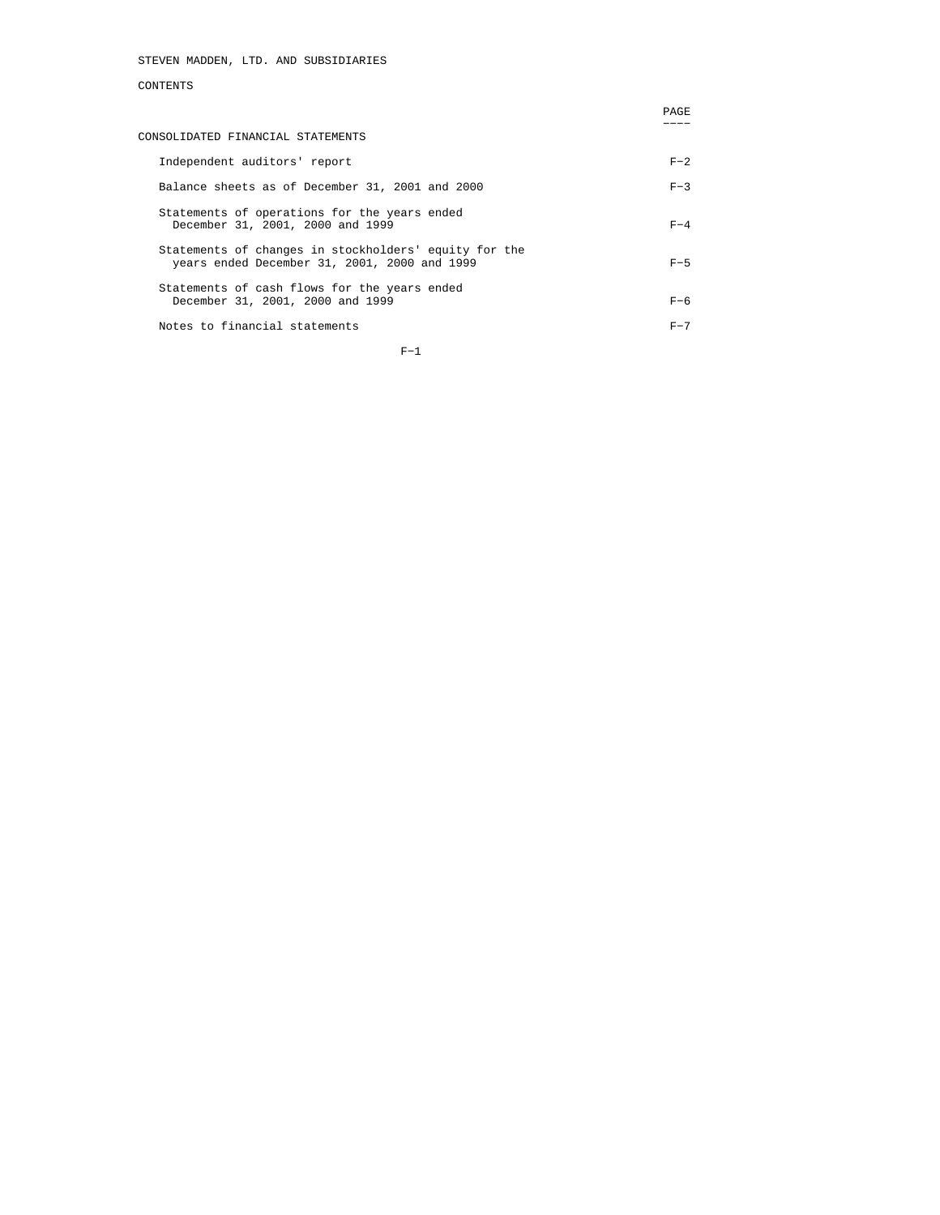STEVEN MADDEN, LTD. AND SUBSIDIARIES

CONTENTS

| | PAGE |
|---|---|
| CONSOLIDATED FINANCIAL STATEMENTS | |
| Independent auditors' report | F-2 |
| Balance sheets as of December 31, 2001 and 2000 | F-3 |
| Statements of operations for the years ended December 31, 2001, 2000 and 1999 | F-4 |
| Statements of changes in stockholders' equity for the years ended December 31, 2001, 2000 and 1999 | F-5 |
| Statements of cash flows for the years ended December 31, 2001, 2000 and 1999 | F-6 |
| Notes to financial statements | F-7 |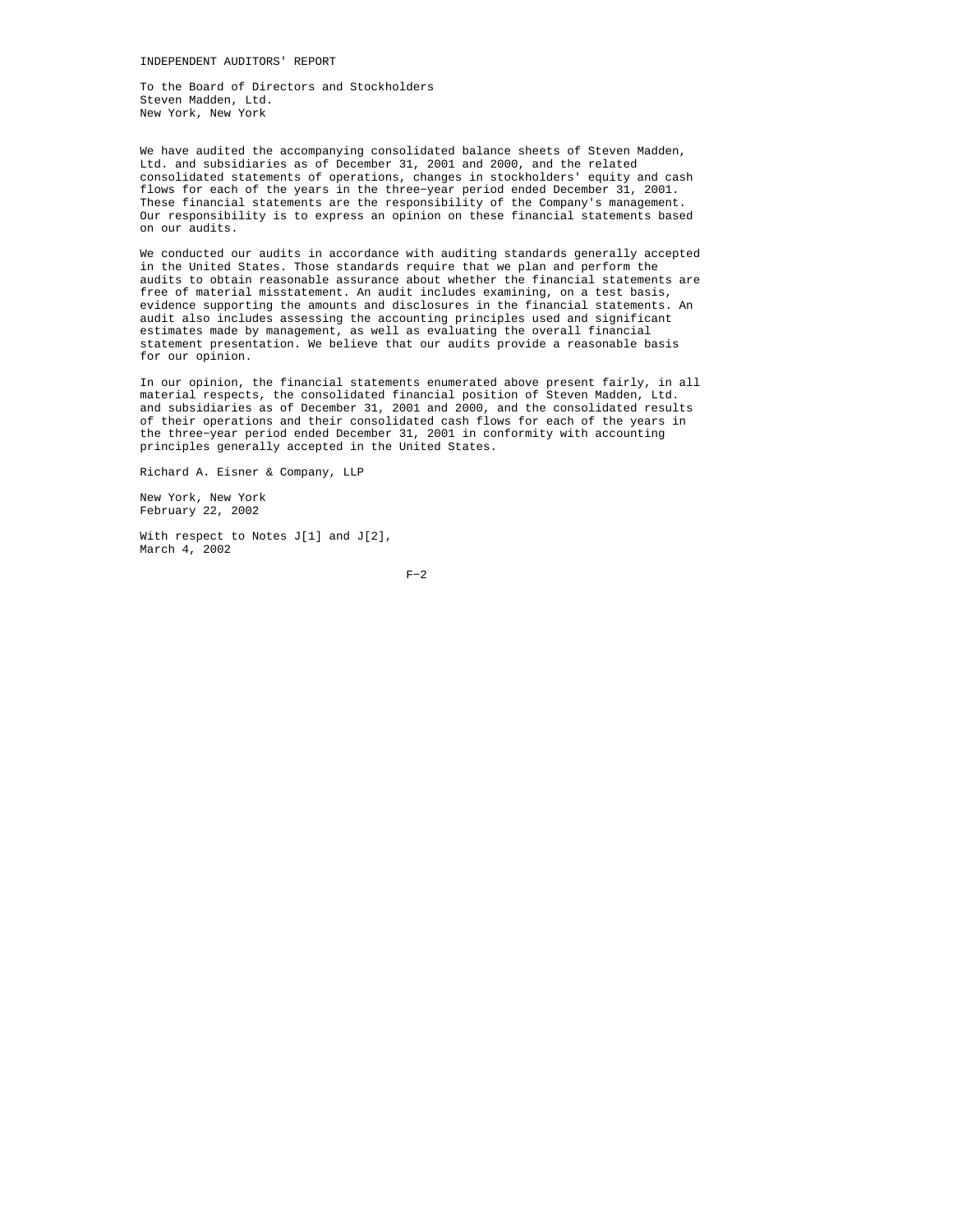# INDEPENDENT AUDITORS' REPORT

To the Board of Directors and Stockholders
Steven Madden, Ltd.
New York, New York

We have audited the accompanying consolidated balance sheets of Steven Madden, Ltd. and subsidiaries as of December 31, 2001 and 2000, and the related consolidated statements of operations, changes in stockholders' equity and cash flows for each of the years in the three-year period ended December 31, 2001. These financial statements are the responsibility of the Company's management. Our responsibility is to express an opinion on these financial statements based on our audits.

We conducted our audits in accordance with auditing standards generally accepted in the United States. Those standards require that we plan and perform the audits to obtain reasonable assurance about whether the financial statements are free of material misstatement. An audit includes examining, on a test basis, evidence supporting the amounts and disclosures in the financial statements. An audit also includes assessing the accounting principles used and significant estimates made by management, as well as evaluating the overall financial statement presentation. We believe that our audits provide a reasonable basis for our opinion.

In our opinion, the financial statements enumerated above present fairly, in all material respects, the consolidated financial position of Steven Madden, Ltd. and subsidiaries as of December 31, 2001 and 2000, and the consolidated results of their operations and their consolidated cash flows for each of the years in the three-year period ended December 31, 2001 in conformity with accounting principles generally accepted in the United States.

Richard A. Eisner & Company, LLP

New York, New York
February 22, 2002

With respect to Notes J[1] and J[2],
March 4, 2002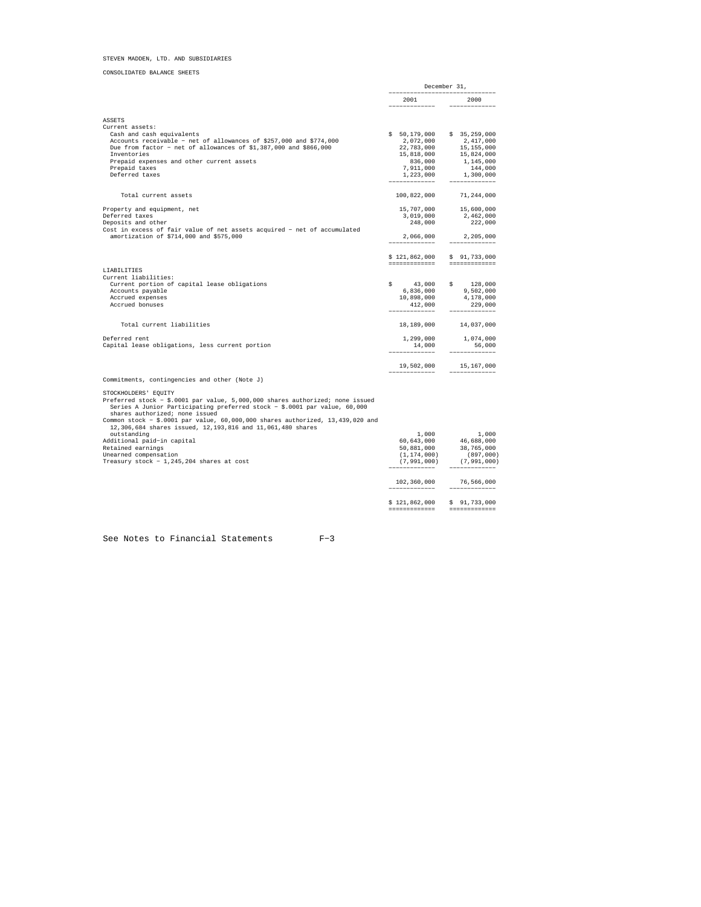STEVEN MADDEN, LTD. AND SUBSIDIARIES

CONSOLIDATED BALANCE SHEETS

| | December 31, 2001 | December 31, 2000 |
|---|---|---|
| **ASSETS** | | |
| Current assets: | | |
| Cash and cash equivalents | $ 50,179,000 | $ 35,259,000 |
| Accounts receivable - net of allowances of $257,000 and $774,000 | 2,072,000 | 2,417,000 |
| Due from factor - net of allowances of $1,387,000 and $866,000 | 22,783,000 | 15,155,000 |
| Inventories | 15,818,000 | 15,824,000 |
| Prepaid expenses and other current assets | 836,000 | 1,145,000 |
| Prepaid taxes | 7,911,000 | 144,000 |
| Deferred taxes | 1,223,000 | 1,300,000 |
| Total current assets | 100,822,000 | 71,244,000 |
| Property and equipment, net | 15,707,000 | 15,600,000 |
| Deferred taxes | 3,019,000 | 2,462,000 |
| Deposits and other | 248,000 | 222,000 |
| Cost in excess of fair value of net assets acquired - net of accumulated amortization of $714,000 and $575,000 | 2,066,000 | 2,205,000 |
| | $ 121,862,000 | $ 91,733,000 |
| **LIABILITIES** | | |
| Current liabilities: | | |
| Current portion of capital lease obligations | $ 43,000 | $ 128,000 |
| Accounts payable | 6,836,000 | 9,502,000 |
| Accrued expenses | 10,898,000 | 4,178,000 |
| Accrued bonuses | 412,000 | 229,000 |
| Total current liabilities | 18,189,000 | 14,037,000 |
| Deferred rent | 1,299,000 | 1,074,000 |
| Capital lease obligations, less current portion | 14,000 | 56,000 |
| | 19,502,000 | 15,167,000 |
| Commitments, contingencies and other (Note J) | | |
| **STOCKHOLDERS' EQUITY** | | |
| Preferred stock - $.0001 par value, 5,000,000 shares authorized; none issued | | |
| Series A Junior Participating preferred stock - $.0001 par value, 60,000 shares authorized; none issued | | |
| Common stock - $.0001 par value, 60,000,000 shares authorized, 13,439,020 and 12,306,684 shares issued, 12,193,816 and 11,061,480 shares outstanding | 1,000 | 1,000 |
| Additional paid-in capital | 60,643,000 | 46,688,000 |
| Retained earnings | 50,881,000 | 38,765,000 |
| Unearned compensation | (1,174,000) | (897,000) |
| Treasury stock - 1,245,204 shares at cost | (7,991,000) | (7,991,000) |
| | 102,360,000 | 76,566,000 |
| | $ 121,862,000 | $ 91,733,000 |

See Notes to Financial Statements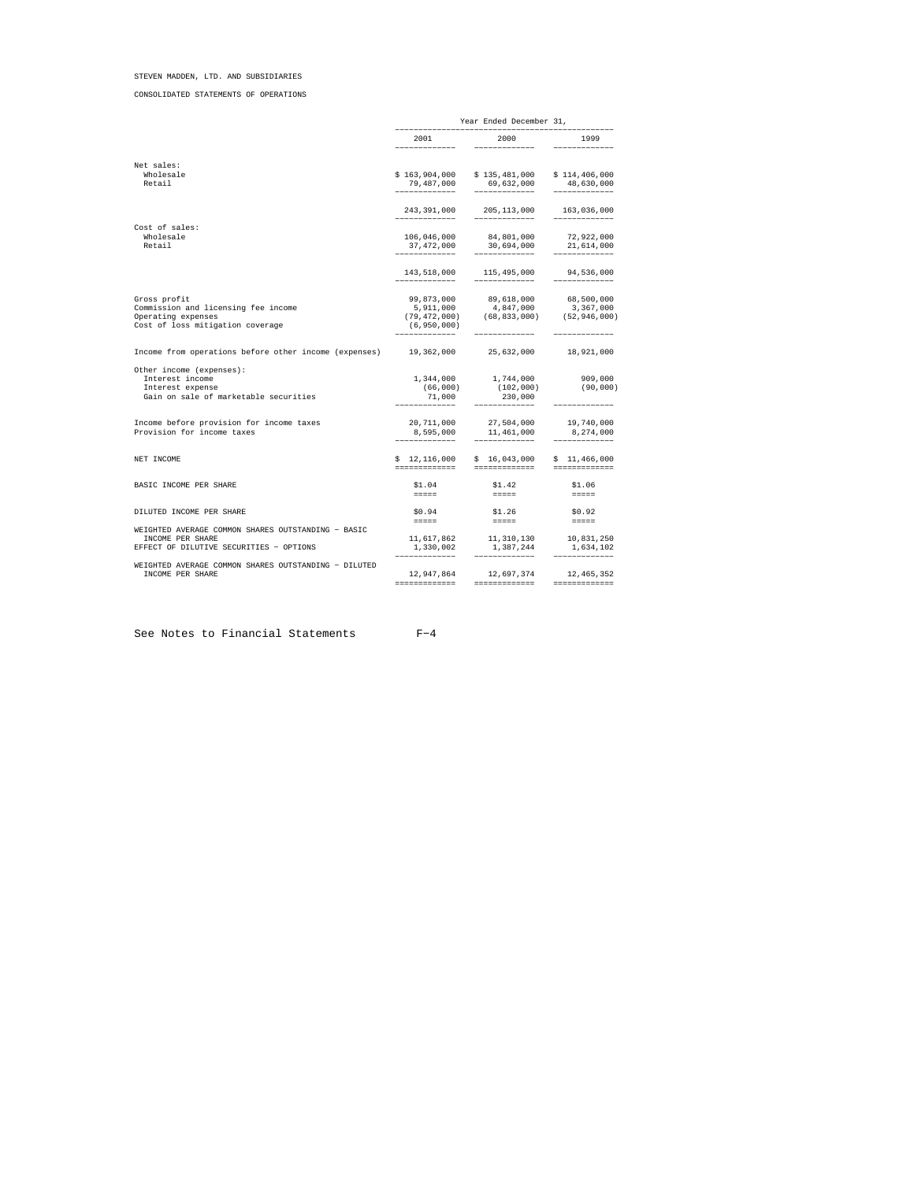STEVEN MADDEN, LTD. AND SUBSIDIARIES

CONSOLIDATED STATEMENTS OF OPERATIONS

| | Year Ended December 31, | | |
|---|---|---|---|
| | 2001 | 2000 | 1999 |
| Net sales: | | | |
| Wholesale | $ 163,904,000 | $ 135,481,000 | $ 114,406,000 |
| Retail | 79,487,000 | 69,632,000 | 48,630,000 |
| | 243,391,000 | 205,113,000 | 163,036,000 |
| Cost of sales: | | | |
| Wholesale | 106,046,000 | 84,801,000 | 72,922,000 |
| Retail | 37,472,000 | 30,694,000 | 21,614,000 |
| | 143,518,000 | 115,495,000 | 94,536,000 |
| Gross profit | 99,873,000 | 89,618,000 | 68,500,000 |
| Commission and licensing fee income | 5,911,000 | 4,847,000 | 3,367,000 |
| Operating expenses | (79,472,000) | (68,833,000) | (52,946,000) |
| Cost of loss mitigation coverage | (6,950,000) | | |
| Income from operations before other income (expenses) | 19,362,000 | 25,632,000 | 18,921,000 |
| Other income (expenses): | | | |
| Interest income | 1,344,000 | 1,744,000 | 909,000 |
| Interest expense | (66,000) | (102,000) | (90,000) |
| Gain on sale of marketable securities | 71,000 | 230,000 | |
| Income before provision for income taxes | 20,711,000 | 27,504,000 | 19,740,000 |
| Provision for income taxes | 8,595,000 | 11,461,000 | 8,274,000 |
| NET INCOME | $ 12,116,000 | $ 16,043,000 | $ 11,466,000 |
| BASIC INCOME PER SHARE | $1.04 | $1.42 | $1.06 |
| DILUTED INCOME PER SHARE | $0.94 | $1.26 | $0.92 |
| WEIGHTED AVERAGE COMMON SHARES OUTSTANDING - BASIC INCOME PER SHARE | 11,617,862 | 11,310,130 | 10,831,250 |
| EFFECT OF DILUTIVE SECURITIES - OPTIONS | 1,330,002 | 1,387,244 | 1,634,102 |
| WEIGHTED AVERAGE COMMON SHARES OUTSTANDING - DILUTED INCOME PER SHARE | 12,947,864 | 12,697,374 | 12,465,352 |

See Notes to Financial Statements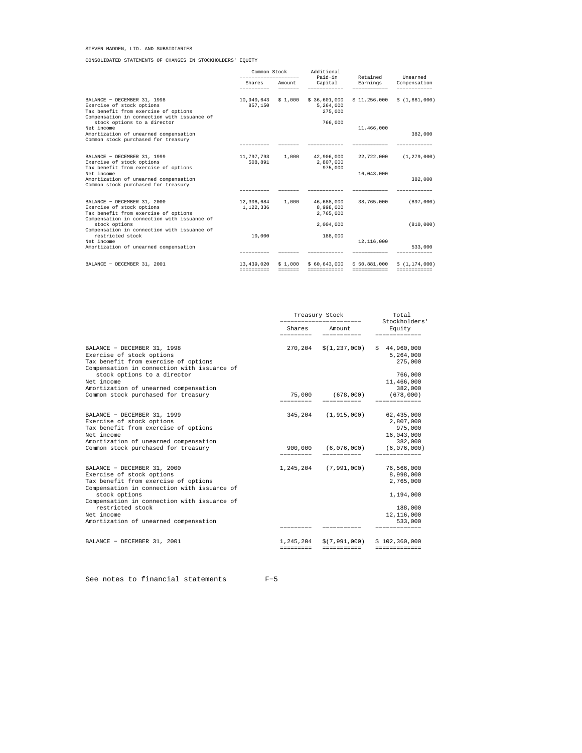STEVEN MADDEN, LTD. AND SUBSIDIARIES

CONSOLIDATED STATEMENTS OF CHANGES IN STOCKHOLDERS' EQUITY

| | Common Stock | | Additional Paid-in | Retained | Unearned |
|---|---|---|---|---|---|
| | Shares | Amount | Capital | Earnings | Compensation |
| BALANCE - DECEMBER 31, 1998 | 10,940,643 | $ 1,000 | $ 36,601,000 | $ 11,256,000 | $ (1,661,000) |
| Exercise of stock options | 857,150 | | 5,264,000 | | |
| Tax benefit from exercise of options | | | 275,000 | | |
| Compensation in connection with issuance of stock options to a director | | | 766,000 | | |
| Net income | | | | 11,466,000 | |
| Amortization of unearned compensation | | | | | 382,000 |
| Common stock purchased for treasury | | | | | |
| BALANCE - DECEMBER 31, 1999 | 11,797,793 | 1,000 | 42,906,000 | 22,722,000 | (1,279,000) |
| Exercise of stock options | 508,891 | | 2,807,000 | | |
| Tax benefit from exercise of options | | | 975,000 | | |
| Net income | | | | 16,043,000 | |
| Amortization of unearned compensation | | | | | 382,000 |
| Common stock purchased for treasury | | | | | |
| BALANCE - DECEMBER 31, 2000 | 12,306,684 | 1,000 | 46,688,000 | 38,765,000 | (897,000) |
| Exercise of stock options | 1,122,336 | | 8,998,000 | | |
| Tax benefit from exercise of options | | | 2,765,000 | | |
| Compensation in connection with issuance of stock options | | | 2,004,000 | | (810,000) |
| Compensation in connection with issuance of restricted stock | 10,000 | | 188,000 | | |
| Net income | | | | 12,116,000 | |
| Amortization of unearned compensation | | | | | 533,000 |
| BALANCE - DECEMBER 31, 2001 | 13,439,020 | $ 1,000 | $ 60,643,000 | $ 50,881,000 | $ (1,174,000) |

| | Treasury Stock | | Total Stockholders' |
|---|---|---|---|
| | Shares | Amount | Equity |
| BALANCE - DECEMBER 31, 1998 | 270,204 | $(1,237,000) | $ 44,960,000 |
| Exercise of stock options | | | 5,264,000 |
| Tax benefit from exercise of options | | | 275,000 |
| Compensation in connection with issuance of stock options to a director | | | 766,000 |
| Net income | | | 11,466,000 |
| Amortization of unearned compensation | | | 382,000 |
| Common stock purchased for treasury | 75,000 | (678,000) | (678,000) |
| BALANCE - DECEMBER 31, 1999 | 345,204 | (1,915,000) | 62,435,000 |
| Exercise of stock options | | | 2,807,000 |
| Tax benefit from exercise of options | | | 975,000 |
| Net income | | | 16,043,000 |
| Amortization of unearned compensation | | | 382,000 |
| Common stock purchased for treasury | 900,000 | (6,076,000) | (6,076,000) |
| BALANCE - DECEMBER 31, 2000 | 1,245,204 | (7,991,000) | 76,566,000 |
| Exercise of stock options | | | 8,998,000 |
| Tax benefit from exercise of options | | | 2,765,000 |
| Compensation in connection with issuance of stock options | | | 1,194,000 |
| Compensation in connection with issuance of restricted stock | | | 188,000 |
| Net income | | | 12,116,000 |
| Amortization of unearned compensation | | | 533,000 |
| BALANCE - DECEMBER 31, 2001 | 1,245,204 | $(7,991,000) | $ 102,360,000 |

See notes to financial statements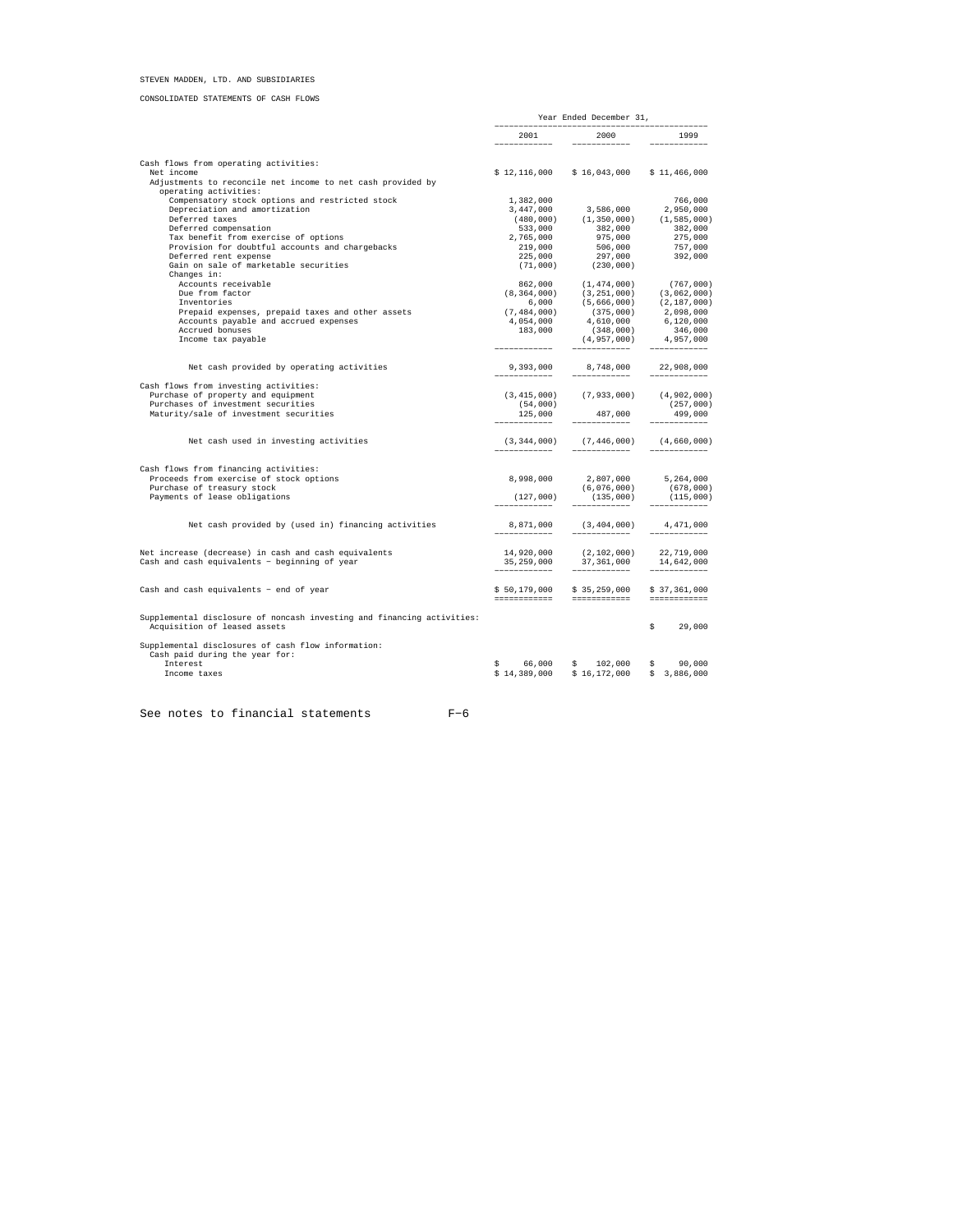STEVEN MADDEN, LTD. AND SUBSIDIARIES

CONSOLIDATED STATEMENTS OF CASH FLOWS

| | Year Ended December 31, | | |
|---|---|---|---|
| | 2001 | 2000 | 1999 |
| Cash flows from operating activities: | | | |
| Net income | $ 12,116,000 | $ 16,043,000 | $ 11,466,000 |
| Adjustments to reconcile net income to net cash provided by operating activities: | | | |
| Compensatory stock options and restricted stock | 1,382,000 | | 766,000 |
| Depreciation and amortization | 3,447,000 | 3,586,000 | 2,950,000 |
| Deferred taxes | (480,000) | (1,350,000) | (1,585,000) |
| Deferred compensation | 533,000 | 382,000 | 382,000 |
| Tax benefit from exercise of options | 2,765,000 | 975,000 | 275,000 |
| Provision for doubtful accounts and chargebacks | 219,000 | 506,000 | 757,000 |
| Deferred rent expense | 225,000 | 297,000 | 392,000 |
| Gain on sale of marketable securities | (71,000) | (230,000) | |
| Changes in: | | | |
| Accounts receivable | 862,000 | (1,474,000) | (767,000) |
| Due from factor | (8,364,000) | (3,251,000) | (3,062,000) |
| Inventories | 6,000 | (5,666,000) | (2,187,000) |
| Prepaid expenses, prepaid taxes and other assets | (7,484,000) | (375,000) | 2,098,000 |
| Accounts payable and accrued expenses | 4,054,000 | 4,610,000 | 6,120,000 |
| Accrued bonuses | 183,000 | (348,000) | 346,000 |
| Income tax payable | | (4,957,000) | 4,957,000 |
| Net cash provided by operating activities | 9,393,000 | 8,748,000 | 22,908,000 |
| Cash flows from investing activities: | | | |
| Purchase of property and equipment | (3,415,000) | (7,933,000) | (4,902,000) |
| Purchases of investment securities | (54,000) | | (257,000) |
| Maturity/sale of investment securities | 125,000 | 487,000 | 499,000 |
| Net cash used in investing activities | (3,344,000) | (7,446,000) | (4,660,000) |
| Cash flows from financing activities: | | | |
| Proceeds from exercise of stock options | 8,998,000 | 2,807,000 | 5,264,000 |
| Purchase of treasury stock | | (6,076,000) | (678,000) |
| Payments of lease obligations | (127,000) | (135,000) | (115,000) |
| Net cash provided by (used in) financing activities | 8,871,000 | (3,404,000) | 4,471,000 |
| Net increase (decrease) in cash and cash equivalents | 14,920,000 | (2,102,000) | 22,719,000 |
| Cash and cash equivalents - beginning of year | 35,259,000 | 37,361,000 | 14,642,000 |
| Cash and cash equivalents - end of year | $ 50,179,000 | $ 35,259,000 | $ 37,361,000 |
| Supplemental disclosure of noncash investing and financing activities: | | | |
| Acquisition of leased assets | | | $ 29,000 |
| Supplemental disclosures of cash flow information: | | | |
| Cash paid during the year for: | | | |
| Interest | $ 66,000 | $ 102,000 | $ 90,000 |
| Income taxes | $ 14,389,000 | $ 16,172,000 | $ 3,886,000 |

See notes to financial statements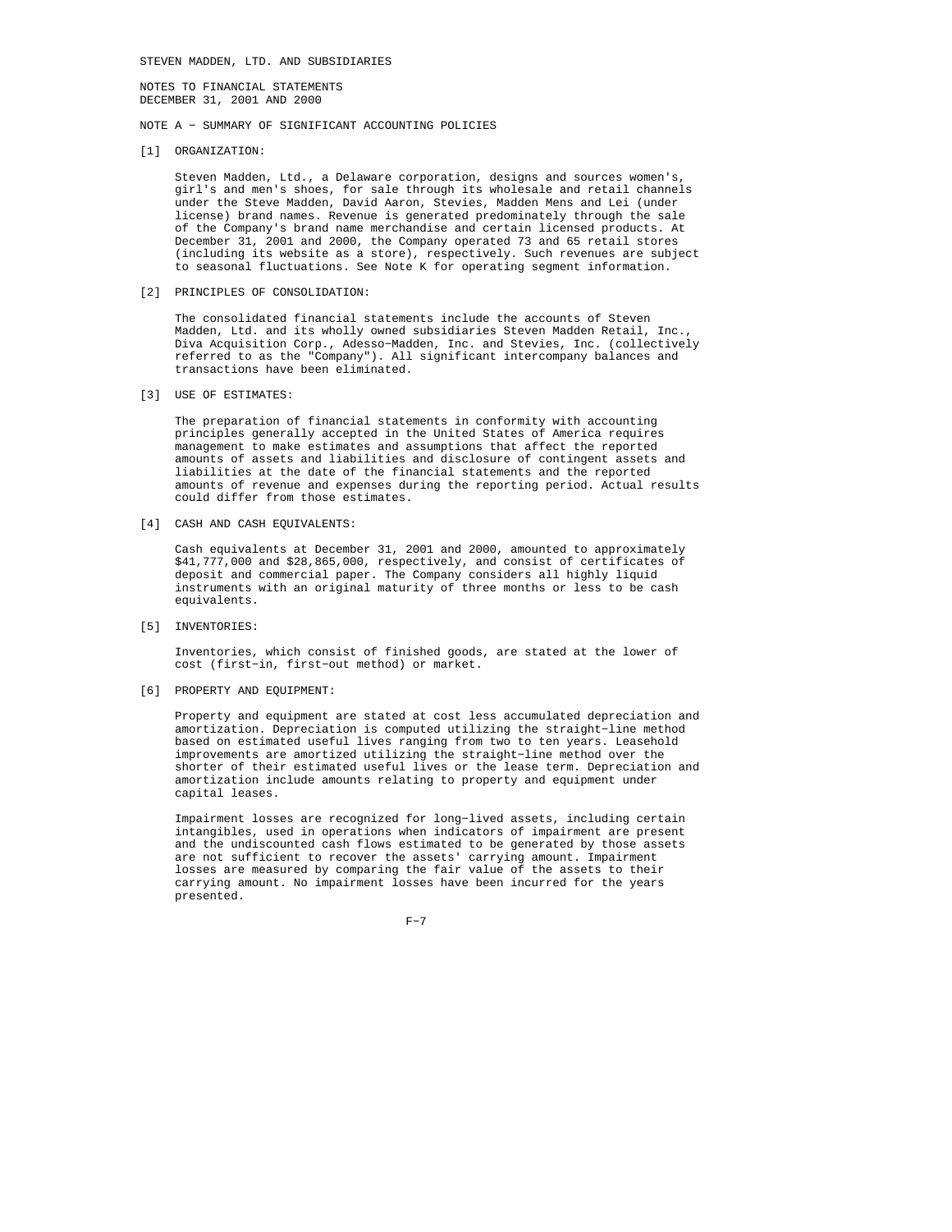STEVEN MADDEN, LTD. AND SUBSIDIARIES

NOTES TO FINANCIAL STATEMENTS
DECEMBER 31, 2001 AND 2000

## NOTE A - SUMMARY OF SIGNIFICANT ACCOUNTING POLICIES

### [1] ORGANIZATION:

Steven Madden, Ltd., a Delaware corporation, designs and sources women's, girl's and men's shoes, for sale through its wholesale and retail channels under the Steve Madden, David Aaron, Stevies, Madden Mens and Lei (under license) brand names. Revenue is generated predominately through the sale of the Company's brand name merchandise and certain licensed products. At December 31, 2001 and 2000, the Company operated 73 and 65 retail stores (including its website as a store), respectively. Such revenues are subject to seasonal fluctuations. See Note K for operating segment information.

### [2] PRINCIPLES OF CONSOLIDATION:

The consolidated financial statements include the accounts of Steven Madden, Ltd. and its wholly owned subsidiaries Steven Madden Retail, Inc., Diva Acquisition Corp., Adesso-Madden, Inc. and Stevies, Inc. (collectively referred to as the "Company"). All significant intercompany balances and transactions have been eliminated.

### [3] USE OF ESTIMATES:

The preparation of financial statements in conformity with accounting principles generally accepted in the United States of America requires management to make estimates and assumptions that affect the reported amounts of assets and liabilities and disclosure of contingent assets and liabilities at the date of the financial statements and the reported amounts of revenue and expenses during the reporting period. Actual results could differ from those estimates.

### [4] CASH AND CASH EQUIVALENTS:

Cash equivalents at December 31, 2001 and 2000, amounted to approximately $41,777,000 and $28,865,000, respectively, and consist of certificates of deposit and commercial paper. The Company considers all highly liquid instruments with an original maturity of three months or less to be cash equivalents.

### [5] INVENTORIES:

Inventories, which consist of finished goods, are stated at the lower of cost (first-in, first-out method) or market.

### [6] PROPERTY AND EQUIPMENT:

Property and equipment are stated at cost less accumulated depreciation and amortization. Depreciation is computed utilizing the straight-line method based on estimated useful lives ranging from two to ten years. Leasehold improvements are amortized utilizing the straight-line method over the shorter of their estimated useful lives or the lease term. Depreciation and amortization include amounts relating to property and equipment under capital leases.

Impairment losses are recognized for long-lived assets, including certain intangibles, used in operations when indicators of impairment are present and the undiscounted cash flows estimated to be generated by those assets are not sufficient to recover the assets' carrying amount. Impairment losses are measured by comparing the fair value of the assets to their carrying amount. No impairment losses have been incurred for the years presented.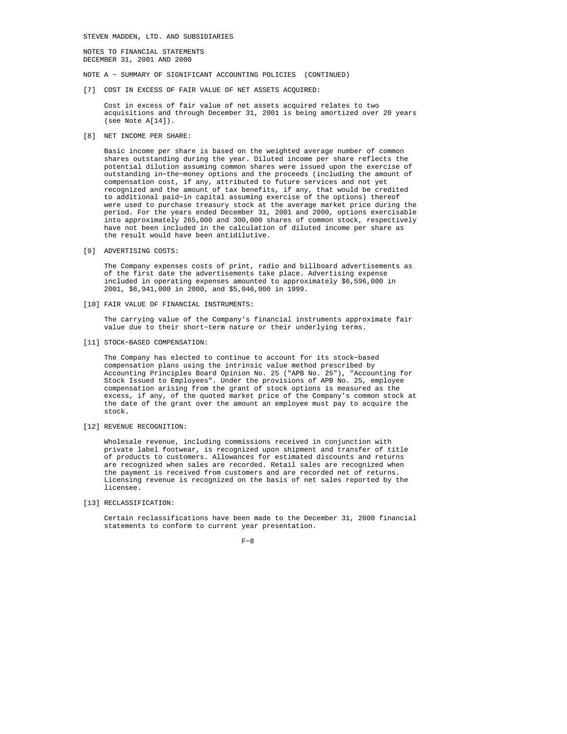STEVEN MADDEN, LTD. AND SUBSIDIARIES

NOTES TO FINANCIAL STATEMENTS
DECEMBER 31, 2001 AND 2000

NOTE A - SUMMARY OF SIGNIFICANT ACCOUNTING POLICIES (CONTINUED)

[7] COST IN EXCESS OF FAIR VALUE OF NET ASSETS ACQUIRED:

Cost in excess of fair value of net assets acquired relates to two acquisitions and through December 31, 2001 is being amortized over 20 years (see Note A[14]).

[8] NET INCOME PER SHARE:

Basic income per share is based on the weighted average number of common shares outstanding during the year. Diluted income per share reflects the potential dilution assuming common shares were issued upon the exercise of outstanding in-the-money options and the proceeds (including the amount of compensation cost, if any, attributed to future services and not yet recognized and the amount of tax benefits, if any, that would be credited to additional paid-in capital assuming exercise of the options) thereof were used to purchase treasury stock at the average market price during the period. For the years ended December 31, 2001 and 2000, options exercisable into approximately 265,000 and 300,000 shares of common stock, respectively have not been included in the calculation of diluted income per share as the result would have been antidilutive.

[9] ADVERTISING COSTS:

The Company expenses costs of print, radio and billboard advertisements as of the first date the advertisements take place. Advertising expense included in operating expenses amounted to approximately $6,596,000 in 2001, $6,941,000 in 2000, and $5,046,000 in 1999.

[10] FAIR VALUE OF FINANCIAL INSTRUMENTS:

The carrying value of the Company's financial instruments approximate fair value due to their short-term nature or their underlying terms.

[11] STOCK-BASED COMPENSATION:

The Company has elected to continue to account for its stock-based compensation plans using the intrinsic value method prescribed by Accounting Principles Board Opinion No. 25 ("APB No. 25"), "Accounting for Stock Issued to Employees". Under the provisions of APB No. 25, employee compensation arising from the grant of stock options is measured as the excess, if any, of the quoted market price of the Company's common stock at the date of the grant over the amount an employee must pay to acquire the stock.

[12] REVENUE RECOGNITION:

Wholesale revenue, including commissions received in conjunction with private label footwear, is recognized upon shipment and transfer of title of products to customers. Allowances for estimated discounts and returns are recognized when sales are recorded. Retail sales are recognized when the payment is received from customers and are recorded net of returns. Licensing revenue is recognized on the basis of net sales reported by the licensee.

[13] RECLASSIFICATION:

Certain reclassifications have been made to the December 31, 2000 financial statements to conform to current year presentation.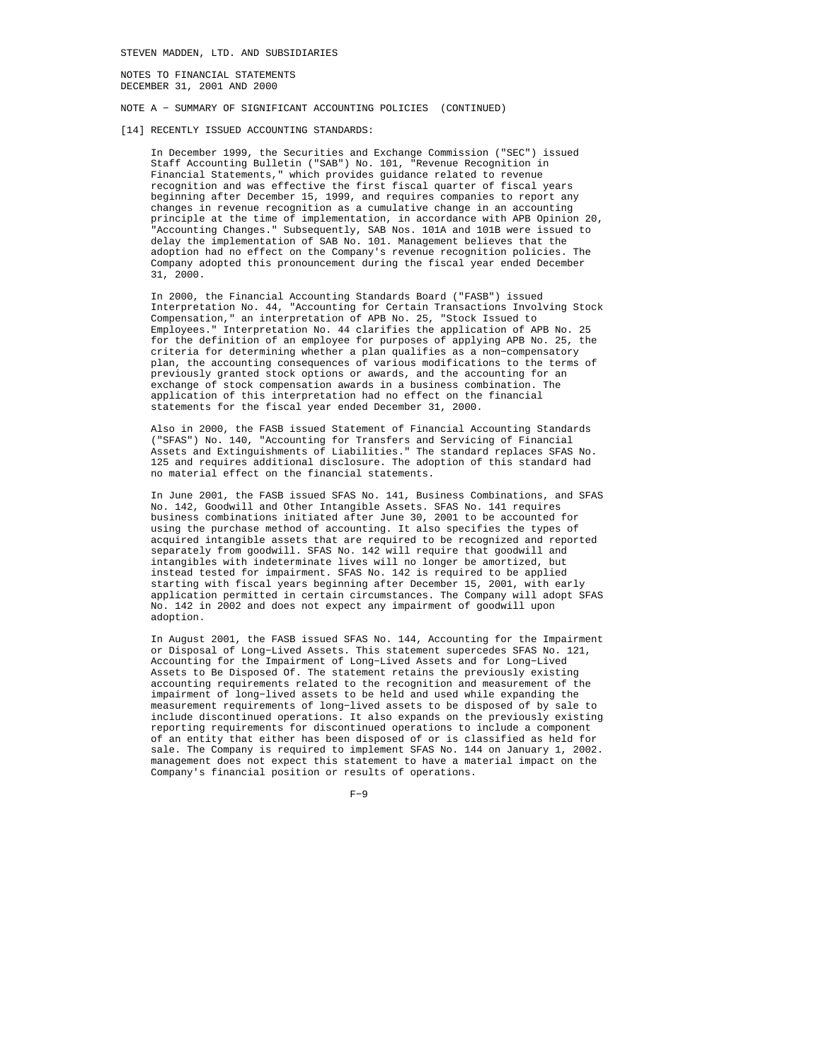STEVEN MADDEN, LTD. AND SUBSIDIARIES

NOTES TO FINANCIAL STATEMENTS
DECEMBER 31, 2001 AND 2000

NOTE A − SUMMARY OF SIGNIFICANT ACCOUNTING POLICIES (CONTINUED)

[14] RECENTLY ISSUED ACCOUNTING STANDARDS:

In December 1999, the Securities and Exchange Commission ("SEC") issued Staff Accounting Bulletin ("SAB") No. 101, "Revenue Recognition in Financial Statements," which provides guidance related to revenue recognition and was effective the first fiscal quarter of fiscal years beginning after December 15, 1999, and requires companies to report any changes in revenue recognition as a cumulative change in an accounting principle at the time of implementation, in accordance with APB Opinion 20, "Accounting Changes." Subsequently, SAB Nos. 101A and 101B were issued to delay the implementation of SAB No. 101. Management believes that the adoption had no effect on the Company's revenue recognition policies. The Company adopted this pronouncement during the fiscal year ended December 31, 2000.

In 2000, the Financial Accounting Standards Board ("FASB") issued Interpretation No. 44, "Accounting for Certain Transactions Involving Stock Compensation," an interpretation of APB No. 25, "Stock Issued to Employees." Interpretation No. 44 clarifies the application of APB No. 25 for the definition of an employee for purposes of applying APB No. 25, the criteria for determining whether a plan qualifies as a non−compensatory plan, the accounting consequences of various modifications to the terms of previously granted stock options or awards, and the accounting for an exchange of stock compensation awards in a business combination. The application of this interpretation had no effect on the financial statements for the fiscal year ended December 31, 2000.

Also in 2000, the FASB issued Statement of Financial Accounting Standards ("SFAS") No. 140, "Accounting for Transfers and Servicing of Financial Assets and Extinguishments of Liabilities." The standard replaces SFAS No. 125 and requires additional disclosure. The adoption of this standard had no material effect on the financial statements.

In June 2001, the FASB issued SFAS No. 141, Business Combinations, and SFAS No. 142, Goodwill and Other Intangible Assets. SFAS No. 141 requires business combinations initiated after June 30, 2001 to be accounted for using the purchase method of accounting. It also specifies the types of acquired intangible assets that are required to be recognized and reported separately from goodwill. SFAS No. 142 will require that goodwill and intangibles with indeterminate lives will no longer be amortized, but instead tested for impairment. SFAS No. 142 is required to be applied starting with fiscal years beginning after December 15, 2001, with early application permitted in certain circumstances. The Company will adopt SFAS No. 142 in 2002 and does not expect any impairment of goodwill upon adoption.

In August 2001, the FASB issued SFAS No. 144, Accounting for the Impairment or Disposal of Long−Lived Assets. This statement supercedes SFAS No. 121, Accounting for the Impairment of Long−Lived Assets and for Long−Lived Assets to Be Disposed Of. The statement retains the previously existing accounting requirements related to the recognition and measurement of the impairment of long−lived assets to be held and used while expanding the measurement requirements of long−lived assets to be disposed of by sale to include discontinued operations. It also expands on the previously existing reporting requirements for discontinued operations to include a component of an entity that either has been disposed of or is classified as held for sale. The Company is required to implement SFAS No. 144 on January 1, 2002. management does not expect this statement to have a material impact on the Company's financial position or results of operations.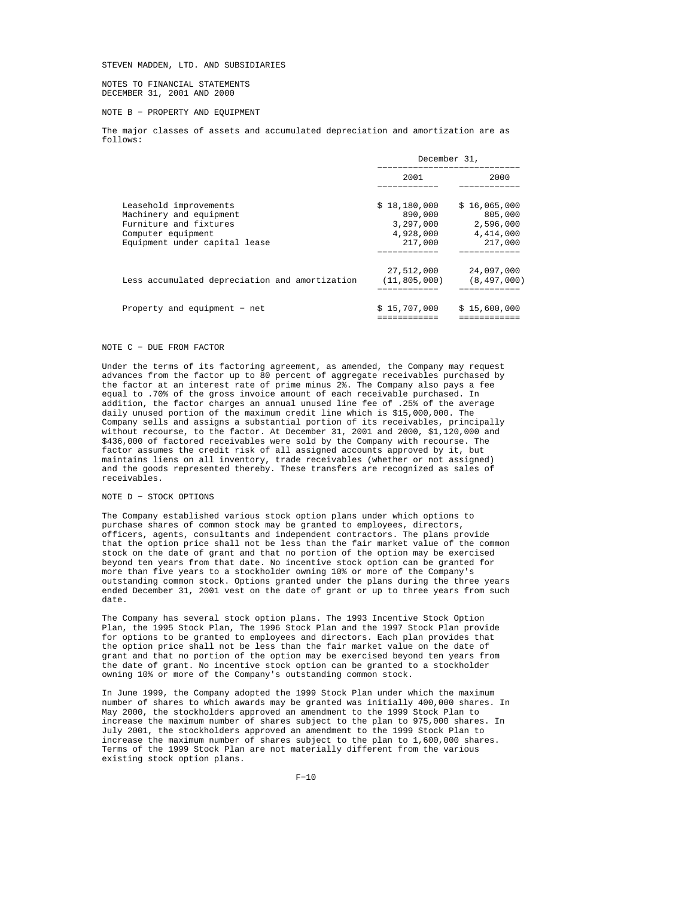STEVEN MADDEN, LTD. AND SUBSIDIARIES

NOTES TO FINANCIAL STATEMENTS
DECEMBER 31, 2001 AND 2000

## NOTE B - PROPERTY AND EQUIPMENT

The major classes of assets and accumulated depreciation and amortization are as follows:

| | December 31, | |
|---|---|---|
| | 2001 | 2000 |
| Leasehold improvements | $ 18,180,000 | $ 16,065,000 |
| Machinery and equipment | 890,000 | 805,000 |
| Furniture and fixtures | 3,297,000 | 2,596,000 |
| Computer equipment | 4,928,000 | 4,414,000 |
| Equipment under capital lease | 217,000 | 217,000 |
| | 27,512,000 | 24,097,000 |
| Less accumulated depreciation and amortization | (11,805,000) | (8,497,000) |
| Property and equipment - net | $ 15,707,000 | $ 15,600,000 |

## NOTE C - DUE FROM FACTOR

Under the terms of its factoring agreement, as amended, the Company may request advances from the factor up to 80 percent of aggregate receivables purchased by the factor at an interest rate of prime minus 2%. The Company also pays a fee equal to .70% of the gross invoice amount of each receivable purchased. In addition, the factor charges an annual unused line fee of .25% of the average daily unused portion of the maximum credit line which is $15,000,000. The Company sells and assigns a substantial portion of its receivables, principally without recourse, to the factor. At December 31, 2001 and 2000, $1,120,000 and $436,000 of factored receivables were sold by the Company with recourse. The factor assumes the credit risk of all assigned accounts approved by it, but maintains liens on all inventory, trade receivables (whether or not assigned) and the goods represented thereby. These transfers are recognized as sales of receivables.

## NOTE D - STOCK OPTIONS

The Company established various stock option plans under which options to purchase shares of common stock may be granted to employees, directors, officers, agents, consultants and independent contractors. The plans provide that the option price shall not be less than the fair market value of the common stock on the date of grant and that no portion of the option may be exercised beyond ten years from that date. No incentive stock option can be granted for more than five years to a stockholder owning 10% or more of the Company's outstanding common stock. Options granted under the plans during the three years ended December 31, 2001 vest on the date of grant or up to three years from such date.

The Company has several stock option plans. The 1993 Incentive Stock Option Plan, the 1995 Stock Plan, The 1996 Stock Plan and the 1997 Stock Plan provide for options to be granted to employees and directors. Each plan provides that the option price shall not be less than the fair market value on the date of grant and that no portion of the option may be exercised beyond ten years from the date of grant. No incentive stock option can be granted to a stockholder owning 10% or more of the Company's outstanding common stock.

In June 1999, the Company adopted the 1999 Stock Plan under which the maximum number of shares to which awards may be granted was initially 400,000 shares. In May 2000, the stockholders approved an amendment to the 1999 Stock Plan to increase the maximum number of shares subject to the plan to 975,000 shares. In July 2001, the stockholders approved an amendment to the 1999 Stock Plan to increase the maximum number of shares subject to the plan to 1,600,000 shares. Terms of the 1999 Stock Plan are not materially different from the various existing stock option plans.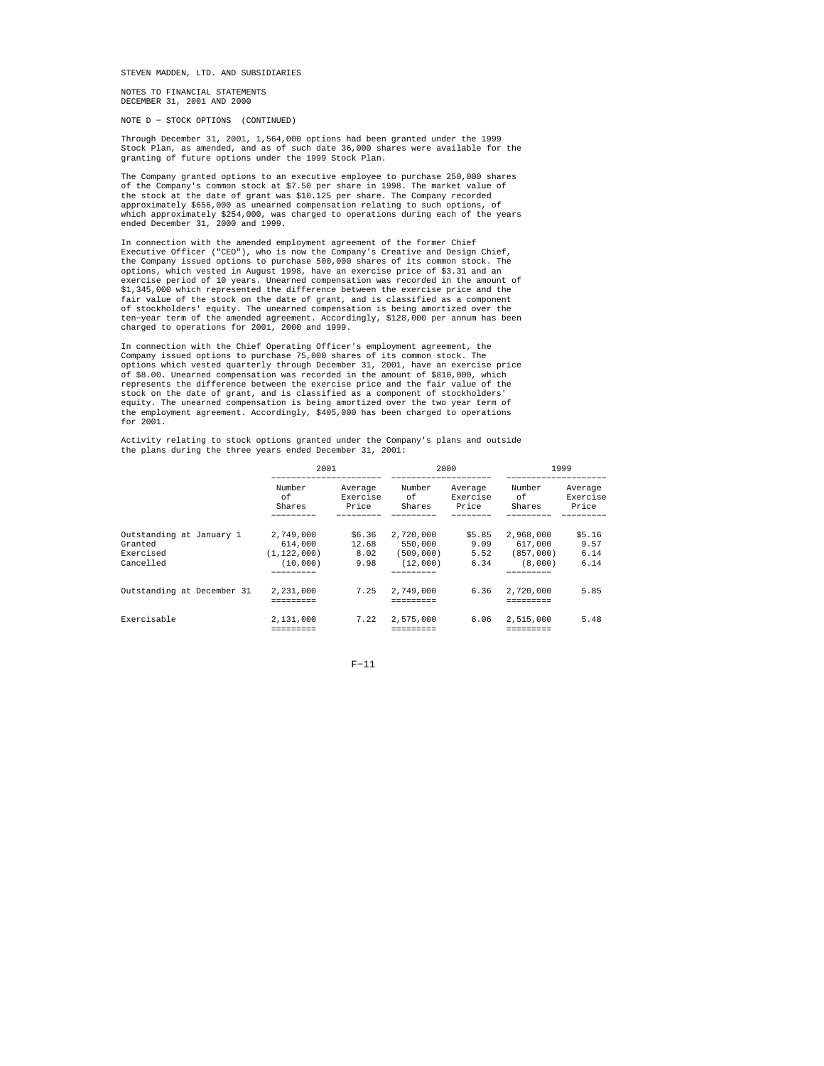STEVEN MADDEN, LTD. AND SUBSIDIARIES

NOTES TO FINANCIAL STATEMENTS
DECEMBER 31, 2001 AND 2000

NOTE D - STOCK OPTIONS (CONTINUED)

Through December 31, 2001, 1,564,000 options had been granted under the 1999 Stock Plan, as amended, and as of such date 36,000 shares were available for the granting of future options under the 1999 Stock Plan.

The Company granted options to an executive employee to purchase 250,000 shares of the Company's common stock at $7.50 per share in 1998. The market value of the stock at the date of grant was $10.125 per share. The Company recorded approximately $656,000 as unearned compensation relating to such options, of which approximately $254,000, was charged to operations during each of the years ended December 31, 2000 and 1999.

In connection with the amended employment agreement of the former Chief Executive Officer ("CEO"), who is now the Company's Creative and Design Chief, the Company issued options to purchase 500,000 shares of its common stock. The options, which vested in August 1998, have an exercise price of $3.31 and an exercise period of 10 years. Unearned compensation was recorded in the amount of $1,345,000 which represented the difference between the exercise price and the fair value of the stock on the date of grant, and is classified as a component of stockholders' equity. The unearned compensation is being amortized over the ten-year term of the amended agreement. Accordingly, $128,000 per annum has been charged to operations for 2001, 2000 and 1999.

In connection with the Chief Operating Officer's employment agreement, the Company issued options to purchase 75,000 shares of its common stock. The options which vested quarterly through December 31, 2001, have an exercise price of $8.00. Unearned compensation was recorded in the amount of $810,000, which represents the difference between the exercise price and the fair value of the stock on the date of grant, and is classified as a component of stockholders' equity. The unearned compensation is being amortized over the two year term of the employment agreement. Accordingly, $405,000 has been charged to operations for 2001.

Activity relating to stock options granted under the Company's plans and outside the plans during the three years ended December 31, 2001:

| | 2001 | | 2000 | | 1999 | |
|---|---|---|---|---|---|---|
| | Number of Shares | Average Exercise Price | Number of Shares | Average Exercise Price | Number of Shares | Average Exercise Price |
| Outstanding at January 1 | 2,749,000 | $6.36 | 2,720,000 | $5.85 | 2,968,000 | $5.16 |
| Granted | 614,000 | 12.68 | 550,000 | 9.09 | 617,000 | 9.57 |
| Exercised | (1,122,000) | 8.02 | (509,000) | 5.52 | (857,000) | 6.14 |
| Cancelled | (10,000) | 9.98 | (12,000) | 6.34 | (8,000) | 6.14 |
| Outstanding at December 31 | 2,231,000 | 7.25 | 2,749,000 | 6.36 | 2,720,000 | 5.85 |
| Exercisable | 2,131,000 | 7.22 | 2,575,000 | 6.06 | 2,515,000 | 5.48 |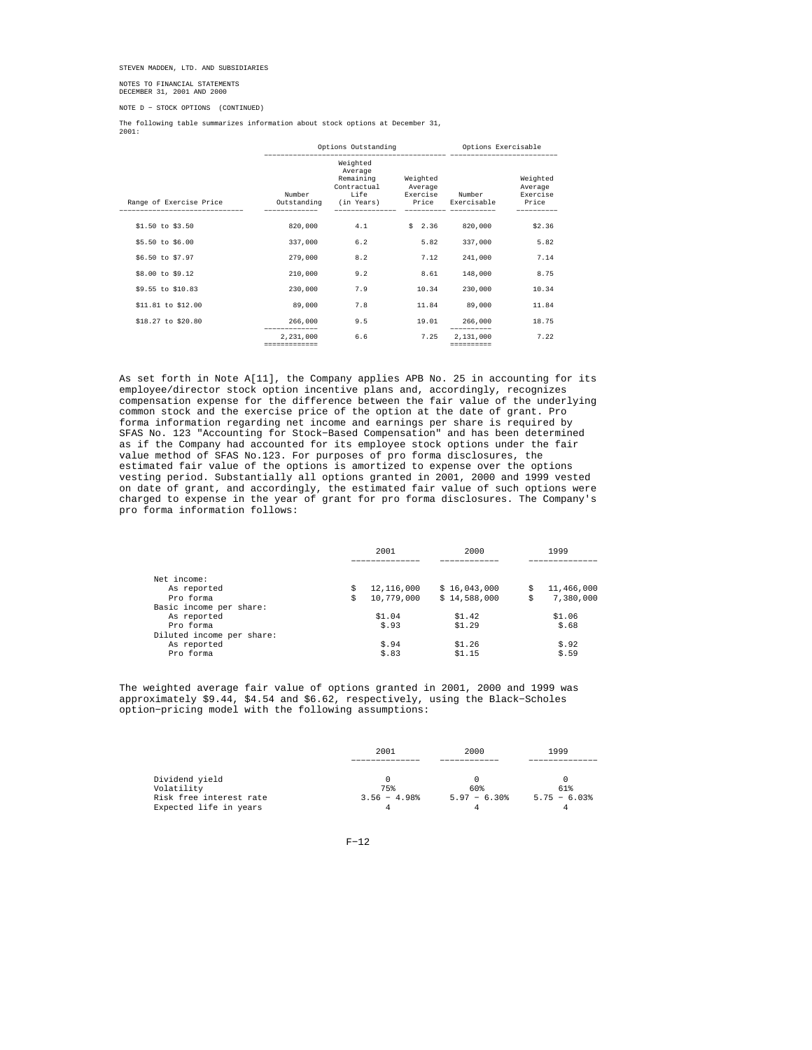STEVEN MADDEN, LTD. AND SUBSIDIARIES

NOTES TO FINANCIAL STATEMENTS
DECEMBER 31, 2001 AND 2000

NOTE D - STOCK OPTIONS (CONTINUED)

The following table summarizes information about stock options at December 31, 2001:

| | Options Outstanding | | | Options Exercisable | |
|---|---|---|---|---|---|
| Range of Exercise Price | Number Outstanding | Weighted Average Remaining Contractual Life (in Years) | Weighted Average Exercise Price | Number Exercisable | Weighted Average Exercise Price |
| $1.50 to $3.50 | 820,000 | 4.1 | $ 2.36 | 820,000 | $2.36 |
| $5.50 to $6.00 | 337,000 | 6.2 | 5.82 | 337,000 | 5.82 |
| $6.50 to $7.97 | 279,000 | 8.2 | 7.12 | 241,000 | 7.14 |
| $8.00 to $9.12 | 210,000 | 9.2 | 8.61 | 148,000 | 8.75 |
| $9.55 to $10.83 | 230,000 | 7.9 | 10.34 | 230,000 | 10.34 |
| $11.81 to $12.00 | 89,000 | 7.8 | 11.84 | 89,000 | 11.84 |
| $18.27 to $20.80 | 266,000 | 9.5 | 19.01 | 266,000 | 18.75 |
| | 2,231,000 | 6.6 | 7.25 | 2,131,000 | 7.22 |

As set forth in Note A[11], the Company applies APB No. 25 in accounting for its employee/director stock option incentive plans and, accordingly, recognizes compensation expense for the difference between the fair value of the underlying common stock and the exercise price of the option at the date of grant. Pro forma information regarding net income and earnings per share is required by SFAS No. 123 "Accounting for Stock-Based Compensation" and has been determined as if the Company had accounted for its employee stock options under the fair value method of SFAS No.123. For purposes of pro forma disclosures, the estimated fair value of the options is amortized to expense over the options vesting period. Substantially all options granted in 2001, 2000 and 1999 vested on date of grant, and accordingly, the estimated fair value of such options were charged to expense in the year of grant for pro forma disclosures. The Company's pro forma information follows:

| | 2001 | 2000 | 1999 |
|---|---|---|---|
| Net income: | | | |
| As reported | $ 12,116,000 | $ 16,043,000 | $ 11,466,000 |
| Pro forma | $ 10,779,000 | $ 14,588,000 | $ 7,380,000 |
| Basic income per share: | | | |
| As reported | $1.04 | $1.42 | $1.06 |
| Pro forma | $.93 | $1.29 | $.68 |
| Diluted income per share: | | | |
| As reported | $.94 | $1.26 | $.92 |
| Pro forma | $.83 | $1.15 | $.59 |

The weighted average fair value of options granted in 2001, 2000 and 1999 was approximately $9.44, $4.54 and $6.62, respectively, using the Black-Scholes option-pricing model with the following assumptions:

| | 2001 | 2000 | 1999 |
|---|---|---|---|
| Dividend yield | 0 | 0 | 0 |
| Volatility | 75% | 60% | 61% |
| Risk free interest rate | 3.56 - 4.98% | 5.97 - 6.30% | 5.75 - 6.03% |
| Expected life in years | 4 | 4 | 4 |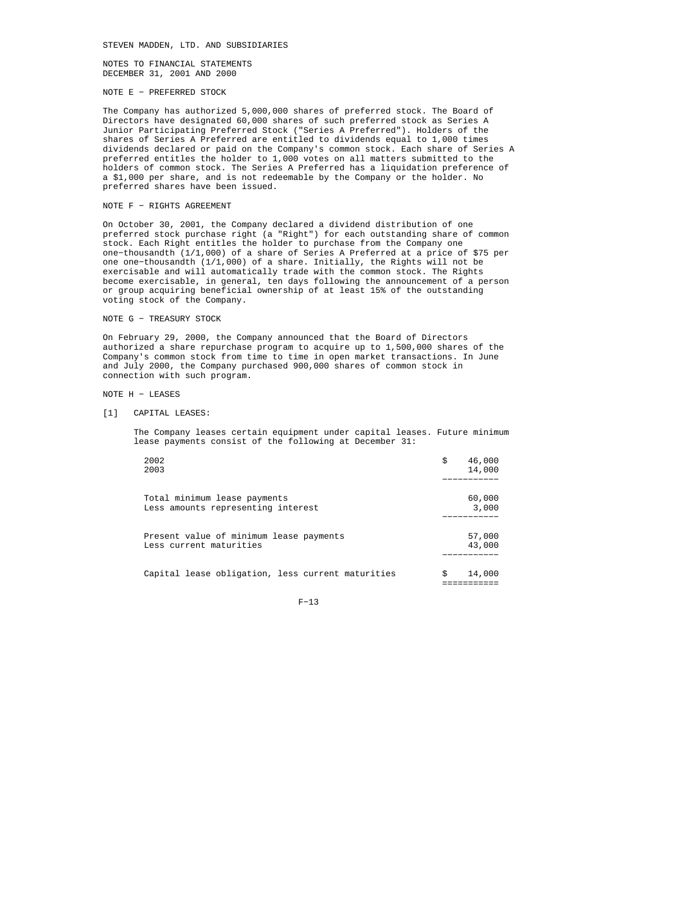STEVEN MADDEN, LTD. AND SUBSIDIARIES

NOTES TO FINANCIAL STATEMENTS
DECEMBER 31, 2001 AND 2000

## NOTE E - PREFERRED STOCK

The Company has authorized 5,000,000 shares of preferred stock. The Board of Directors have designated 60,000 shares of such preferred stock as Series A Junior Participating Preferred Stock ("Series A Preferred"). Holders of the shares of Series A Preferred are entitled to dividends equal to 1,000 times dividends declared or paid on the Company's common stock. Each share of Series A preferred entitles the holder to 1,000 votes on all matters submitted to the holders of common stock. The Series A Preferred has a liquidation preference of a $1,000 per share, and is not redeemable by the Company or the holder. No preferred shares have been issued.

## NOTE F - RIGHTS AGREEMENT

On October 30, 2001, the Company declared a dividend distribution of one preferred stock purchase right (a "Right") for each outstanding share of common stock. Each Right entitles the holder to purchase from the Company one one-thousandth (1/1,000) of a share of Series A Preferred at a price of $75 per one one-thousandth (1/1,000) of a share. Initially, the Rights will not be exercisable and will automatically trade with the common stock. The Rights become exercisable, in general, ten days following the announcement of a person or group acquiring beneficial ownership of at least 15% of the outstanding voting stock of the Company.

## NOTE G - TREASURY STOCK

On February 29, 2000, the Company announced that the Board of Directors authorized a share repurchase program to acquire up to 1,500,000 shares of the Company's common stock from time to time in open market transactions. In June and July 2000, the Company purchased 900,000 shares of common stock in connection with such program.

## NOTE H - LEASES

[1] CAPITAL LEASES:

The Company leases certain equipment under capital leases. Future minimum lease payments consist of the following at December 31:

| | |
|---|---|
| 2002 | $ 46,000 |
| 2003 | 14,000 |
| Total minimum lease payments | 60,000 |
| Less amounts representing interest | 3,000 |
| Present value of minimum lease payments | 57,000 |
| Less current maturities | 43,000 |
| Capital lease obligation, less current maturities | $ 14,000 |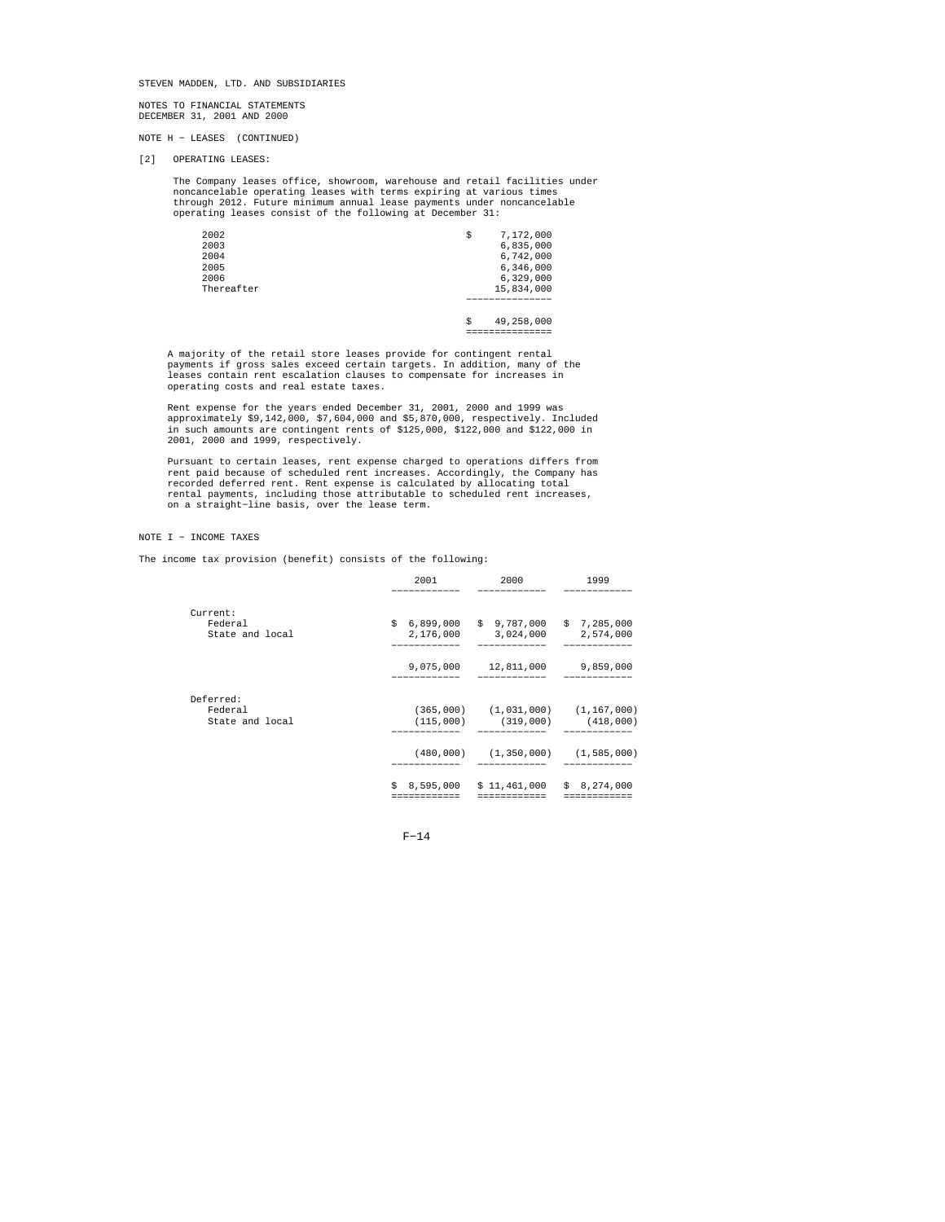STEVEN MADDEN, LTD. AND SUBSIDIARIES

NOTES TO FINANCIAL STATEMENTS
DECEMBER 31, 2001 AND 2000

NOTE H - LEASES (CONTINUED)

[2] OPERATING LEASES:

The Company leases office, showroom, warehouse and retail facilities under noncancelable operating leases with terms expiring at various times through 2012. Future minimum annual lease payments under noncancelable operating leases consist of the following at December 31:

| | |
|---|---|
| 2002 | $ 7,172,000 |
| 2003 | 6,835,000 |
| 2004 | 6,742,000 |
| 2005 | 6,346,000 |
| 2006 | 6,329,000 |
| Thereafter | 15,834,000 |
| | $ 49,258,000 |

A majority of the retail store leases provide for contingent rental payments if gross sales exceed certain targets. In addition, many of the leases contain rent escalation clauses to compensate for increases in operating costs and real estate taxes.

Rent expense for the years ended December 31, 2001, 2000 and 1999 was approximately $9,142,000, $7,604,000 and $5,870,000, respectively. Included in such amounts are contingent rents of $125,000, $122,000 and $122,000 in 2001, 2000 and 1999, respectively.

Pursuant to certain leases, rent expense charged to operations differs from rent paid because of scheduled rent increases. Accordingly, the Company has recorded deferred rent. Rent expense is calculated by allocating total rental payments, including those attributable to scheduled rent increases, on a straight-line basis, over the lease term.

NOTE I - INCOME TAXES

The income tax provision (benefit) consists of the following:

| | 2001 | 2000 | 1999 |
|---|---|---|---|
| Current: | | | |
| Federal | $ 6,899,000 | $ 9,787,000 | $ 7,285,000 |
| State and local | 2,176,000 | 3,024,000 | 2,574,000 |
| | 9,075,000 | 12,811,000 | 9,859,000 |
| Deferred: | | | |
| Federal | (365,000) | (1,031,000) | (1,167,000) |
| State and local | (115,000) | (319,000) | (418,000) |
| | (480,000) | (1,350,000) | (1,585,000) |
| | $ 8,595,000 | $ 11,461,000 | $ 8,274,000 |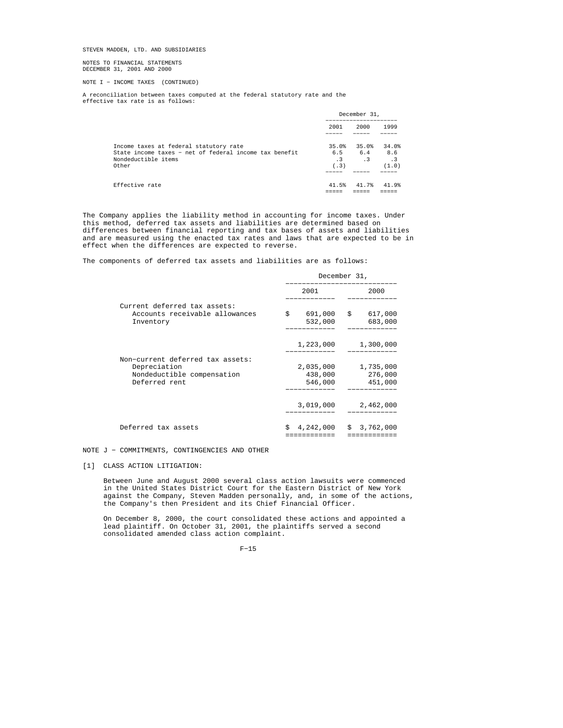STEVEN MADDEN, LTD. AND SUBSIDIARIES

NOTES TO FINANCIAL STATEMENTS
DECEMBER 31, 2001 AND 2000

NOTE I - INCOME TAXES (CONTINUED)

A reconciliation between taxes computed at the federal statutory rate and the effective tax rate is as follows:

| | December 31, 2001 | 2000 | 1999 |
|---|---|---|---|
| Income taxes at federal statutory rate | 35.0% | 35.0% | 34.0% |
| State income taxes - net of federal income tax benefit | 6.5 | 6.4 | 8.6 |
| Nondeductible items | .3 | .3 | .3 |
| Other | (.3) | | (1.0) |
| Effective rate | 41.5% | 41.7% | 41.9% |

The Company applies the liability method in accounting for income taxes. Under this method, deferred tax assets and liabilities are determined based on differences between financial reporting and tax bases of assets and liabilities and are measured using the enacted tax rates and laws that are expected to be in effect when the differences are expected to reverse.

The components of deferred tax assets and liabilities are as follows:

| | December 31, 2001 | 2000 |
|---|---|---|
| Current deferred tax assets: | | |
| Accounts receivable allowances | $ 691,000 | $ 617,000 |
| Inventory | 532,000 | 683,000 |
| | 1,223,000 | 1,300,000 |
| Non-current deferred tax assets: | | |
| Depreciation | 2,035,000 | 1,735,000 |
| Nondeductible compensation | 438,000 | 276,000 |
| Deferred rent | 546,000 | 451,000 |
| | 3,019,000 | 2,462,000 |
| Deferred tax assets | $ 4,242,000 | $ 3,762,000 |

NOTE J - COMMITMENTS, CONTINGENCIES AND OTHER

[1] CLASS ACTION LITIGATION:

Between June and August 2000 several class action lawsuits were commenced in the United States District Court for the Eastern District of New York against the Company, Steven Madden personally, and, in some of the actions, the Company's then President and its Chief Financial Officer.

On December 8, 2000, the court consolidated these actions and appointed a lead plaintiff. On October 31, 2001, the plaintiffs served a second consolidated amended class action complaint.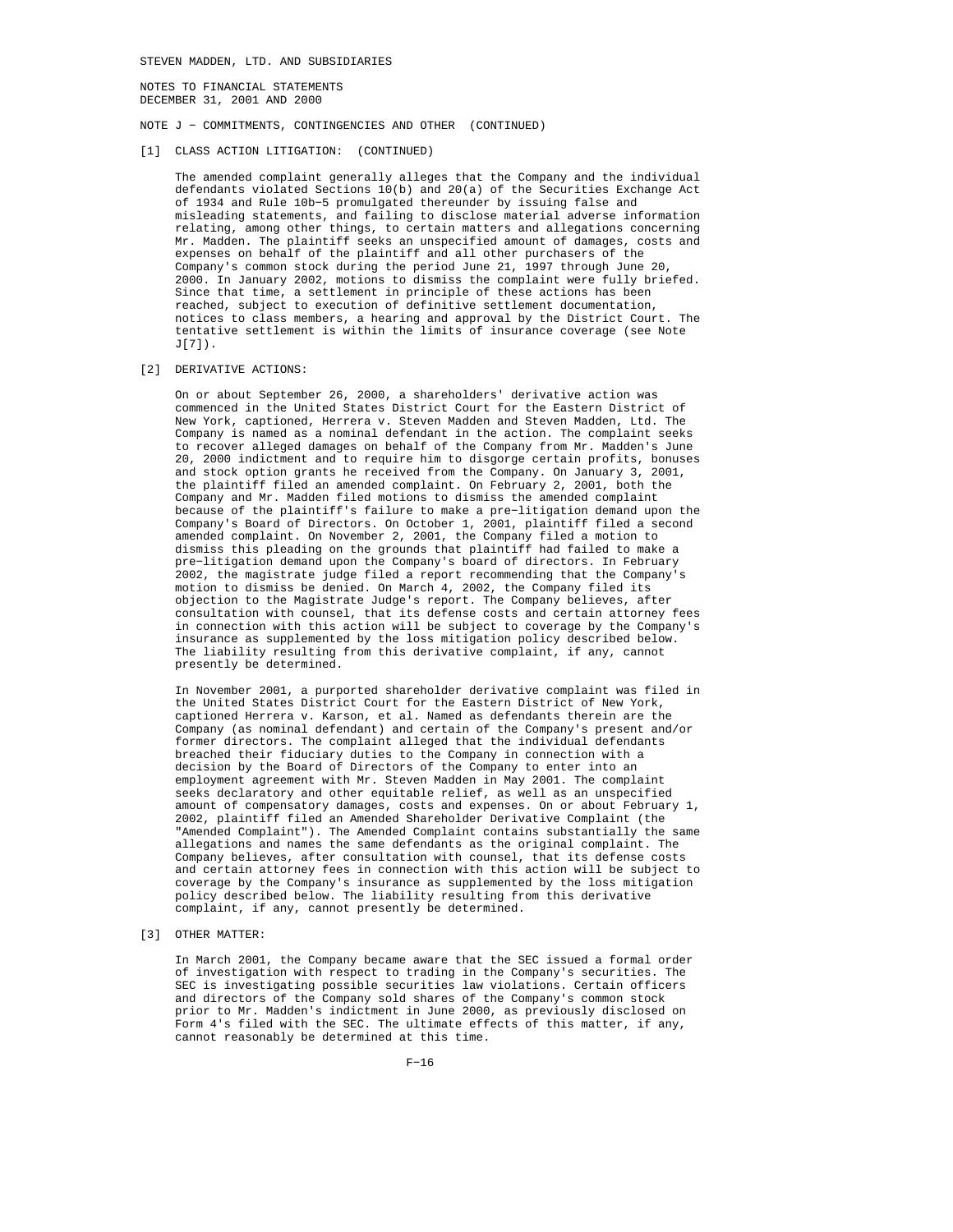STEVEN MADDEN, LTD. AND SUBSIDIARIES

NOTES TO FINANCIAL STATEMENTS
DECEMBER 31, 2001 AND 2000

NOTE J - COMMITMENTS, CONTINGENCIES AND OTHER (CONTINUED)

[1] CLASS ACTION LITIGATION: (CONTINUED)

The amended complaint generally alleges that the Company and the individual defendants violated Sections 10(b) and 20(a) of the Securities Exchange Act of 1934 and Rule 10b-5 promulgated thereunder by issuing false and misleading statements, and failing to disclose material adverse information relating, among other things, to certain matters and allegations concerning Mr. Madden. The plaintiff seeks an unspecified amount of damages, costs and expenses on behalf of the plaintiff and all other purchasers of the Company's common stock during the period June 21, 1997 through June 20, 2000. In January 2002, motions to dismiss the complaint were fully briefed. Since that time, a settlement in principle of these actions has been reached, subject to execution of definitive settlement documentation, notices to class members, a hearing and approval by the District Court. The tentative settlement is within the limits of insurance coverage (see Note J[7]).

[2] DERIVATIVE ACTIONS:

On or about September 26, 2000, a shareholders' derivative action was commenced in the United States District Court for the Eastern District of New York, captioned, Herrera v. Steven Madden and Steven Madden, Ltd. The Company is named as a nominal defendant in the action. The complaint seeks to recover alleged damages on behalf of the Company from Mr. Madden's June 20, 2000 indictment and to require him to disgorge certain profits, bonuses and stock option grants he received from the Company. On January 3, 2001, the plaintiff filed an amended complaint. On February 2, 2001, both the Company and Mr. Madden filed motions to dismiss the amended complaint because of the plaintiff's failure to make a pre-litigation demand upon the Company's Board of Directors. On October 1, 2001, plaintiff filed a second amended complaint. On November 2, 2001, the Company filed a motion to dismiss this pleading on the grounds that plaintiff had failed to make a pre-litigation demand upon the Company's board of directors. In February 2002, the magistrate judge filed a report recommending that the Company's motion to dismiss be denied. On March 4, 2002, the Company filed its objection to the Magistrate Judge's report. The Company believes, after consultation with counsel, that its defense costs and certain attorney fees in connection with this action will be subject to coverage by the Company's insurance as supplemented by the loss mitigation policy described below. The liability resulting from this derivative complaint, if any, cannot presently be determined.

In November 2001, a purported shareholder derivative complaint was filed in the United States District Court for the Eastern District of New York, captioned Herrera v. Karson, et al. Named as defendants therein are the Company (as nominal defendant) and certain of the Company's present and/or former directors. The complaint alleged that the individual defendants breached their fiduciary duties to the Company in connection with a decision by the Board of Directors of the Company to enter into an employment agreement with Mr. Steven Madden in May 2001. The complaint seeks declaratory and other equitable relief, as well as an unspecified amount of compensatory damages, costs and expenses. On or about February 1, 2002, plaintiff filed an Amended Shareholder Derivative Complaint (the "Amended Complaint"). The Amended Complaint contains substantially the same allegations and names the same defendants as the original complaint. The Company believes, after consultation with counsel, that its defense costs and certain attorney fees in connection with this action will be subject to coverage by the Company's insurance as supplemented by the loss mitigation policy described below. The liability resulting from this derivative complaint, if any, cannot presently be determined.

[3] OTHER MATTER:

In March 2001, the Company became aware that the SEC issued a formal order of investigation with respect to trading in the Company's securities. The SEC is investigating possible securities law violations. Certain officers and directors of the Company sold shares of the Company's common stock prior to Mr. Madden's indictment in June 2000, as previously disclosed on Form 4's filed with the SEC. The ultimate effects of this matter, if any, cannot reasonably be determined at this time.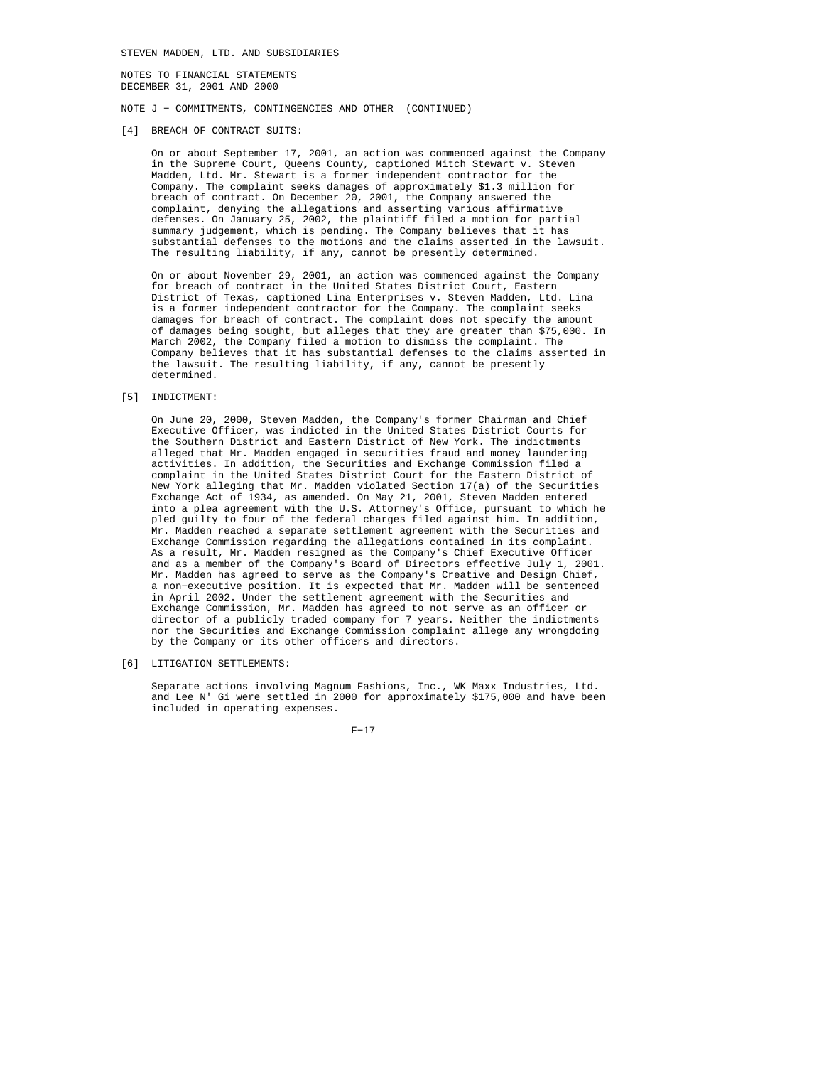STEVEN MADDEN, LTD. AND SUBSIDIARIES

NOTES TO FINANCIAL STATEMENTS
DECEMBER 31, 2001 AND 2000

NOTE J - COMMITMENTS, CONTINGENCIES AND OTHER (CONTINUED)

[4] BREACH OF CONTRACT SUITS:

On or about September 17, 2001, an action was commenced against the Company in the Supreme Court, Queens County, captioned Mitch Stewart v. Steven Madden, Ltd. Mr. Stewart is a former independent contractor for the Company. The complaint seeks damages of approximately $1.3 million for breach of contract. On December 20, 2001, the Company answered the complaint, denying the allegations and asserting various affirmative defenses. On January 25, 2002, the plaintiff filed a motion for partial summary judgement, which is pending. The Company believes that it has substantial defenses to the motions and the claims asserted in the lawsuit. The resulting liability, if any, cannot be presently determined.

On or about November 29, 2001, an action was commenced against the Company for breach of contract in the United States District Court, Eastern District of Texas, captioned Lina Enterprises v. Steven Madden, Ltd. Lina is a former independent contractor for the Company. The complaint seeks damages for breach of contract. The complaint does not specify the amount of damages being sought, but alleges that they are greater than $75,000. In March 2002, the Company filed a motion to dismiss the complaint. The Company believes that it has substantial defenses to the claims asserted in the lawsuit. The resulting liability, if any, cannot be presently determined.

[5] INDICTMENT:

On June 20, 2000, Steven Madden, the Company's former Chairman and Chief Executive Officer, was indicted in the United States District Courts for the Southern District and Eastern District of New York. The indictments alleged that Mr. Madden engaged in securities fraud and money laundering activities. In addition, the Securities and Exchange Commission filed a complaint in the United States District Court for the Eastern District of New York alleging that Mr. Madden violated Section 17(a) of the Securities Exchange Act of 1934, as amended. On May 21, 2001, Steven Madden entered into a plea agreement with the U.S. Attorney's Office, pursuant to which he pled guilty to four of the federal charges filed against him. In addition, Mr. Madden reached a separate settlement agreement with the Securities and Exchange Commission regarding the allegations contained in its complaint. As a result, Mr. Madden resigned as the Company's Chief Executive Officer and as a member of the Company's Board of Directors effective July 1, 2001. Mr. Madden has agreed to serve as the Company's Creative and Design Chief, a non-executive position. It is expected that Mr. Madden will be sentenced in April 2002. Under the settlement agreement with the Securities and Exchange Commission, Mr. Madden has agreed to not serve as an officer or director of a publicly traded company for 7 years. Neither the indictments nor the Securities and Exchange Commission complaint allege any wrongdoing by the Company or its other officers and directors.

[6] LITIGATION SETTLEMENTS:

Separate actions involving Magnum Fashions, Inc., WK Maxx Industries, Ltd. and Lee N' Gi were settled in 2000 for approximately $175,000 and have been included in operating expenses.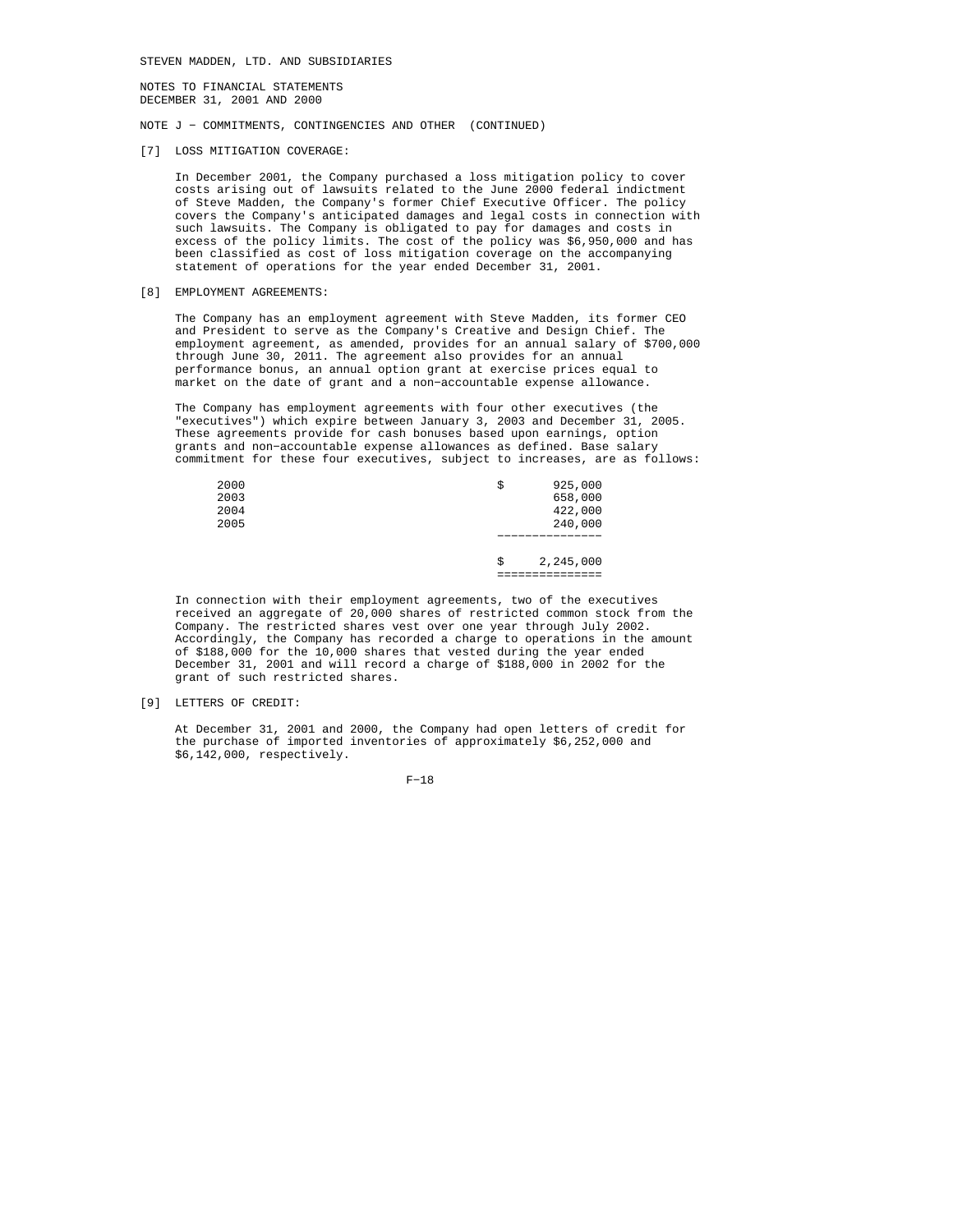STEVEN MADDEN, LTD. AND SUBSIDIARIES

NOTES TO FINANCIAL STATEMENTS
DECEMBER 31, 2001 AND 2000

NOTE J - COMMITMENTS, CONTINGENCIES AND OTHER (CONTINUED)

[7] LOSS MITIGATION COVERAGE:

In December 2001, the Company purchased a loss mitigation policy to cover costs arising out of lawsuits related to the June 2000 federal indictment of Steve Madden, the Company's former Chief Executive Officer. The policy covers the Company's anticipated damages and legal costs in connection with such lawsuits. The Company is obligated to pay for damages and costs in excess of the policy limits. The cost of the policy was $6,950,000 and has been classified as cost of loss mitigation coverage on the accompanying statement of operations for the year ended December 31, 2001.

[8] EMPLOYMENT AGREEMENTS:

The Company has an employment agreement with Steve Madden, its former CEO and President to serve as the Company's Creative and Design Chief. The employment agreement, as amended, provides for an annual salary of $700,000 through June 30, 2011. The agreement also provides for an annual performance bonus, an annual option grant at exercise prices equal to market on the date of grant and a non-accountable expense allowance.

The Company has employment agreements with four other executives (the "executives") which expire between January 3, 2003 and December 31, 2005. These agreements provide for cash bonuses based upon earnings, option grants and non-accountable expense allowances as defined. Base salary commitment for these four executives, subject to increases, are as follows:

| | |
|---|---|
| 2000 | $ 925,000 |
| 2003 | 658,000 |
| 2004 | 422,000 |
| 2005 | 240,000 |
| | $ 2,245,000 |

In connection with their employment agreements, two of the executives received an aggregate of 20,000 shares of restricted common stock from the Company. The restricted shares vest over one year through July 2002. Accordingly, the Company has recorded a charge to operations in the amount of $188,000 for the 10,000 shares that vested during the year ended December 31, 2001 and will record a charge of $188,000 in 2002 for the grant of such restricted shares.

[9] LETTERS OF CREDIT:

At December 31, 2001 and 2000, the Company had open letters of credit for the purchase of imported inventories of approximately $6,252,000 and $6,142,000, respectively.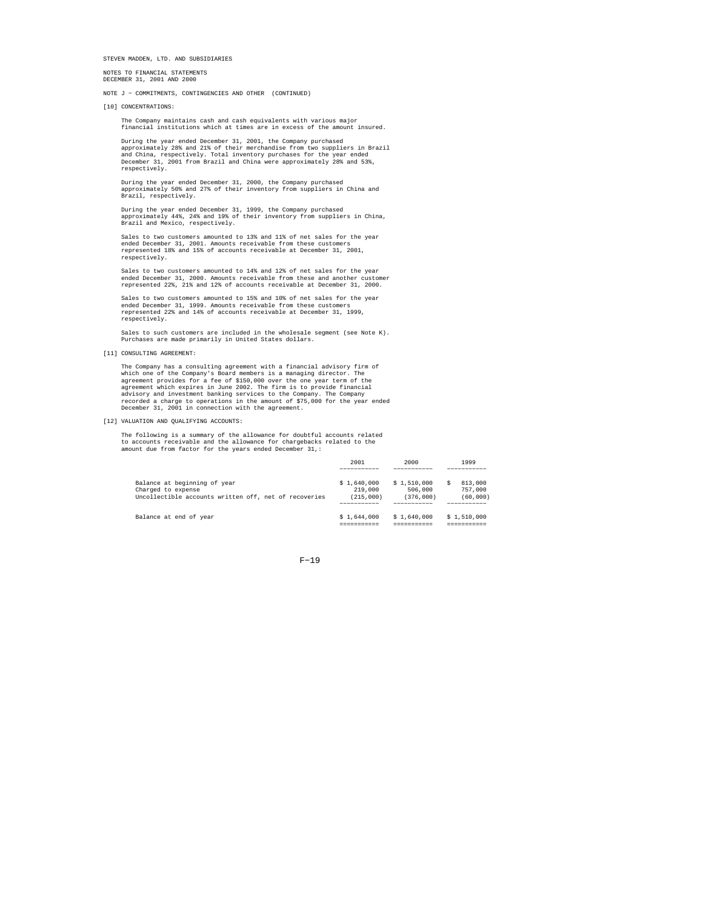STEVEN MADDEN, LTD. AND SUBSIDIARIES

NOTES TO FINANCIAL STATEMENTS
DECEMBER 31, 2001 AND 2000

NOTE J - COMMITMENTS, CONTINGENCIES AND OTHER (CONTINUED)

[10] CONCENTRATIONS:

The Company maintains cash and cash equivalents with various major financial institutions which at times are in excess of the amount insured.

During the year ended December 31, 2001, the Company purchased approximately 28% and 21% of their merchandise from two suppliers in Brazil and China, respectively. Total inventory purchases for the year ended December 31, 2001 from Brazil and China were approximately 28% and 53%, respectively.

During the year ended December 31, 2000, the Company purchased approximately 50% and 27% of their inventory from suppliers in China and Brazil, respectively.

During the year ended December 31, 1999, the Company purchased approximately 44%, 24% and 19% of their inventory from suppliers in China, Brazil and Mexico, respectively.

Sales to two customers amounted to 13% and 11% of net sales for the year ended December 31, 2001. Amounts receivable from these customers represented 18% and 15% of accounts receivable at December 31, 2001, respectively.

Sales to two customers amounted to 14% and 12% of net sales for the year ended December 31, 2000. Amounts receivable from these and another customer represented 22%, 21% and 12% of accounts receivable at December 31, 2000.

Sales to two customers amounted to 15% and 10% of net sales for the year ended December 31, 1999. Amounts receivable from these customers represented 22% and 14% of accounts receivable at December 31, 1999, respectively.

Sales to such customers are included in the wholesale segment (see Note K). Purchases are made primarily in United States dollars.

[11] CONSULTING AGREEMENT:

The Company has a consulting agreement with a financial advisory firm of which one of the Company's Board members is a managing director. The agreement provides for a fee of $150,000 over the one year term of the agreement which expires in June 2002. The firm is to provide financial advisory and investment banking services to the Company. The Company recorded a charge to operations in the amount of $75,000 for the year ended December 31, 2001 in connection with the agreement.

[12] VALUATION AND QUALIFYING ACCOUNTS:

The following is a summary of the allowance for doubtful accounts related to accounts receivable and the allowance for chargebacks related to the amount due from factor for the years ended December 31,:

| | 2001 | 2000 | 1999 |
|---|---|---|---|
| Balance at beginning of year | $ 1,640,000 | $ 1,510,000 | $ 813,000 |
| Charged to expense | 219,000 | 506,000 | 757,000 |
| Uncollectible accounts written off, net of recoveries | (215,000) | (376,000) | (60,000) |
| Balance at end of year | $ 1,644,000 | $ 1,640,000 | $ 1,510,000 |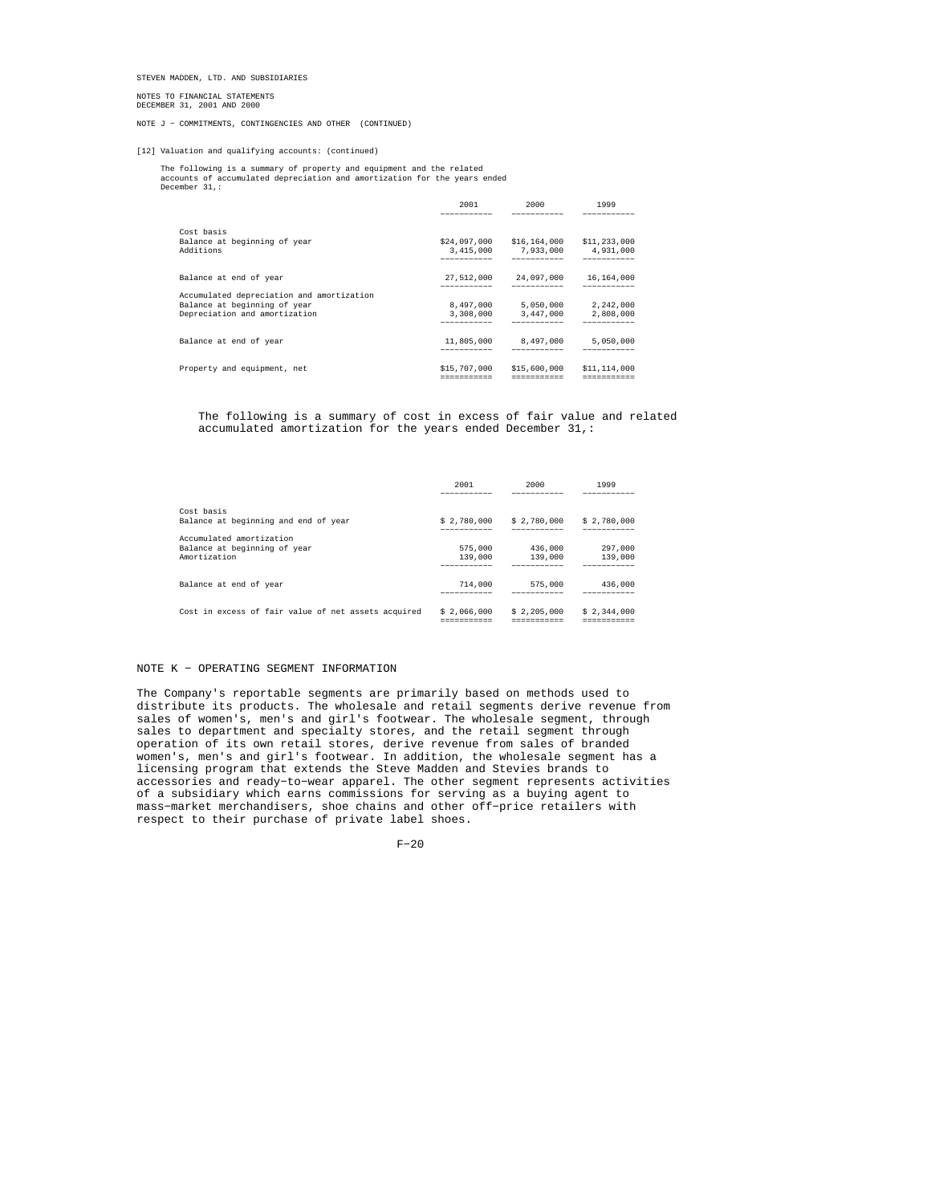STEVEN MADDEN, LTD. AND SUBSIDIARIES

NOTES TO FINANCIAL STATEMENTS
DECEMBER 31, 2001 AND 2000

NOTE J - COMMITMENTS, CONTINGENCIES AND OTHER (CONTINUED)

[12] Valuation and qualifying accounts: (continued)

The following is a summary of property and equipment and the related accounts of accumulated depreciation and amortization for the years ended December 31,:

| | 2001 | 2000 | 1999 |
|---|---|---|---|
| Cost basis | | | |
| Balance at beginning of year | $24,097,000 | $16,164,000 | $11,233,000 |
| Additions | 3,415,000 | 7,933,000 | 4,931,000 |
| Balance at end of year | 27,512,000 | 24,097,000 | 16,164,000 |
| Accumulated depreciation and amortization | | | |
| Balance at beginning of year | 8,497,000 | 5,050,000 | 2,242,000 |
| Depreciation and amortization | 3,308,000 | 3,447,000 | 2,808,000 |
| Balance at end of year | 11,805,000 | 8,497,000 | 5,050,000 |
| Property and equipment, net | $15,707,000 | $15,600,000 | $11,114,000 |

The following is a summary of cost in excess of fair value and related accumulated amortization for the years ended December 31,:

| | 2001 | 2000 | 1999 |
|---|---|---|---|
| Cost basis | | | |
| Balance at beginning and end of year | $ 2,780,000 | $ 2,780,000 | $ 2,780,000 |
| Accumulated amortization | | | |
| Balance at beginning of year | 575,000 | 436,000 | 297,000 |
| Amortization | 139,000 | 139,000 | 139,000 |
| Balance at end of year | 714,000 | 575,000 | 436,000 |
| Cost in excess of fair value of net assets acquired | $ 2,066,000 | $ 2,205,000 | $ 2,344,000 |

## NOTE K - OPERATING SEGMENT INFORMATION

The Company's reportable segments are primarily based on methods used to distribute its products. The wholesale and retail segments derive revenue from sales of women's, men's and girl's footwear. The wholesale segment, through sales to department and specialty stores, and the retail segment through operation of its own retail stores, derive revenue from sales of branded women's, men's and girl's footwear. In addition, the wholesale segment has a licensing program that extends the Steve Madden and Stevies brands to accessories and ready-to-wear apparel. The other segment represents activities of a subsidiary which earns commissions for serving as a buying agent to mass-market merchandisers, shoe chains and other off-price retailers with respect to their purchase of private label shoes.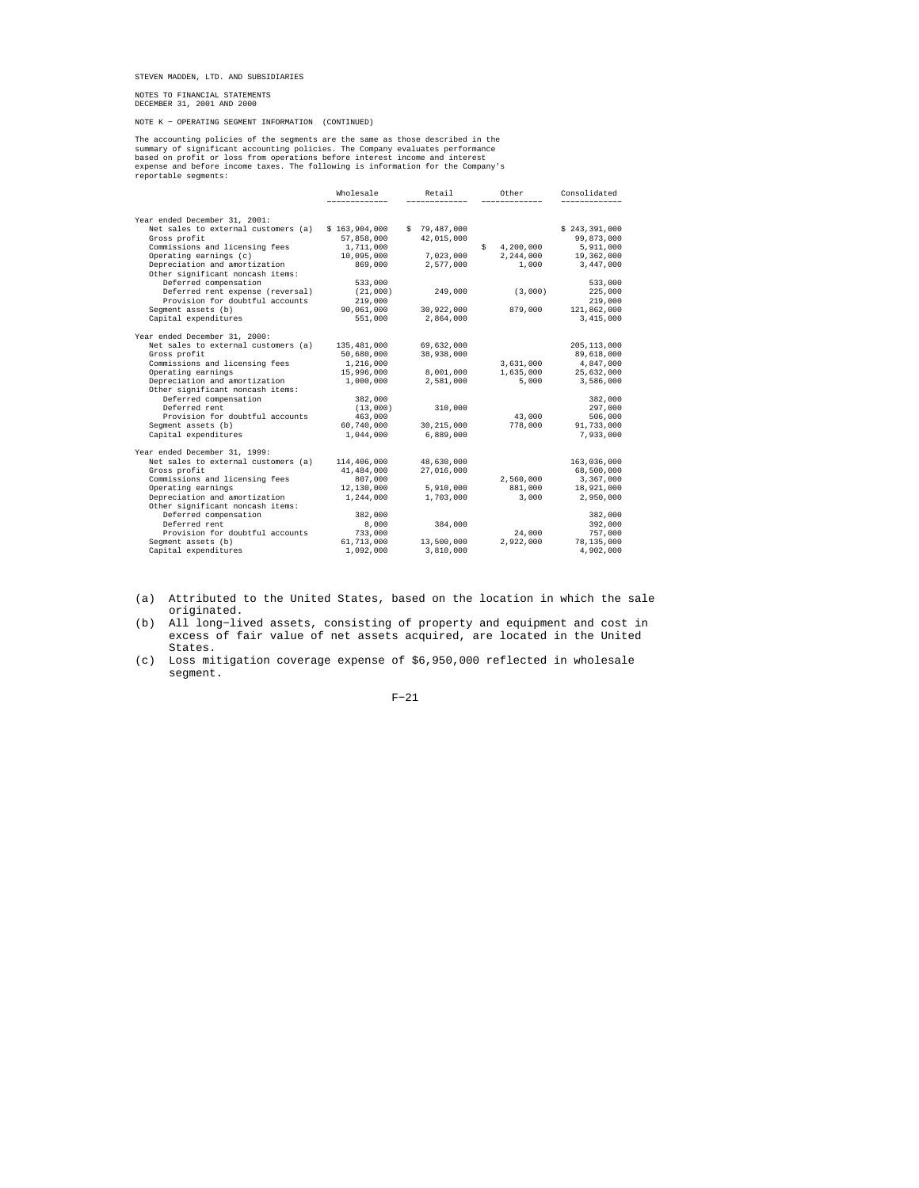STEVEN MADDEN, LTD. AND SUBSIDIARIES

NOTES TO FINANCIAL STATEMENTS
DECEMBER 31, 2001 AND 2000

NOTE K - OPERATING SEGMENT INFORMATION (CONTINUED)

The accounting policies of the segments are the same as those described in the summary of significant accounting policies. The Company evaluates performance based on profit or loss from operations before interest income and interest expense and before income taxes. The following is information for the Company's reportable segments:

| | Wholesale | Retail | Other | Consolidated |
|---|---|---|---|---|
| Year ended December 31, 2001: | | | | |
| Net sales to external customers (a) | $ 163,904,000 | $ 79,487,000 | | $ 243,391,000 |
| Gross profit | 57,858,000 | 42,015,000 | | 99,873,000 |
| Commissions and licensing fees | 1,711,000 | | $ 4,200,000 | 5,911,000 |
| Operating earnings (c) | 10,095,000 | 7,023,000 | 2,244,000 | 19,362,000 |
| Depreciation and amortization | 869,000 | 2,577,000 | 1,000 | 3,447,000 |
| Other significant noncash items: | | | | |
| Deferred compensation | 533,000 | | | 533,000 |
| Deferred rent expense (reversal) | (21,000) | 249,000 | (3,000) | 225,000 |
| Provision for doubtful accounts | 219,000 | | | 219,000 |
| Segment assets (b) | 90,061,000 | 30,922,000 | 879,000 | 121,862,000 |
| Capital expenditures | 551,000 | 2,864,000 | | 3,415,000 |
| Year ended December 31, 2000: | | | | |
| Net sales to external customers (a) | 135,481,000 | 69,632,000 | | 205,113,000 |
| Gross profit | 50,680,000 | 38,938,000 | | 89,618,000 |
| Commissions and licensing fees | 1,216,000 | | 3,631,000 | 4,847,000 |
| Operating earnings | 15,996,000 | 8,001,000 | 1,635,000 | 25,632,000 |
| Depreciation and amortization | 1,000,000 | 2,581,000 | 5,000 | 3,586,000 |
| Other significant noncash items: | | | | |
| Deferred compensation | 382,000 | | | 382,000 |
| Deferred rent | (13,000) | 310,000 | | 297,000 |
| Provision for doubtful accounts | 463,000 | | 43,000 | 506,000 |
| Segment assets (b) | 60,740,000 | 30,215,000 | 778,000 | 91,733,000 |
| Capital expenditures | 1,044,000 | 6,889,000 | | 7,933,000 |
| Year ended December 31, 1999: | | | | |
| Net sales to external customers (a) | 114,406,000 | 48,630,000 | | 163,036,000 |
| Gross profit | 41,484,000 | 27,016,000 | | 68,500,000 |
| Commissions and licensing fees | 807,000 | | 2,560,000 | 3,367,000 |
| Operating earnings | 12,130,000 | 5,910,000 | 881,000 | 18,921,000 |
| Depreciation and amortization | 1,244,000 | 1,703,000 | 3,000 | 2,950,000 |
| Other significant noncash items: | | | | |
| Deferred compensation | 382,000 | | | 382,000 |
| Deferred rent | 8,000 | 384,000 | | 392,000 |
| Provision for doubtful accounts | 733,000 | | 24,000 | 757,000 |
| Segment assets (b) | 61,713,000 | 13,500,000 | 2,922,000 | 78,135,000 |
| Capital expenditures | 1,092,000 | 3,810,000 | | 4,902,000 |

(a) Attributed to the United States, based on the location in which the sale originated.
(b) All long-lived assets, consisting of property and equipment and cost in excess of fair value of net assets acquired, are located in the United States.
(c) Loss mitigation coverage expense of $6,950,000 reflected in wholesale segment.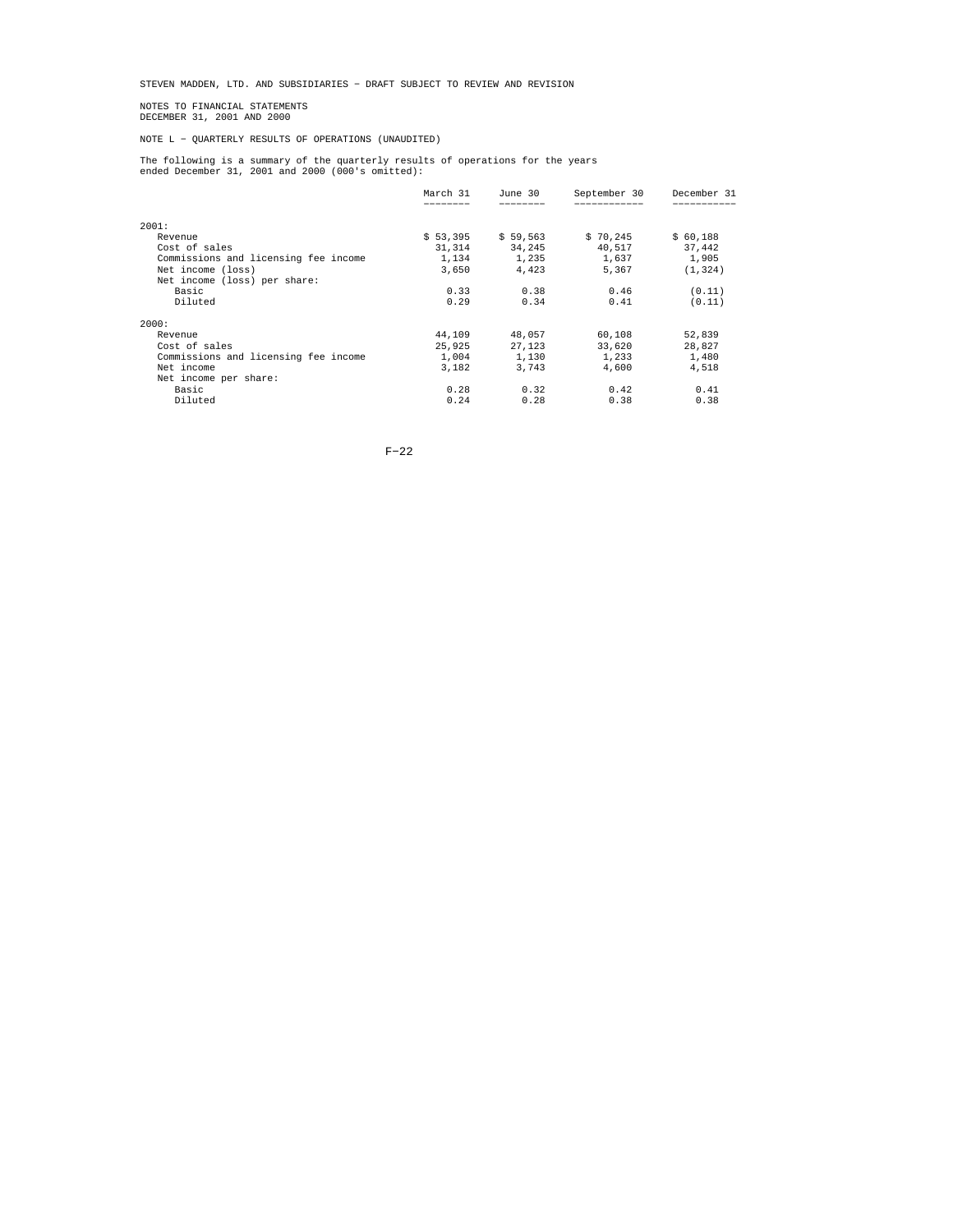STEVEN MADDEN, LTD. AND SUBSIDIARIES - DRAFT SUBJECT TO REVIEW AND REVISION

NOTES TO FINANCIAL STATEMENTS
DECEMBER 31, 2001 AND 2000

NOTE L - QUARTERLY RESULTS OF OPERATIONS (UNAUDITED)

The following is a summary of the quarterly results of operations for the years ended December 31, 2001 and 2000 (000's omitted):

| | March 31 | June 30 | September 30 | December 31 |
|---|---|---|---|---|
| 2001: | | | | |
| Revenue | $ 53,395 | $ 59,563 | $ 70,245 | $ 60,188 |
| Cost of sales | 31,314 | 34,245 | 40,517 | 37,442 |
| Commissions and licensing fee income | 1,134 | 1,235 | 1,637 | 1,905 |
| Net income (loss) | 3,650 | 4,423 | 5,367 | (1,324) |
| Net income (loss) per share: | | | | |
| Basic | 0.33 | 0.38 | 0.46 | (0.11) |
| Diluted | 0.29 | 0.34 | 0.41 | (0.11) |
| 2000: | | | | |
| Revenue | 44,109 | 48,057 | 60,108 | 52,839 |
| Cost of sales | 25,925 | 27,123 | 33,620 | 28,827 |
| Commissions and licensing fee income | 1,004 | 1,130 | 1,233 | 1,480 |
| Net income | 3,182 | 3,743 | 4,600 | 4,518 |
| Net income per share: | | | | |
| Basic | 0.28 | 0.32 | 0.42 | 0.41 |
| Diluted | 0.24 | 0.28 | 0.38 | 0.38 |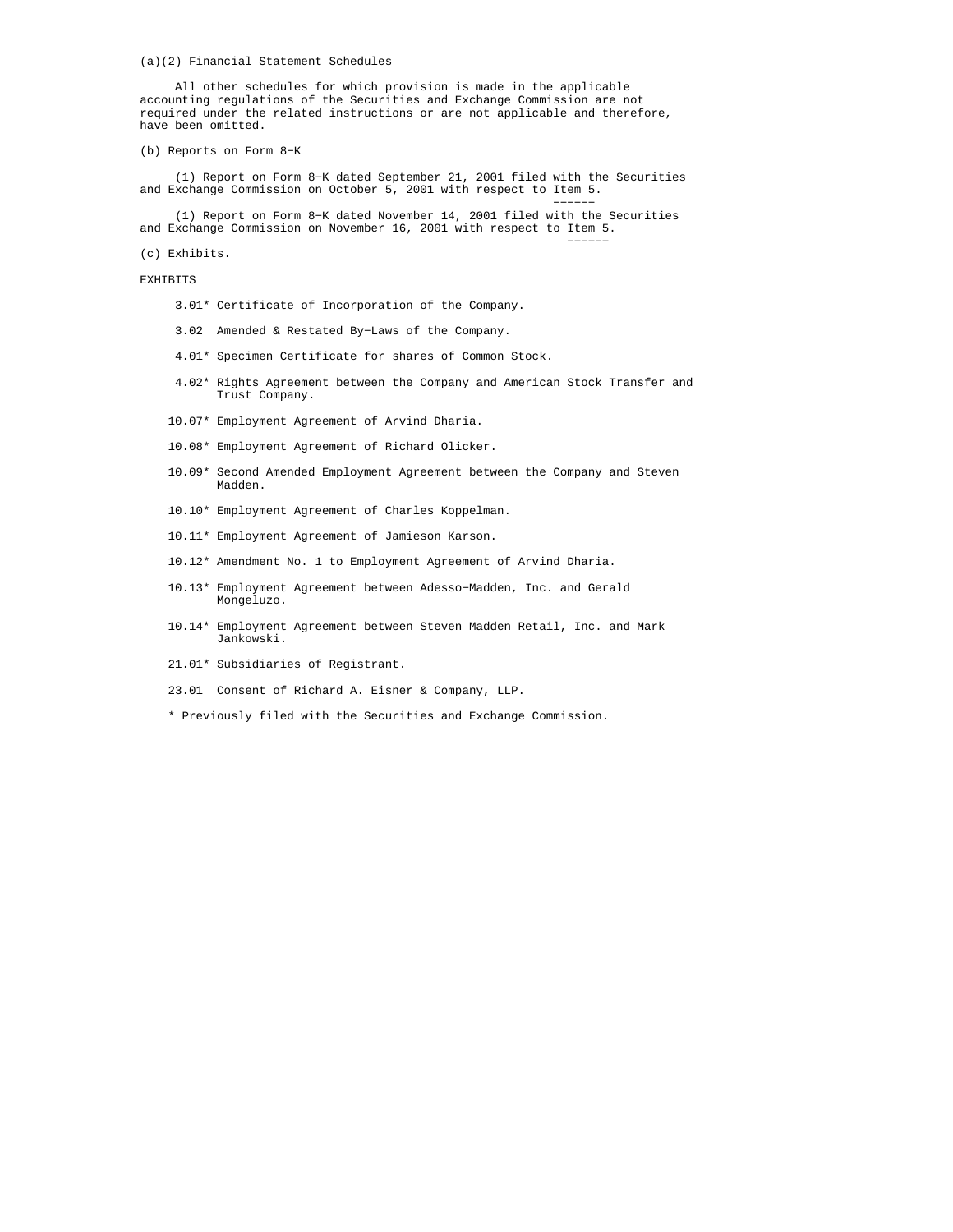(a)(2) Financial Statement Schedules

All other schedules for which provision is made in the applicable accounting regulations of the Securities and Exchange Commission are not required under the related instructions or are not applicable and therefore, have been omitted.

(b) Reports on Form 8-K

(1) Report on Form 8-K dated September 21, 2001 filed with the Securities and Exchange Commission on October 5, 2001 with respect to Item 5.

(1) Report on Form 8-K dated November 14, 2001 filed with the Securities and Exchange Commission on November 16, 2001 with respect to Item 5.

(c) Exhibits.

EXHIBITS

3.01* Certificate of Incorporation of the Company.

3.02 Amended & Restated By-Laws of the Company.

4.01* Specimen Certificate for shares of Common Stock.

4.02* Rights Agreement between the Company and American Stock Transfer and Trust Company.

10.07* Employment Agreement of Arvind Dharia.

10.08* Employment Agreement of Richard Olicker.

10.09* Second Amended Employment Agreement between the Company and Steven Madden.

10.10* Employment Agreement of Charles Koppelman.

10.11* Employment Agreement of Jamieson Karson.

10.12* Amendment No. 1 to Employment Agreement of Arvind Dharia.

10.13* Employment Agreement between Adesso-Madden, Inc. and Gerald Mongeluzo.

10.14* Employment Agreement between Steven Madden Retail, Inc. and Mark Jankowski.

21.01* Subsidiaries of Registrant.

23.01 Consent of Richard A. Eisner & Company, LLP.

* Previously filed with the Securities and Exchange Commission.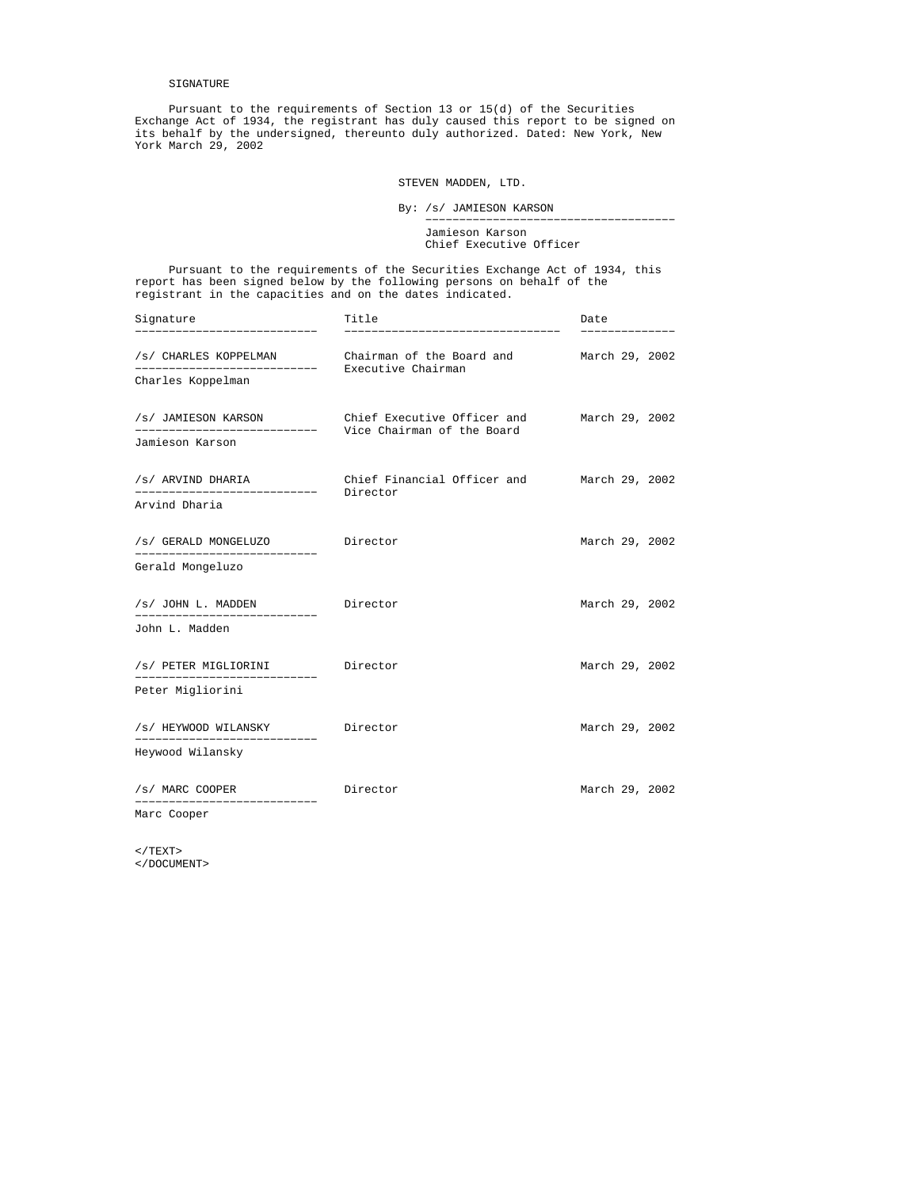SIGNATURE

Pursuant to the requirements of Section 13 or 15(d) of the Securities Exchange Act of 1934, the registrant has duly caused this report to be signed on its behalf by the undersigned, thereunto duly authorized. Dated: New York, New York March 29, 2002

STEVEN MADDEN, LTD.

By: /s/ JAMIESON KARSON

Jamieson Karson
Chief Executive Officer

Pursuant to the requirements of the Securities Exchange Act of 1934, this report has been signed below by the following persons on behalf of the registrant in the capacities and on the dates indicated.

| Signature | Title | Date |
| --- | --- | --- |
| /s/ CHARLES KOPPELMAN<br>Charles Koppelman | Chairman of the Board and Executive Chairman | March 29, 2002 |
| /s/ JAMIESON KARSON<br>Jamieson Karson | Chief Executive Officer and Vice Chairman of the Board | March 29, 2002 |
| /s/ ARVIND DHARIA<br>Arvind Dharia | Chief Financial Officer and Director | March 29, 2002 |
| /s/ GERALD MONGELUZO<br>Gerald Mongeluzo | Director | March 29, 2002 |
| /s/ JOHN L. MADDEN<br>John L. Madden | Director | March 29, 2002 |
| /s/ PETER MIGLIORINI<br>Peter Migliorini | Director | March 29, 2002 |
| /s/ HEYWOOD WILANSKY<br>Heywood Wilansky | Director | March 29, 2002 |
| /s/ MARC COOPER<br>Marc Cooper | Director | March 29, 2002 |

</TEXT>
</DOCUMENT>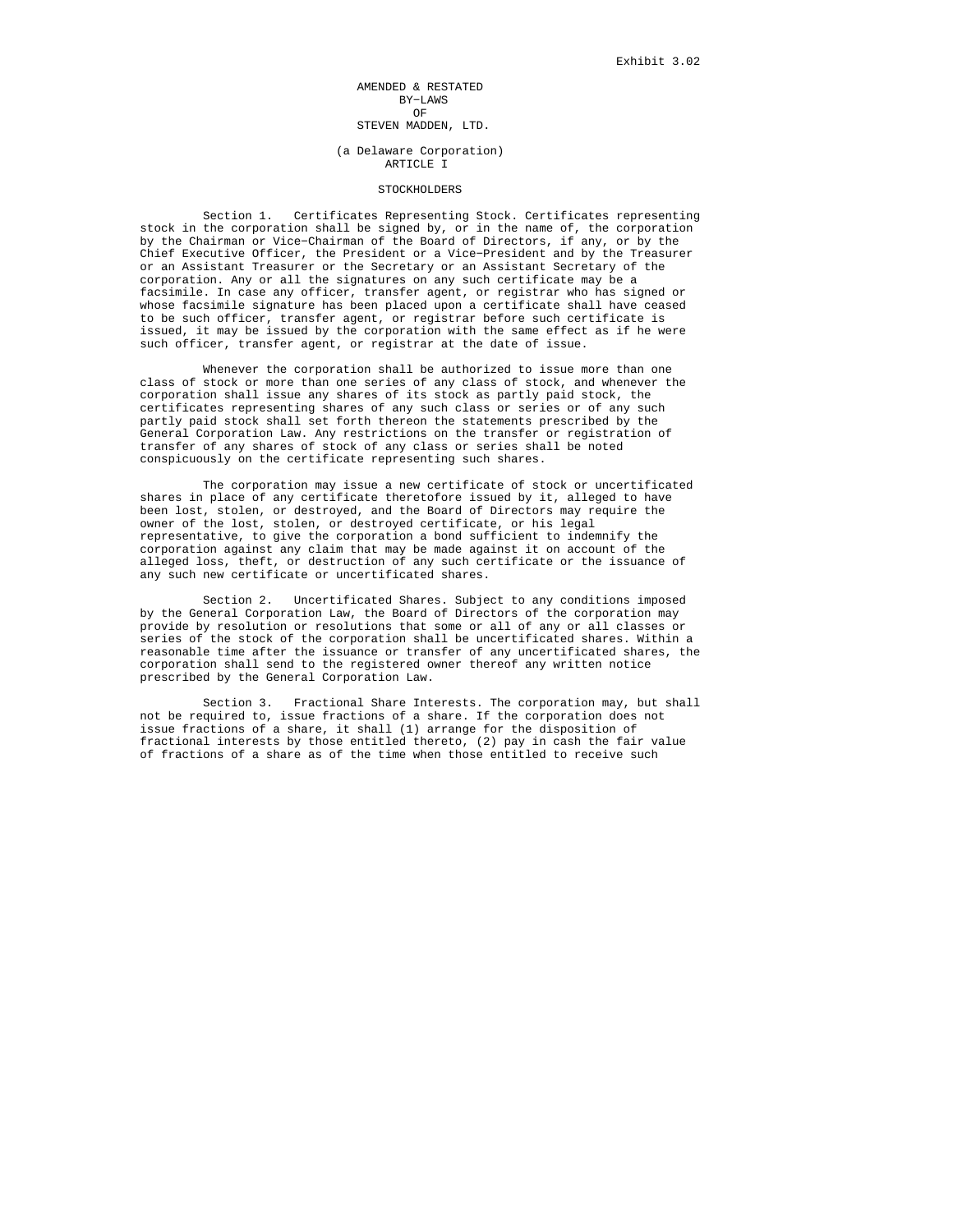Exhibit 3.02

# AMENDED & RESTATED
# BY-LAWS
# OF
# STEVEN MADDEN, LTD.

(a Delaware Corporation)

## ARTICLE I

## STOCKHOLDERS

Section 1. Certificates Representing Stock. Certificates representing stock in the corporation shall be signed by, or in the name of, the corporation by the Chairman or Vice-Chairman of the Board of Directors, if any, or by the Chief Executive Officer, the President or a Vice-President and by the Treasurer or an Assistant Treasurer or the Secretary or an Assistant Secretary of the corporation. Any or all the signatures on any such certificate may be a facsimile. In case any officer, transfer agent, or registrar who has signed or whose facsimile signature has been placed upon a certificate shall have ceased to be such officer, transfer agent, or registrar before such certificate is issued, it may be issued by the corporation with the same effect as if he were such officer, transfer agent, or registrar at the date of issue.

Whenever the corporation shall be authorized to issue more than one class of stock or more than one series of any class of stock, and whenever the corporation shall issue any shares of its stock as partly paid stock, the certificates representing shares of any such class or series or of any such partly paid stock shall set forth thereon the statements prescribed by the General Corporation Law. Any restrictions on the transfer or registration of transfer of any shares of stock of any class or series shall be noted conspicuously on the certificate representing such shares.

The corporation may issue a new certificate of stock or uncertificated shares in place of any certificate theretofore issued by it, alleged to have been lost, stolen, or destroyed, and the Board of Directors may require the owner of the lost, stolen, or destroyed certificate, or his legal representative, to give the corporation a bond sufficient to indemnify the corporation against any claim that may be made against it on account of the alleged loss, theft, or destruction of any such certificate or the issuance of any such new certificate or uncertificated shares.

Section 2. Uncertificated Shares. Subject to any conditions imposed by the General Corporation Law, the Board of Directors of the corporation may provide by resolution or resolutions that some or all of any or all classes or series of the stock of the corporation shall be uncertificated shares. Within a reasonable time after the issuance or transfer of any uncertificated shares, the corporation shall send to the registered owner thereof any written notice prescribed by the General Corporation Law.

Section 3. Fractional Share Interests. The corporation may, but shall not be required to, issue fractions of a share. If the corporation does not issue fractions of a share, it shall (1) arrange for the disposition of fractional interests by those entitled thereto, (2) pay in cash the fair value of fractions of a share as of the time when those entitled to receive such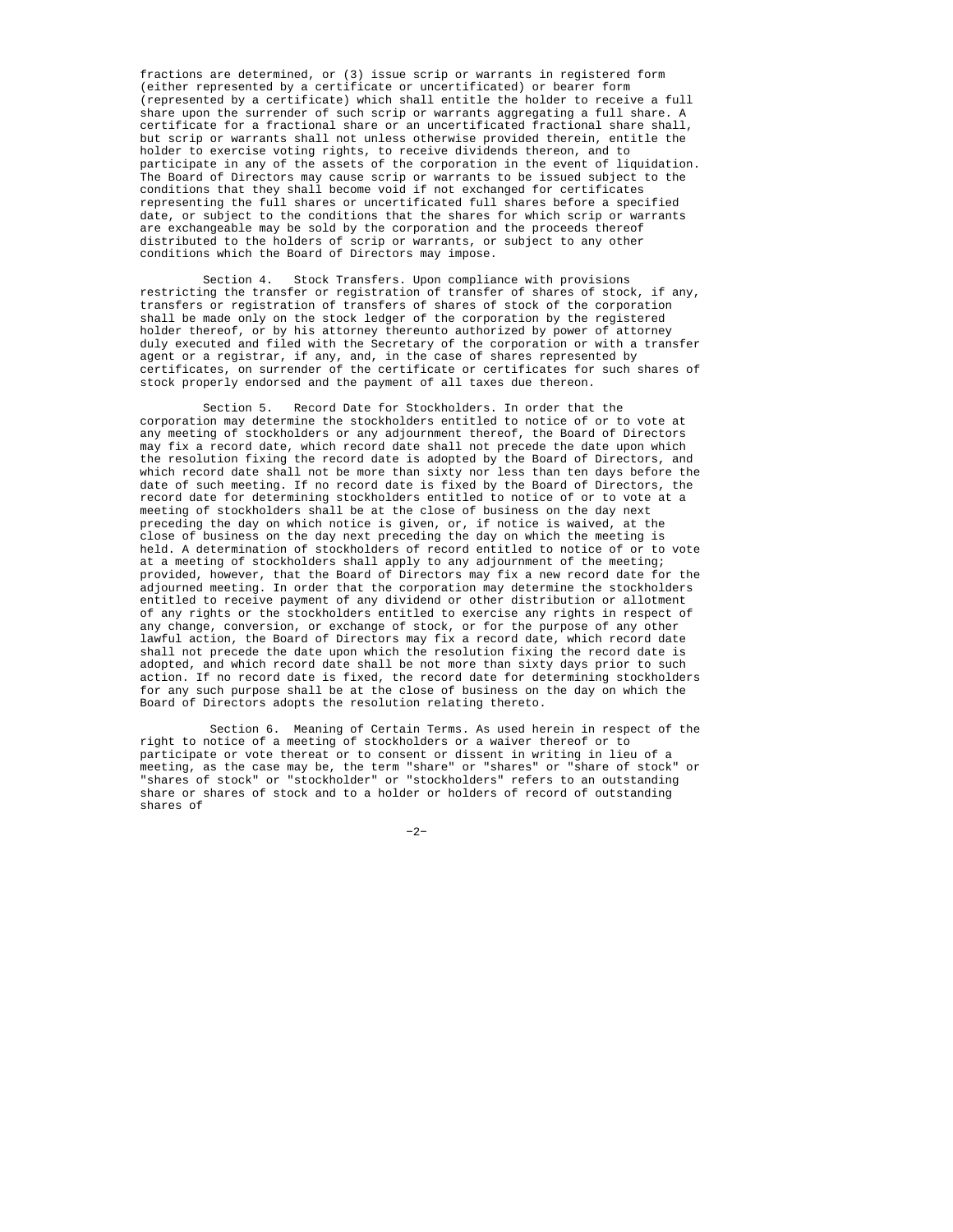fractions are determined, or (3) issue scrip or warrants in registered form (either represented by a certificate or uncertificated) or bearer form (represented by a certificate) which shall entitle the holder to receive a full share upon the surrender of such scrip or warrants aggregating a full share. A certificate for a fractional share or an uncertificated fractional share shall, but scrip or warrants shall not unless otherwise provided therein, entitle the holder to exercise voting rights, to receive dividends thereon, and to participate in any of the assets of the corporation in the event of liquidation. The Board of Directors may cause scrip or warrants to be issued subject to the conditions that they shall become void if not exchanged for certificates representing the full shares or uncertificated full shares before a specified date, or subject to the conditions that the shares for which scrip or warrants are exchangeable may be sold by the corporation and the proceeds thereof distributed to the holders of scrip or warrants, or subject to any other conditions which the Board of Directors may impose.

Section 4. Stock Transfers. Upon compliance with provisions restricting the transfer or registration of transfer of shares of stock, if any, transfers or registration of transfers of shares of stock of the corporation shall be made only on the stock ledger of the corporation by the registered holder thereof, or by his attorney thereunto authorized by power of attorney duly executed and filed with the Secretary of the corporation or with a transfer agent or a registrar, if any, and, in the case of shares represented by certificates, on surrender of the certificate or certificates for such shares of stock properly endorsed and the payment of all taxes due thereon.

Section 5. Record Date for Stockholders. In order that the corporation may determine the stockholders entitled to notice of or to vote at any meeting of stockholders or any adjournment thereof, the Board of Directors may fix a record date, which record date shall not precede the date upon which the resolution fixing the record date is adopted by the Board of Directors, and which record date shall not be more than sixty nor less than ten days before the date of such meeting. If no record date is fixed by the Board of Directors, the record date for determining stockholders entitled to notice of or to vote at a meeting of stockholders shall be at the close of business on the day next preceding the day on which notice is given, or, if notice is waived, at the close of business on the day next preceding the day on which the meeting is held. A determination of stockholders of record entitled to notice of or to vote at a meeting of stockholders shall apply to any adjournment of the meeting; provided, however, that the Board of Directors may fix a new record date for the adjourned meeting. In order that the corporation may determine the stockholders entitled to receive payment of any dividend or other distribution or allotment of any rights or the stockholders entitled to exercise any rights in respect of any change, conversion, or exchange of stock, or for the purpose of any other lawful action, the Board of Directors may fix a record date, which record date shall not precede the date upon which the resolution fixing the record date is adopted, and which record date shall be not more than sixty days prior to such action. If no record date is fixed, the record date for determining stockholders for any such purpose shall be at the close of business on the day on which the Board of Directors adopts the resolution relating thereto.

Section 6. Meaning of Certain Terms. As used herein in respect of the right to notice of a meeting of stockholders or a waiver thereof or to participate or vote thereat or to consent or dissent in writing in lieu of a meeting, as the case may be, the term "share" or "shares" or "share of stock" or "shares of stock" or "stockholder" or "stockholders" refers to an outstanding share or shares of stock and to a holder or holders of record of outstanding shares of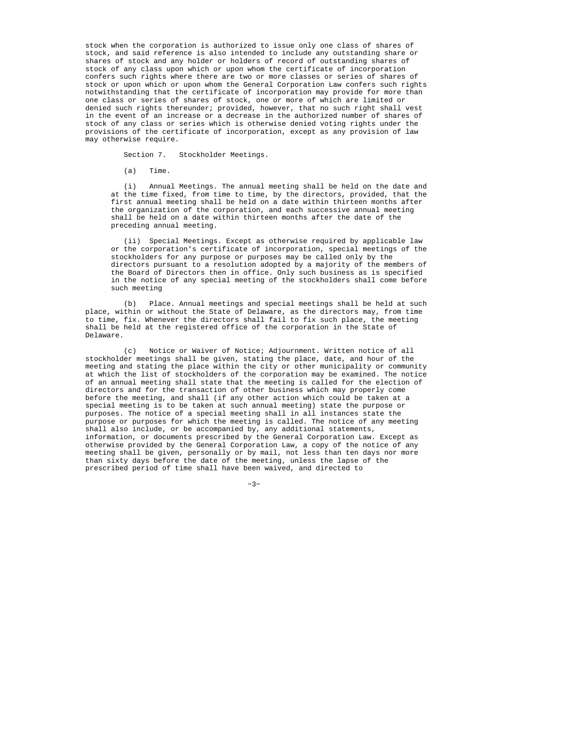stock when the corporation is authorized to issue only one class of shares of stock, and said reference is also intended to include any outstanding share or shares of stock and any holder or holders of record of outstanding shares of stock of any class upon which or upon whom the certificate of incorporation confers such rights where there are two or more classes or series of shares of stock or upon which or upon whom the General Corporation Law confers such rights notwithstanding that the certificate of incorporation may provide for more than one class or series of shares of stock, one or more of which are limited or denied such rights thereunder; provided, however, that no such right shall vest in the event of an increase or a decrease in the authorized number of shares of stock of any class or series which is otherwise denied voting rights under the provisions of the certificate of incorporation, except as any provision of law may otherwise require.

Section 7. Stockholder Meetings.

(a) Time.

(i) Annual Meetings. The annual meeting shall be held on the date and at the time fixed, from time to time, by the directors, provided, that the first annual meeting shall be held on a date within thirteen months after the organization of the corporation, and each successive annual meeting shall be held on a date within thirteen months after the date of the preceding annual meeting.

(ii) Special Meetings. Except as otherwise required by applicable law or the corporation's certificate of incorporation, special meetings of the stockholders for any purpose or purposes may be called only by the directors pursuant to a resolution adopted by a majority of the members of the Board of Directors then in office. Only such business as is specified in the notice of any special meeting of the stockholders shall come before such meeting

(b) Place. Annual meetings and special meetings shall be held at such place, within or without the State of Delaware, as the directors may, from time to time, fix. Whenever the directors shall fail to fix such place, the meeting shall be held at the registered office of the corporation in the State of Delaware.

(c) Notice or Waiver of Notice; Adjournment. Written notice of all stockholder meetings shall be given, stating the place, date, and hour of the meeting and stating the place within the city or other municipality or community at which the list of stockholders of the corporation may be examined. The notice of an annual meeting shall state that the meeting is called for the election of directors and for the transaction of other business which may properly come before the meeting, and shall (if any other action which could be taken at a special meeting is to be taken at such annual meeting) state the purpose or purposes. The notice of a special meeting shall in all instances state the purpose or purposes for which the meeting is called. The notice of any meeting shall also include, or be accompanied by, any additional statements, information, or documents prescribed by the General Corporation Law. Except as otherwise provided by the General Corporation Law, a copy of the notice of any meeting shall be given, personally or by mail, not less than ten days nor more than sixty days before the date of the meeting, unless the lapse of the prescribed period of time shall have been waived, and directed to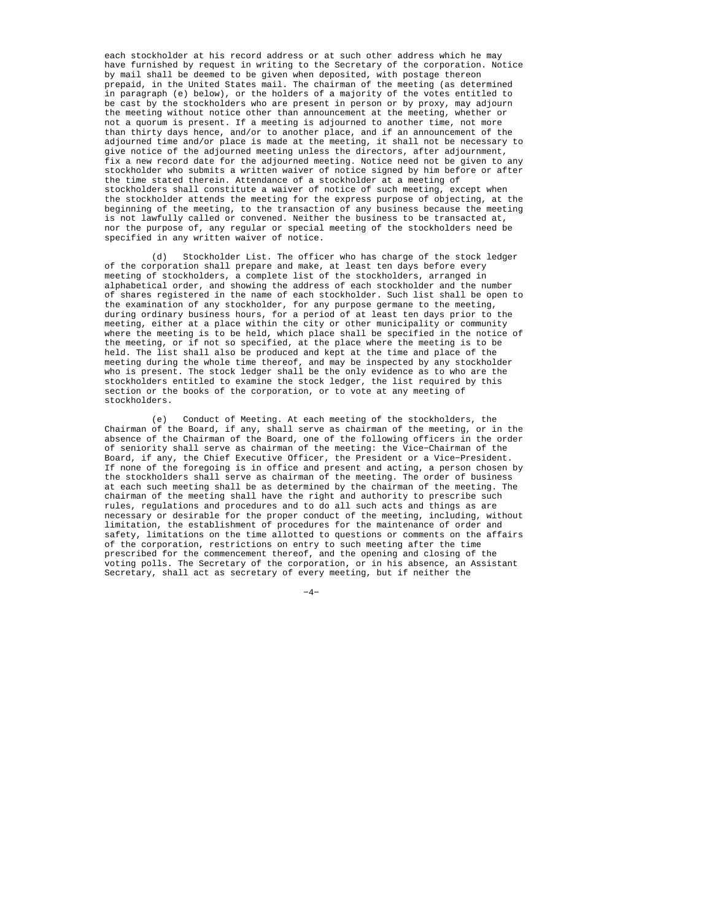each stockholder at his record address or at such other address which he may have furnished by request in writing to the Secretary of the corporation. Notice by mail shall be deemed to be given when deposited, with postage thereon prepaid, in the United States mail. The chairman of the meeting (as determined in paragraph (e) below), or the holders of a majority of the votes entitled to be cast by the stockholders who are present in person or by proxy, may adjourn the meeting without notice other than announcement at the meeting, whether or not a quorum is present. If a meeting is adjourned to another time, not more than thirty days hence, and/or to another place, and if an announcement of the adjourned time and/or place is made at the meeting, it shall not be necessary to give notice of the adjourned meeting unless the directors, after adjournment, fix a new record date for the adjourned meeting. Notice need not be given to any stockholder who submits a written waiver of notice signed by him before or after the time stated therein. Attendance of a stockholder at a meeting of stockholders shall constitute a waiver of notice of such meeting, except when the stockholder attends the meeting for the express purpose of objecting, at the beginning of the meeting, to the transaction of any business because the meeting is not lawfully called or convened. Neither the business to be transacted at, nor the purpose of, any regular or special meeting of the stockholders need be specified in any written waiver of notice.

(d) Stockholder List. The officer who has charge of the stock ledger of the corporation shall prepare and make, at least ten days before every meeting of stockholders, a complete list of the stockholders, arranged in alphabetical order, and showing the address of each stockholder and the number of shares registered in the name of each stockholder. Such list shall be open to the examination of any stockholder, for any purpose germane to the meeting, during ordinary business hours, for a period of at least ten days prior to the meeting, either at a place within the city or other municipality or community where the meeting is to be held, which place shall be specified in the notice of the meeting, or if not so specified, at the place where the meeting is to be held. The list shall also be produced and kept at the time and place of the meeting during the whole time thereof, and may be inspected by any stockholder who is present. The stock ledger shall be the only evidence as to who are the stockholders entitled to examine the stock ledger, the list required by this section or the books of the corporation, or to vote at any meeting of stockholders.

(e) Conduct of Meeting. At each meeting of the stockholders, the Chairman of the Board, if any, shall serve as chairman of the meeting, or in the absence of the Chairman of the Board, one of the following officers in the order of seniority shall serve as chairman of the meeting: the Vice-Chairman of the Board, if any, the Chief Executive Officer, the President or a Vice-President. If none of the foregoing is in office and present and acting, a person chosen by the stockholders shall serve as chairman of the meeting. The order of business at each such meeting shall be as determined by the chairman of the meeting. The chairman of the meeting shall have the right and authority to prescribe such rules, regulations and procedures and to do all such acts and things as are necessary or desirable for the proper conduct of the meeting, including, without limitation, the establishment of procedures for the maintenance of order and safety, limitations on the time allotted to questions or comments on the affairs of the corporation, restrictions on entry to such meeting after the time prescribed for the commencement thereof, and the opening and closing of the voting polls. The Secretary of the corporation, or in his absence, an Assistant Secretary, shall act as secretary of every meeting, but if neither the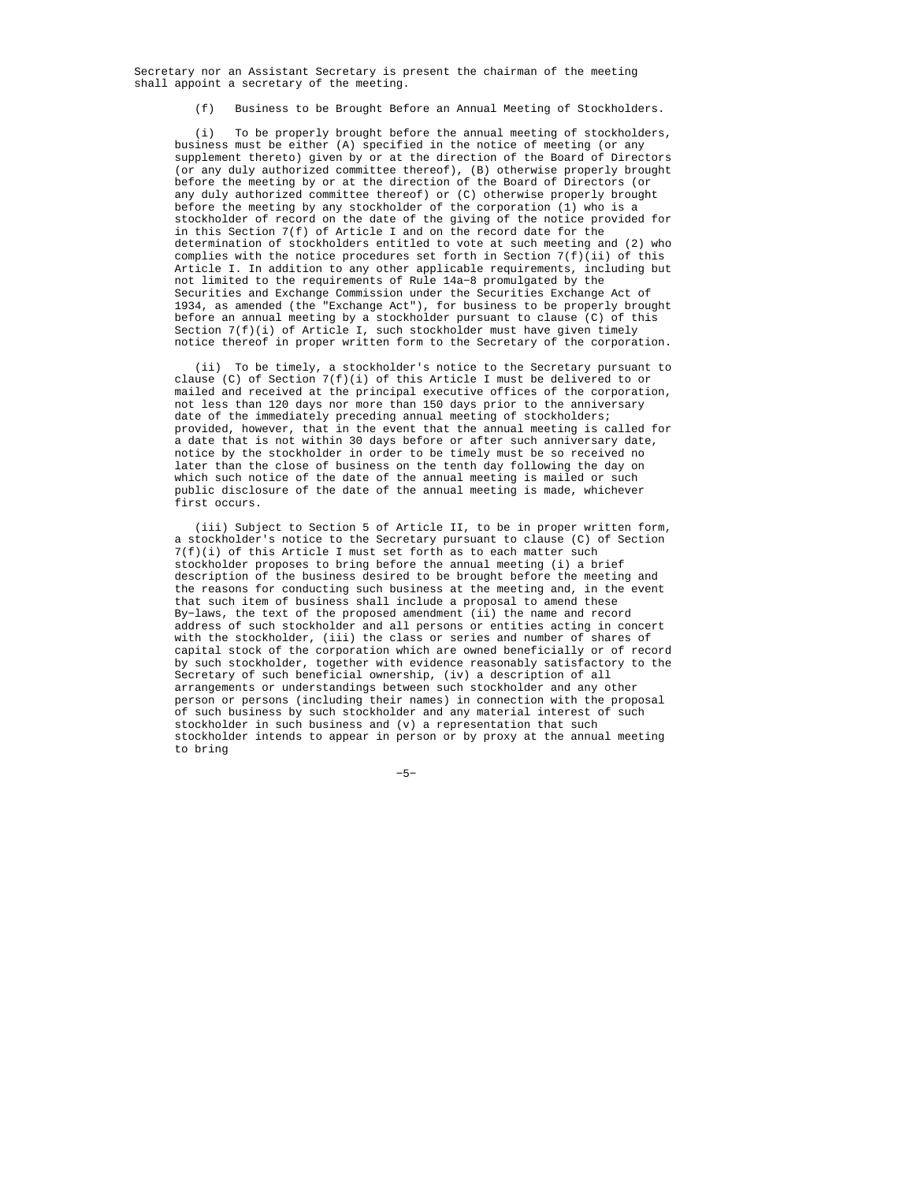Secretary nor an Assistant Secretary is present the chairman of the meeting shall appoint a secretary of the meeting.

(f) Business to be Brought Before an Annual Meeting of Stockholders.

(i) To be properly brought before the annual meeting of stockholders, business must be either (A) specified in the notice of meeting (or any supplement thereto) given by or at the direction of the Board of Directors (or any duly authorized committee thereof), (B) otherwise properly brought before the meeting by or at the direction of the Board of Directors (or any duly authorized committee thereof) or (C) otherwise properly brought before the meeting by any stockholder of the corporation (1) who is a stockholder of record on the date of the giving of the notice provided for in this Section 7(f) of Article I and on the record date for the determination of stockholders entitled to vote at such meeting and (2) who complies with the notice procedures set forth in Section 7(f)(ii) of this Article I. In addition to any other applicable requirements, including but not limited to the requirements of Rule 14a-8 promulgated by the Securities and Exchange Commission under the Securities Exchange Act of 1934, as amended (the "Exchange Act"), for business to be properly brought before an annual meeting by a stockholder pursuant to clause (C) of this Section 7(f)(i) of Article I, such stockholder must have given timely notice thereof in proper written form to the Secretary of the corporation.

(ii) To be timely, a stockholder's notice to the Secretary pursuant to clause (C) of Section 7(f)(i) of this Article I must be delivered to or mailed and received at the principal executive offices of the corporation, not less than 120 days nor more than 150 days prior to the anniversary date of the immediately preceding annual meeting of stockholders; provided, however, that in the event that the annual meeting is called for a date that is not within 30 days before or after such anniversary date, notice by the stockholder in order to be timely must be so received no later than the close of business on the tenth day following the day on which such notice of the date of the annual meeting is mailed or such public disclosure of the date of the annual meeting is made, whichever first occurs.

(iii) Subject to Section 5 of Article II, to be in proper written form, a stockholder's notice to the Secretary pursuant to clause (C) of Section 7(f)(i) of this Article I must set forth as to each matter such stockholder proposes to bring before the annual meeting (i) a brief description of the business desired to be brought before the meeting and the reasons for conducting such business at the meeting and, in the event that such item of business shall include a proposal to amend these By-laws, the text of the proposed amendment (ii) the name and record address of such stockholder and all persons or entities acting in concert with the stockholder, (iii) the class or series and number of shares of capital stock of the corporation which are owned beneficially or of record by such stockholder, together with evidence reasonably satisfactory to the Secretary of such beneficial ownership, (iv) a description of all arrangements or understandings between such stockholder and any other person or persons (including their names) in connection with the proposal of such business by such stockholder and any material interest of such stockholder in such business and (v) a representation that such stockholder intends to appear in person or by proxy at the annual meeting to bring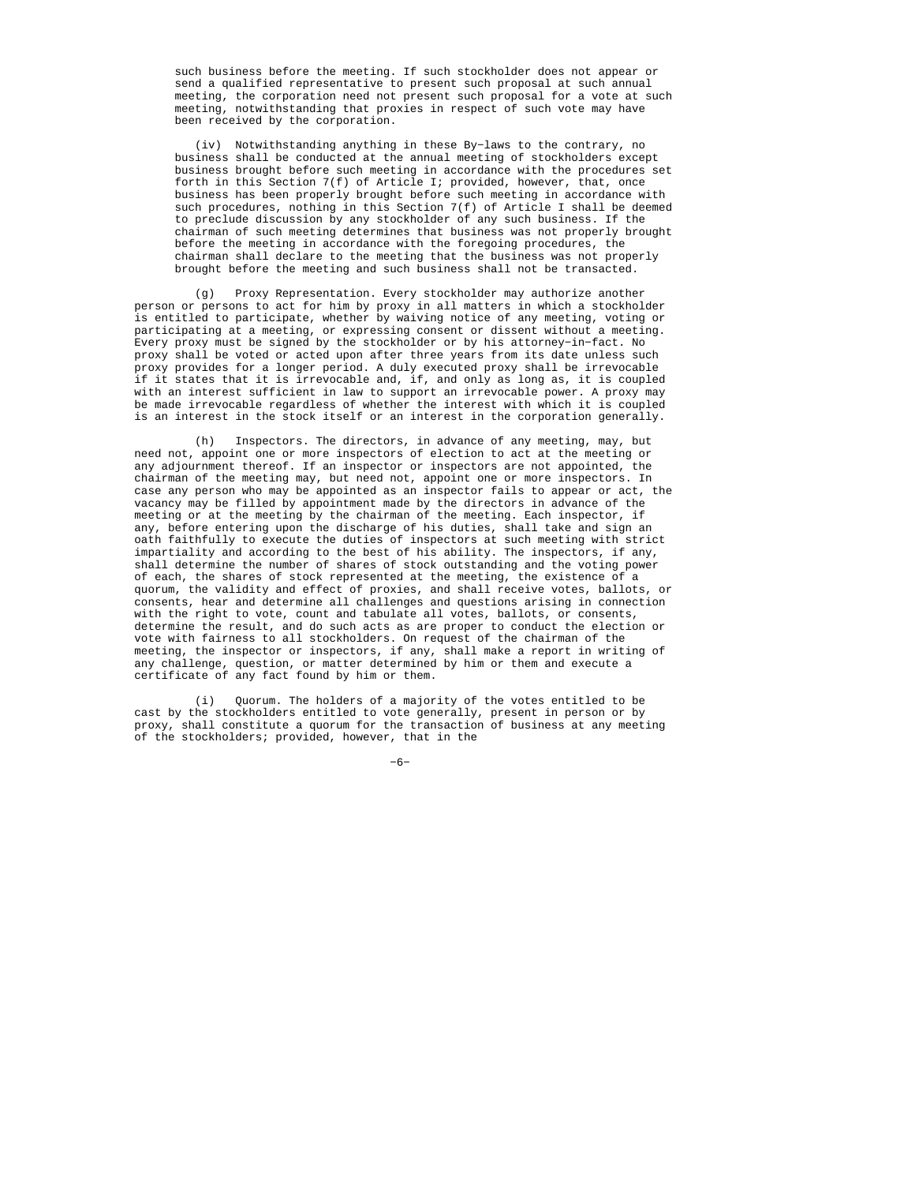such business before the meeting. If such stockholder does not appear or send a qualified representative to present such proposal at such annual meeting, the corporation need not present such proposal for a vote at such meeting, notwithstanding that proxies in respect of such vote may have been received by the corporation.

(iv) Notwithstanding anything in these By-laws to the contrary, no business shall be conducted at the annual meeting of stockholders except business brought before such meeting in accordance with the procedures set forth in this Section 7(f) of Article I; provided, however, that, once business has been properly brought before such meeting in accordance with such procedures, nothing in this Section 7(f) of Article I shall be deemed to preclude discussion by any stockholder of any such business. If the chairman of such meeting determines that business was not properly brought before the meeting in accordance with the foregoing procedures, the chairman shall declare to the meeting that the business was not properly brought before the meeting and such business shall not be transacted.

(g) Proxy Representation. Every stockholder may authorize another person or persons to act for him by proxy in all matters in which a stockholder is entitled to participate, whether by waiving notice of any meeting, voting or participating at a meeting, or expressing consent or dissent without a meeting. Every proxy must be signed by the stockholder or by his attorney-in-fact. No proxy shall be voted or acted upon after three years from its date unless such proxy provides for a longer period. A duly executed proxy shall be irrevocable if it states that it is irrevocable and, if, and only as long as, it is coupled with an interest sufficient in law to support an irrevocable power. A proxy may be made irrevocable regardless of whether the interest with which it is coupled is an interest in the stock itself or an interest in the corporation generally.

(h) Inspectors. The directors, in advance of any meeting, may, but need not, appoint one or more inspectors of election to act at the meeting or any adjournment thereof. If an inspector or inspectors are not appointed, the chairman of the meeting may, but need not, appoint one or more inspectors. In case any person who may be appointed as an inspector fails to appear or act, the vacancy may be filled by appointment made by the directors in advance of the meeting or at the meeting by the chairman of the meeting. Each inspector, if any, before entering upon the discharge of his duties, shall take and sign an oath faithfully to execute the duties of inspectors at such meeting with strict impartiality and according to the best of his ability. The inspectors, if any, shall determine the number of shares of stock outstanding and the voting power of each, the shares of stock represented at the meeting, the existence of a quorum, the validity and effect of proxies, and shall receive votes, ballots, or consents, hear and determine all challenges and questions arising in connection with the right to vote, count and tabulate all votes, ballots, or consents, determine the result, and do such acts as are proper to conduct the election or vote with fairness to all stockholders. On request of the chairman of the meeting, the inspector or inspectors, if any, shall make a report in writing of any challenge, question, or matter determined by him or them and execute a certificate of any fact found by him or them.

(i) Quorum. The holders of a majority of the votes entitled to be cast by the stockholders entitled to vote generally, present in person or by proxy, shall constitute a quorum for the transaction of business at any meeting of the stockholders; provided, however, that in the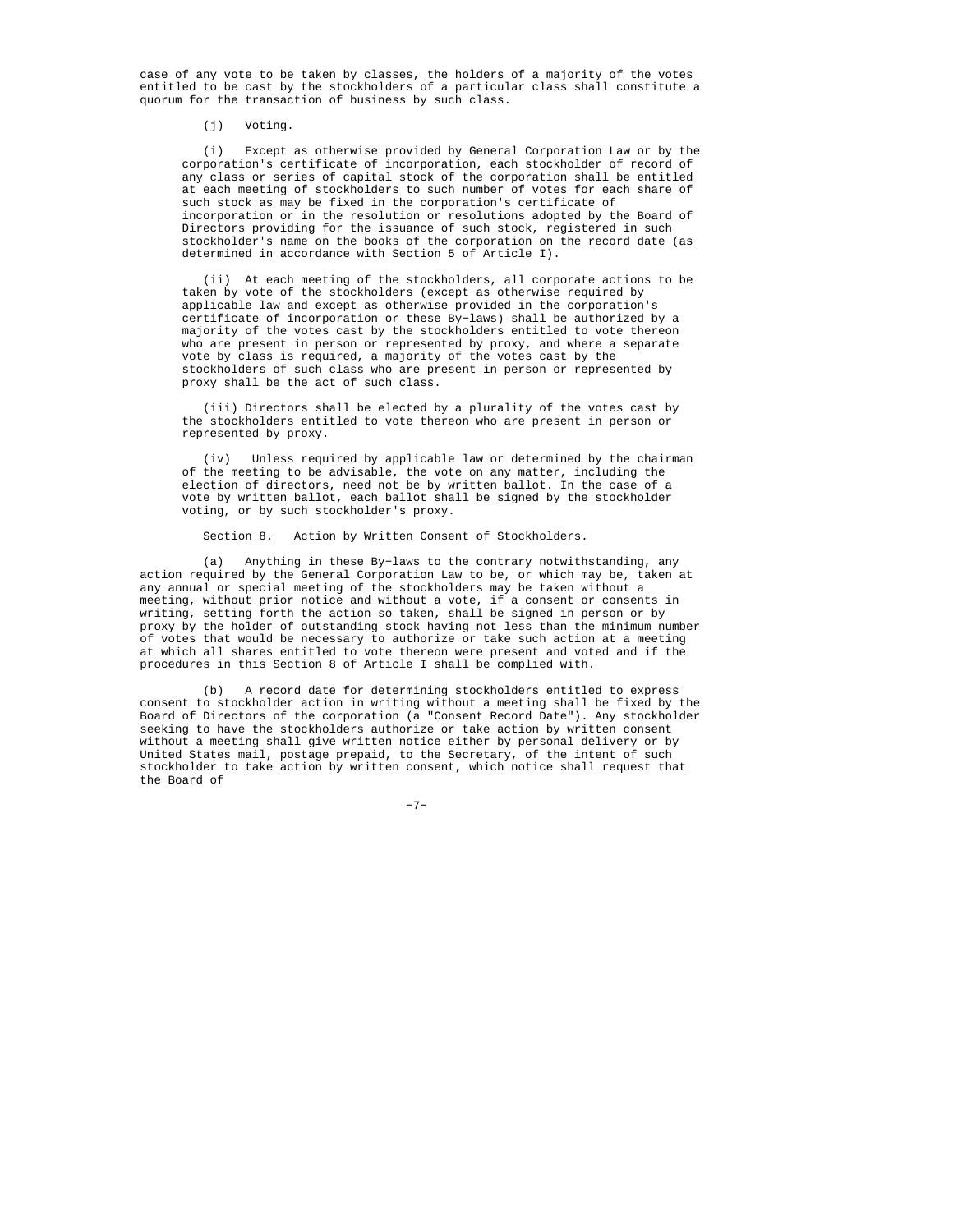case of any vote to be taken by classes, the holders of a majority of the votes entitled to be cast by the stockholders of a particular class shall constitute a quorum for the transaction of business by such class.

(j) Voting.

(i) Except as otherwise provided by General Corporation Law or by the corporation's certificate of incorporation, each stockholder of record of any class or series of capital stock of the corporation shall be entitled at each meeting of stockholders to such number of votes for each share of such stock as may be fixed in the corporation's certificate of incorporation or in the resolution or resolutions adopted by the Board of Directors providing for the issuance of such stock, registered in such stockholder's name on the books of the corporation on the record date (as determined in accordance with Section 5 of Article I).

(ii) At each meeting of the stockholders, all corporate actions to be taken by vote of the stockholders (except as otherwise required by applicable law and except as otherwise provided in the corporation's certificate of incorporation or these By-laws) shall be authorized by a majority of the votes cast by the stockholders entitled to vote thereon who are present in person or represented by proxy, and where a separate vote by class is required, a majority of the votes cast by the stockholders of such class who are present in person or represented by proxy shall be the act of such class.

(iii) Directors shall be elected by a plurality of the votes cast by the stockholders entitled to vote thereon who are present in person or represented by proxy.

(iv) Unless required by applicable law or determined by the chairman of the meeting to be advisable, the vote on any matter, including the election of directors, need not be by written ballot. In the case of a vote by written ballot, each ballot shall be signed by the stockholder voting, or by such stockholder's proxy.

Section 8. Action by Written Consent of Stockholders.

(a) Anything in these By-laws to the contrary notwithstanding, any action required by the General Corporation Law to be, or which may be, taken at any annual or special meeting of the stockholders may be taken without a meeting, without prior notice and without a vote, if a consent or consents in writing, setting forth the action so taken, shall be signed in person or by proxy by the holder of outstanding stock having not less than the minimum number of votes that would be necessary to authorize or take such action at a meeting at which all shares entitled to vote thereon were present and voted and if the procedures in this Section 8 of Article I shall be complied with.

(b) A record date for determining stockholders entitled to express consent to stockholder action in writing without a meeting shall be fixed by the Board of Directors of the corporation (a "Consent Record Date"). Any stockholder seeking to have the stockholders authorize or take action by written consent without a meeting shall give written notice either by personal delivery or by United States mail, postage prepaid, to the Secretary, of the intent of such stockholder to take action by written consent, which notice shall request that the Board of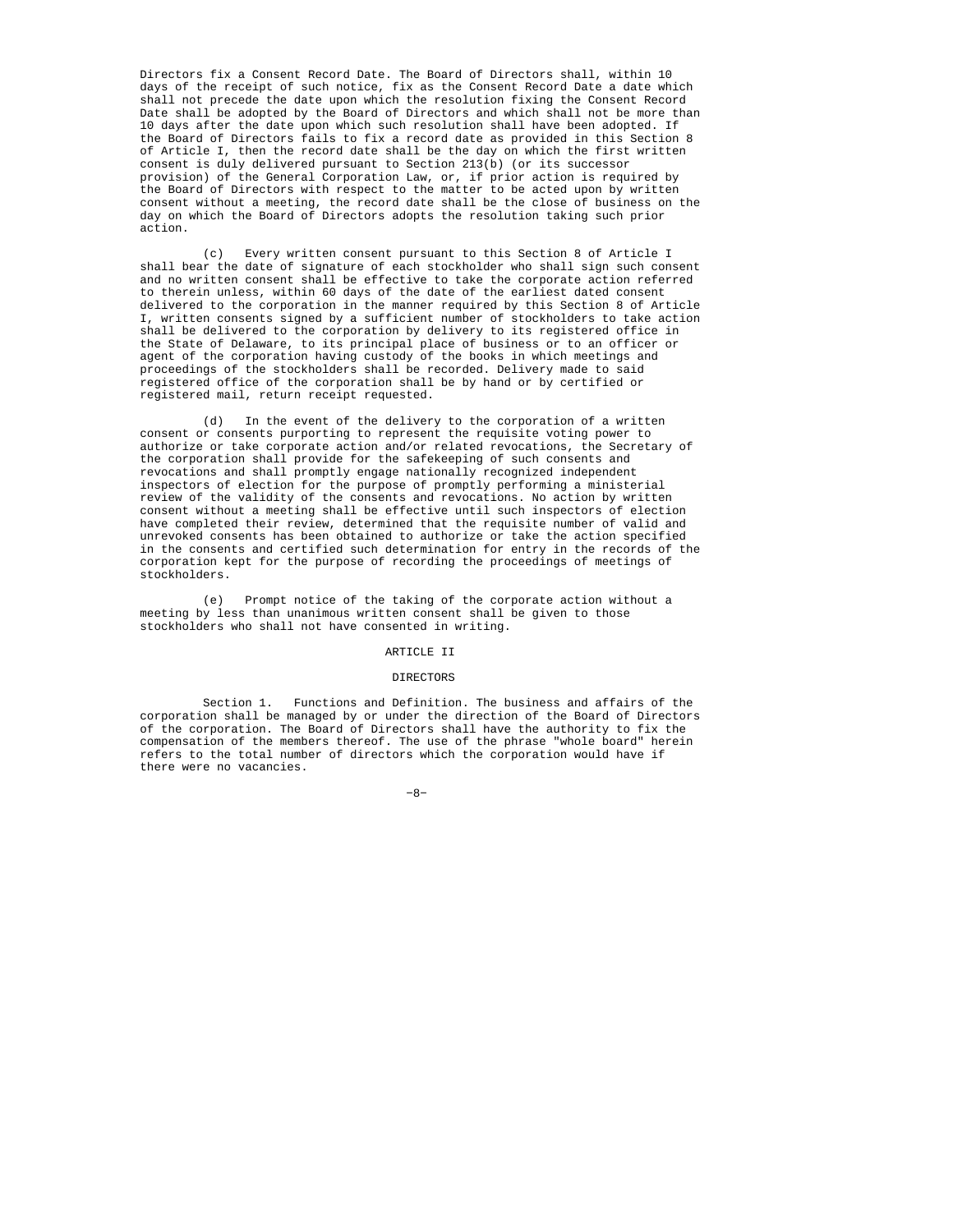Directors fix a Consent Record Date. The Board of Directors shall, within 10 days of the receipt of such notice, fix as the Consent Record Date a date which shall not precede the date upon which the resolution fixing the Consent Record Date shall be adopted by the Board of Directors and which shall not be more than 10 days after the date upon which such resolution shall have been adopted. If the Board of Directors fails to fix a record date as provided in this Section 8 of Article I, then the record date shall be the day on which the first written consent is duly delivered pursuant to Section 213(b) (or its successor provision) of the General Corporation Law, or, if prior action is required by the Board of Directors with respect to the matter to be acted upon by written consent without a meeting, the record date shall be the close of business on the day on which the Board of Directors adopts the resolution taking such prior action.

(c) Every written consent pursuant to this Section 8 of Article I shall bear the date of signature of each stockholder who shall sign such consent and no written consent shall be effective to take the corporate action referred to therein unless, within 60 days of the date of the earliest dated consent delivered to the corporation in the manner required by this Section 8 of Article I, written consents signed by a sufficient number of stockholders to take action shall be delivered to the corporation by delivery to its registered office in the State of Delaware, to its principal place of business or to an officer or agent of the corporation having custody of the books in which meetings and proceedings of the stockholders shall be recorded. Delivery made to said registered office of the corporation shall be by hand or by certified or registered mail, return receipt requested.

(d) In the event of the delivery to the corporation of a written consent or consents purporting to represent the requisite voting power to authorize or take corporate action and/or related revocations, the Secretary of the corporation shall provide for the safekeeping of such consents and revocations and shall promptly engage nationally recognized independent inspectors of election for the purpose of promptly performing a ministerial review of the validity of the consents and revocations. No action by written consent without a meeting shall be effective until such inspectors of election have completed their review, determined that the requisite number of valid and unrevoked consents has been obtained to authorize or take the action specified in the consents and certified such determination for entry in the records of the corporation kept for the purpose of recording the proceedings of meetings of stockholders.

(e) Prompt notice of the taking of the corporate action without a meeting by less than unanimous written consent shall be given to those stockholders who shall not have consented in writing.

## ARTICLE II

## DIRECTORS

Section 1. Functions and Definition. The business and affairs of the corporation shall be managed by or under the direction of the Board of Directors of the corporation. The Board of Directors shall have the authority to fix the compensation of the members thereof. The use of the phrase "whole board" herein refers to the total number of directors which the corporation would have if there were no vacancies.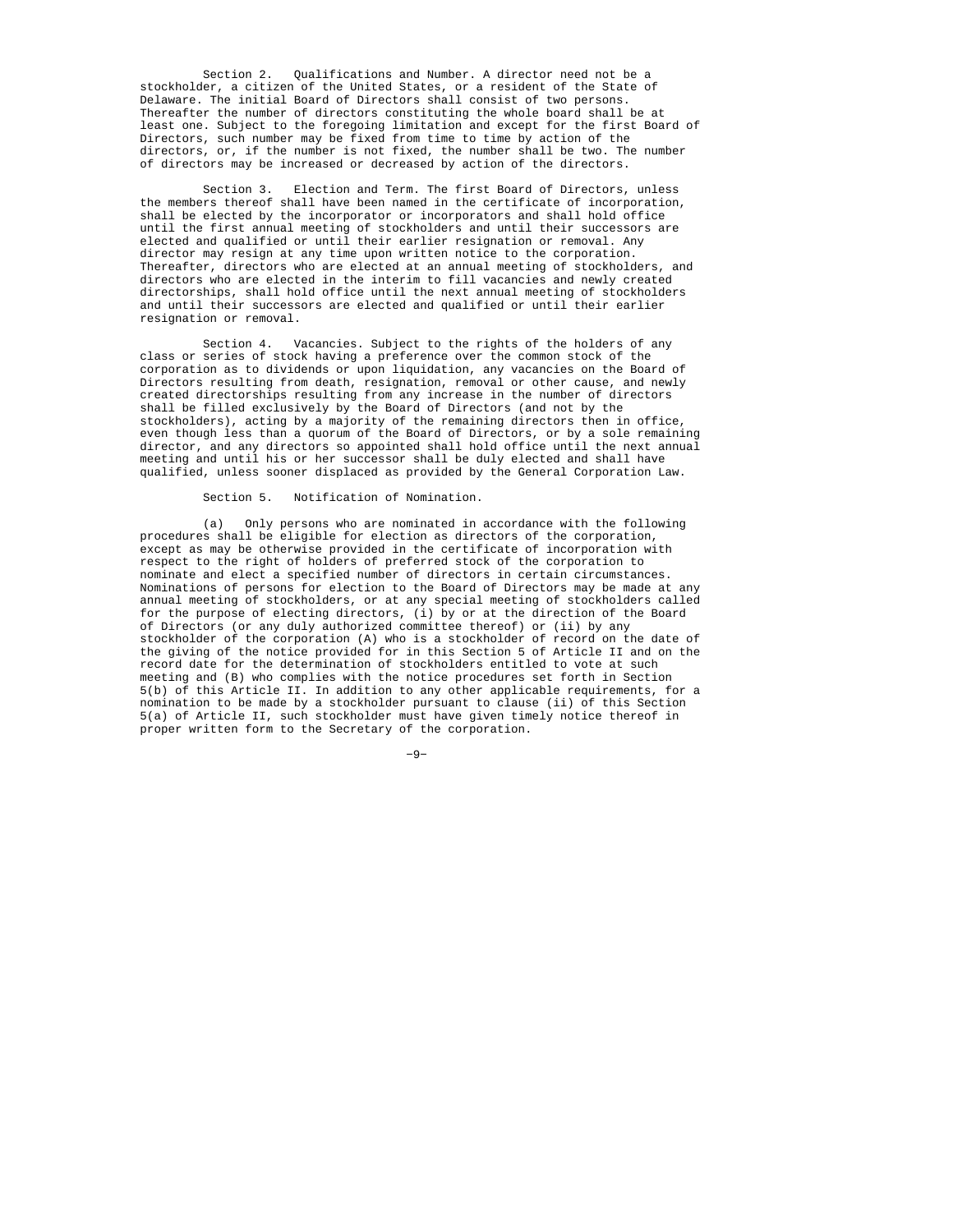Section 2. Qualifications and Number. A director need not be a stockholder, a citizen of the United States, or a resident of the State of Delaware. The initial Board of Directors shall consist of two persons. Thereafter the number of directors constituting the whole board shall be at least one. Subject to the foregoing limitation and except for the first Board of Directors, such number may be fixed from time to time by action of the directors, or, if the number is not fixed, the number shall be two. The number of directors may be increased or decreased by action of the directors.

Section 3. Election and Term. The first Board of Directors, unless the members thereof shall have been named in the certificate of incorporation, shall be elected by the incorporator or incorporators and shall hold office until the first annual meeting of stockholders and until their successors are elected and qualified or until their earlier resignation or removal. Any director may resign at any time upon written notice to the corporation. Thereafter, directors who are elected at an annual meeting of stockholders, and directors who are elected in the interim to fill vacancies and newly created directorships, shall hold office until the next annual meeting of stockholders and until their successors are elected and qualified or until their earlier resignation or removal.

Section 4. Vacancies. Subject to the rights of the holders of any class or series of stock having a preference over the common stock of the corporation as to dividends or upon liquidation, any vacancies on the Board of Directors resulting from death, resignation, removal or other cause, and newly created directorships resulting from any increase in the number of directors shall be filled exclusively by the Board of Directors (and not by the stockholders), acting by a majority of the remaining directors then in office, even though less than a quorum of the Board of Directors, or by a sole remaining director, and any directors so appointed shall hold office until the next annual meeting and until his or her successor shall be duly elected and shall have qualified, unless sooner displaced as provided by the General Corporation Law.

Section 5. Notification of Nomination.

(a) Only persons who are nominated in accordance with the following procedures shall be eligible for election as directors of the corporation, except as may be otherwise provided in the certificate of incorporation with respect to the right of holders of preferred stock of the corporation to nominate and elect a specified number of directors in certain circumstances. Nominations of persons for election to the Board of Directors may be made at any annual meeting of stockholders, or at any special meeting of stockholders called for the purpose of electing directors, (i) by or at the direction of the Board of Directors (or any duly authorized committee thereof) or (ii) by any stockholder of the corporation (A) who is a stockholder of record on the date of the giving of the notice provided for in this Section 5 of Article II and on the record date for the determination of stockholders entitled to vote at such meeting and (B) who complies with the notice procedures set forth in Section 5(b) of this Article II. In addition to any other applicable requirements, for a nomination to be made by a stockholder pursuant to clause (ii) of this Section 5(a) of Article II, such stockholder must have given timely notice thereof in proper written form to the Secretary of the corporation.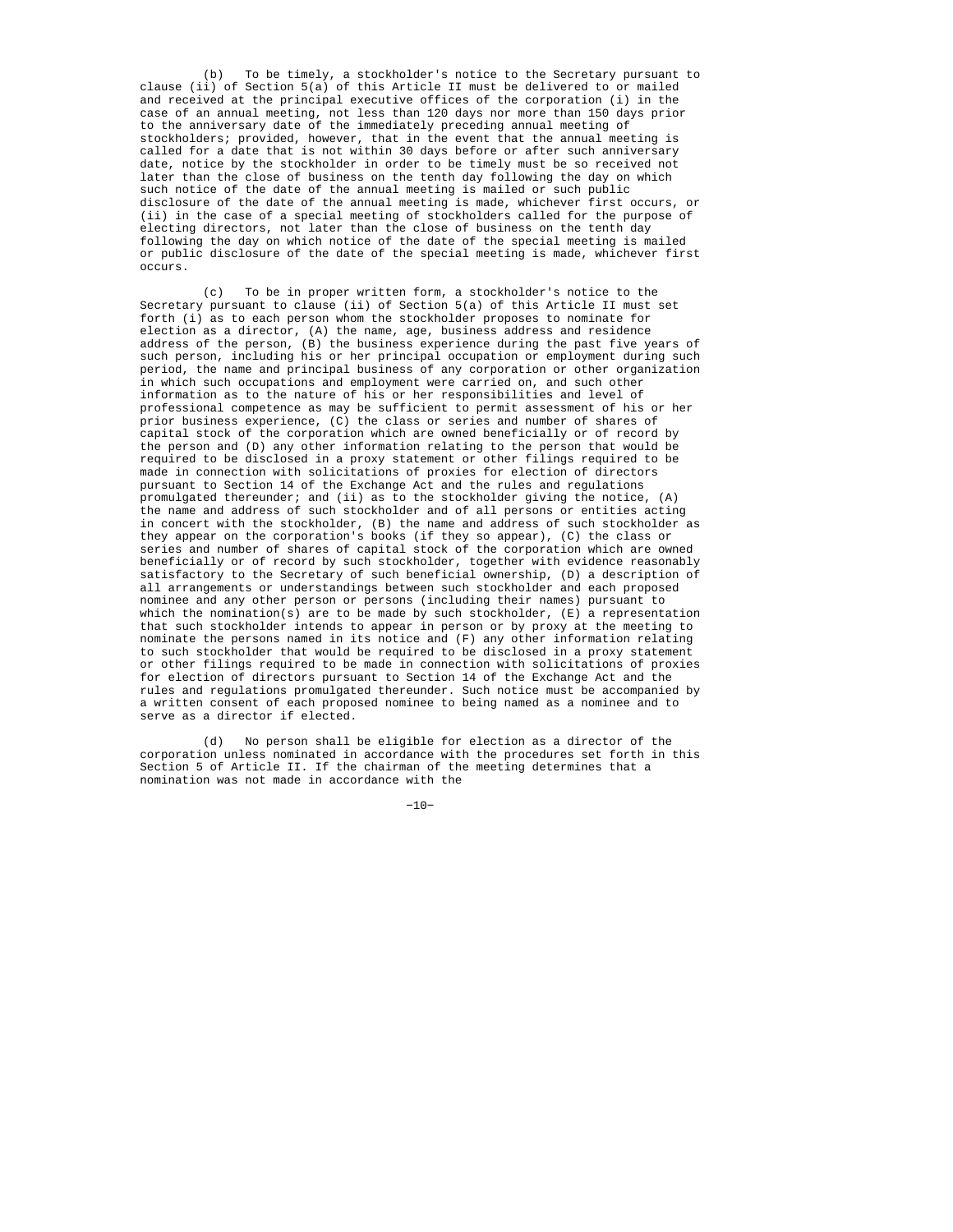(b) To be timely, a stockholder's notice to the Secretary pursuant to clause (ii) of Section 5(a) of this Article II must be delivered to or mailed and received at the principal executive offices of the corporation (i) in the case of an annual meeting, not less than 120 days nor more than 150 days prior to the anniversary date of the immediately preceding annual meeting of stockholders; provided, however, that in the event that the annual meeting is called for a date that is not within 30 days before or after such anniversary date, notice by the stockholder in order to be timely must be so received not later than the close of business on the tenth day following the day on which such notice of the date of the annual meeting is mailed or such public disclosure of the date of the annual meeting is made, whichever first occurs, or (ii) in the case of a special meeting of stockholders called for the purpose of electing directors, not later than the close of business on the tenth day following the day on which notice of the date of the special meeting is mailed or public disclosure of the date of the special meeting is made, whichever first occurs.

(c) To be in proper written form, a stockholder's notice to the Secretary pursuant to clause (ii) of Section 5(a) of this Article II must set forth (i) as to each person whom the stockholder proposes to nominate for election as a director, (A) the name, age, business address and residence address of the person, (B) the business experience during the past five years of such person, including his or her principal occupation or employment during such period, the name and principal business of any corporation or other organization in which such occupations and employment were carried on, and such other information as to the nature of his or her responsibilities and level of professional competence as may be sufficient to permit assessment of his or her prior business experience, (C) the class or series and number of shares of capital stock of the corporation which are owned beneficially or of record by the person and (D) any other information relating to the person that would be required to be disclosed in a proxy statement or other filings required to be made in connection with solicitations of proxies for election of directors pursuant to Section 14 of the Exchange Act and the rules and regulations promulgated thereunder; and (ii) as to the stockholder giving the notice, (A) the name and address of such stockholder and of all persons or entities acting in concert with the stockholder, (B) the name and address of such stockholder as they appear on the corporation's books (if they so appear), (C) the class or series and number of shares of capital stock of the corporation which are owned beneficially or of record by such stockholder, together with evidence reasonably satisfactory to the Secretary of such beneficial ownership, (D) a description of all arrangements or understandings between such stockholder and each proposed nominee and any other person or persons (including their names) pursuant to which the nomination(s) are to be made by such stockholder, (E) a representation that such stockholder intends to appear in person or by proxy at the meeting to nominate the persons named in its notice and (F) any other information relating to such stockholder that would be required to be disclosed in a proxy statement or other filings required to be made in connection with solicitations of proxies for election of directors pursuant to Section 14 of the Exchange Act and the rules and regulations promulgated thereunder. Such notice must be accompanied by a written consent of each proposed nominee to being named as a nominee and to serve as a director if elected.

(d) No person shall be eligible for election as a director of the corporation unless nominated in accordance with the procedures set forth in this Section 5 of Article II. If the chairman of the meeting determines that a nomination was not made in accordance with the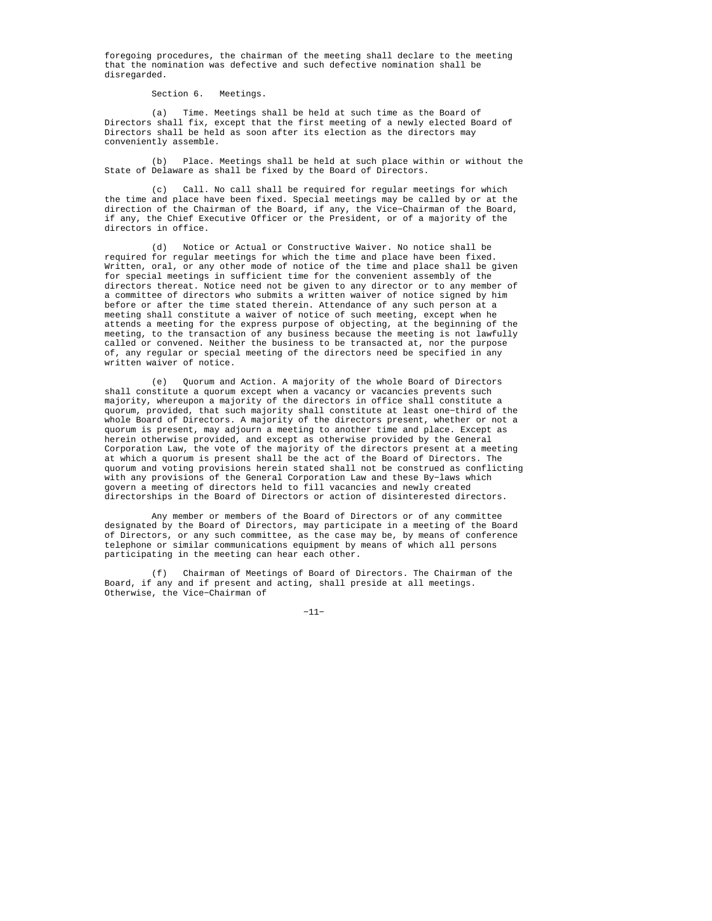foregoing procedures, the chairman of the meeting shall declare to the meeting that the nomination was defective and such defective nomination shall be disregarded.

Section 6. Meetings.

(a) Time. Meetings shall be held at such time as the Board of Directors shall fix, except that the first meeting of a newly elected Board of Directors shall be held as soon after its election as the directors may conveniently assemble.

(b) Place. Meetings shall be held at such place within or without the State of Delaware as shall be fixed by the Board of Directors.

(c) Call. No call shall be required for regular meetings for which the time and place have been fixed. Special meetings may be called by or at the direction of the Chairman of the Board, if any, the Vice-Chairman of the Board, if any, the Chief Executive Officer or the President, or of a majority of the directors in office.

(d) Notice or Actual or Constructive Waiver. No notice shall be required for regular meetings for which the time and place have been fixed. Written, oral, or any other mode of notice of the time and place shall be given for special meetings in sufficient time for the convenient assembly of the directors thereat. Notice need not be given to any director or to any member of a committee of directors who submits a written waiver of notice signed by him before or after the time stated therein. Attendance of any such person at a meeting shall constitute a waiver of notice of such meeting, except when he attends a meeting for the express purpose of objecting, at the beginning of the meeting, to the transaction of any business because the meeting is not lawfully called or convened. Neither the business to be transacted at, nor the purpose of, any regular or special meeting of the directors need be specified in any written waiver of notice.

(e) Quorum and Action. A majority of the whole Board of Directors shall constitute a quorum except when a vacancy or vacancies prevents such majority, whereupon a majority of the directors in office shall constitute a quorum, provided, that such majority shall constitute at least one-third of the whole Board of Directors. A majority of the directors present, whether or not a quorum is present, may adjourn a meeting to another time and place. Except as herein otherwise provided, and except as otherwise provided by the General Corporation Law, the vote of the majority of the directors present at a meeting at which a quorum is present shall be the act of the Board of Directors. The quorum and voting provisions herein stated shall not be construed as conflicting with any provisions of the General Corporation Law and these By-laws which govern a meeting of directors held to fill vacancies and newly created directorships in the Board of Directors or action of disinterested directors.

Any member or members of the Board of Directors or of any committee designated by the Board of Directors, may participate in a meeting of the Board of Directors, or any such committee, as the case may be, by means of conference telephone or similar communications equipment by means of which all persons participating in the meeting can hear each other.

(f) Chairman of Meetings of Board of Directors. The Chairman of the Board, if any and if present and acting, shall preside at all meetings. Otherwise, the Vice-Chairman of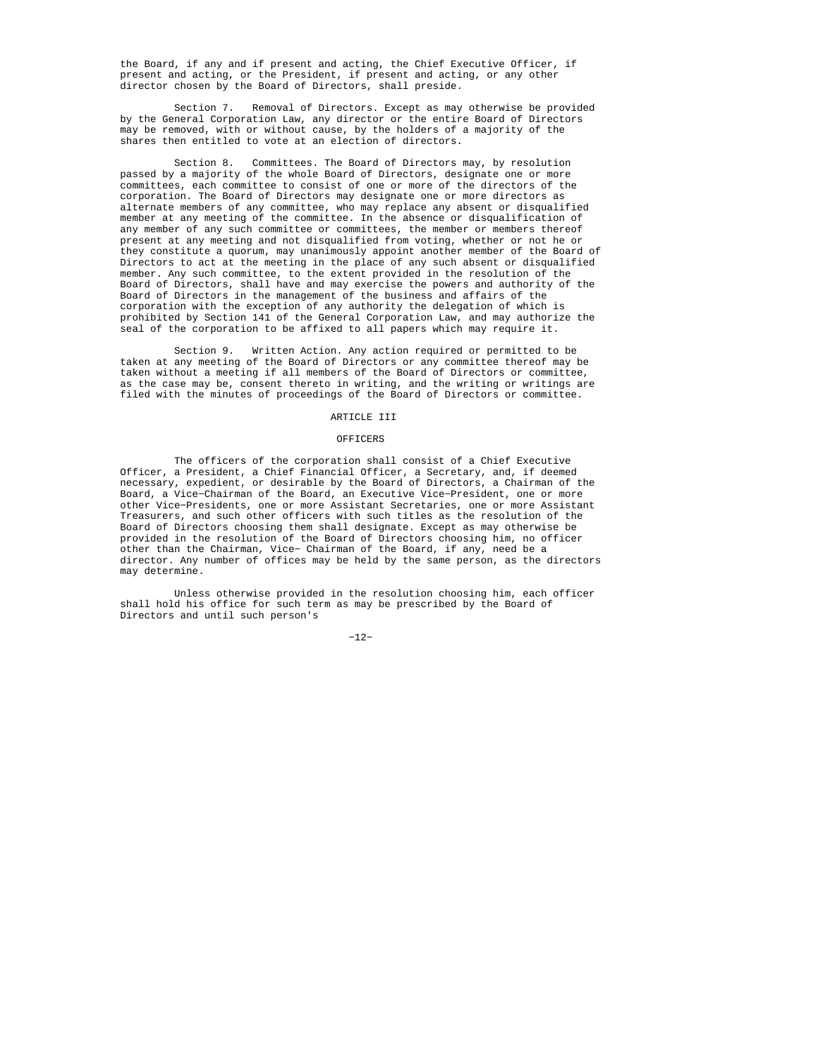the Board, if any and if present and acting, the Chief Executive Officer, if present and acting, or the President, if present and acting, or any other director chosen by the Board of Directors, shall preside.

Section 7. Removal of Directors. Except as may otherwise be provided by the General Corporation Law, any director or the entire Board of Directors may be removed, with or without cause, by the holders of a majority of the shares then entitled to vote at an election of directors.

Section 8. Committees. The Board of Directors may, by resolution passed by a majority of the whole Board of Directors, designate one or more committees, each committee to consist of one or more of the directors of the corporation. The Board of Directors may designate one or more directors as alternate members of any committee, who may replace any absent or disqualified member at any meeting of the committee. In the absence or disqualification of any member of any such committee or committees, the member or members thereof present at any meeting and not disqualified from voting, whether or not he or they constitute a quorum, may unanimously appoint another member of the Board of Directors to act at the meeting in the place of any such absent or disqualified member. Any such committee, to the extent provided in the resolution of the Board of Directors, shall have and may exercise the powers and authority of the Board of Directors in the management of the business and affairs of the corporation with the exception of any authority the delegation of which is prohibited by Section 141 of the General Corporation Law, and may authorize the seal of the corporation to be affixed to all papers which may require it.

Section 9. Written Action. Any action required or permitted to be taken at any meeting of the Board of Directors or any committee thereof may be taken without a meeting if all members of the Board of Directors or committee, as the case may be, consent thereto in writing, and the writing or writings are filed with the minutes of proceedings of the Board of Directors or committee.

## ARTICLE III

## OFFICERS

The officers of the corporation shall consist of a Chief Executive Officer, a President, a Chief Financial Officer, a Secretary, and, if deemed necessary, expedient, or desirable by the Board of Directors, a Chairman of the Board, a Vice-Chairman of the Board, an Executive Vice-President, one or more other Vice-Presidents, one or more Assistant Secretaries, one or more Assistant Treasurers, and such other officers with such titles as the resolution of the Board of Directors choosing them shall designate. Except as may otherwise be provided in the resolution of the Board of Directors choosing him, no officer other than the Chairman, Vice- Chairman of the Board, if any, need be a director. Any number of offices may be held by the same person, as the directors may determine.

Unless otherwise provided in the resolution choosing him, each officer shall hold his office for such term as may be prescribed by the Board of Directors and until such person's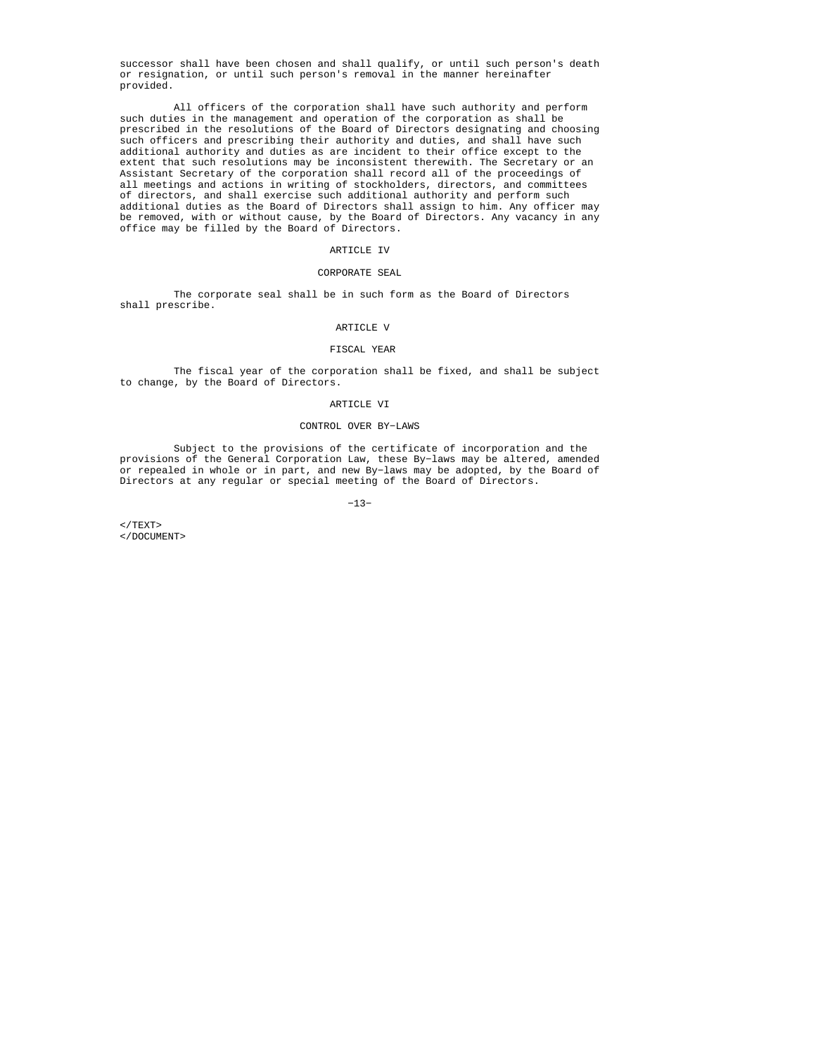successor shall have been chosen and shall qualify, or until such person's death or resignation, or until such person's removal in the manner hereinafter provided.

All officers of the corporation shall have such authority and perform such duties in the management and operation of the corporation as shall be prescribed in the resolutions of the Board of Directors designating and choosing such officers and prescribing their authority and duties, and shall have such additional authority and duties as are incident to their office except to the extent that such resolutions may be inconsistent therewith. The Secretary or an Assistant Secretary of the corporation shall record all of the proceedings of all meetings and actions in writing of stockholders, directors, and committees of directors, and shall exercise such additional authority and perform such additional duties as the Board of Directors shall assign to him. Any officer may be removed, with or without cause, by the Board of Directors. Any vacancy in any office may be filled by the Board of Directors.

## ARTICLE IV

## CORPORATE SEAL

The corporate seal shall be in such form as the Board of Directors shall prescribe.

## ARTICLE V

## FISCAL YEAR

The fiscal year of the corporation shall be fixed, and shall be subject to change, by the Board of Directors.

## ARTICLE VI

## CONTROL OVER BY-LAWS

Subject to the provisions of the certificate of incorporation and the provisions of the General Corporation Law, these By-laws may be altered, amended or repealed in whole or in part, and new By-laws may be adopted, by the Board of Directors at any regular or special meeting of the Board of Directors.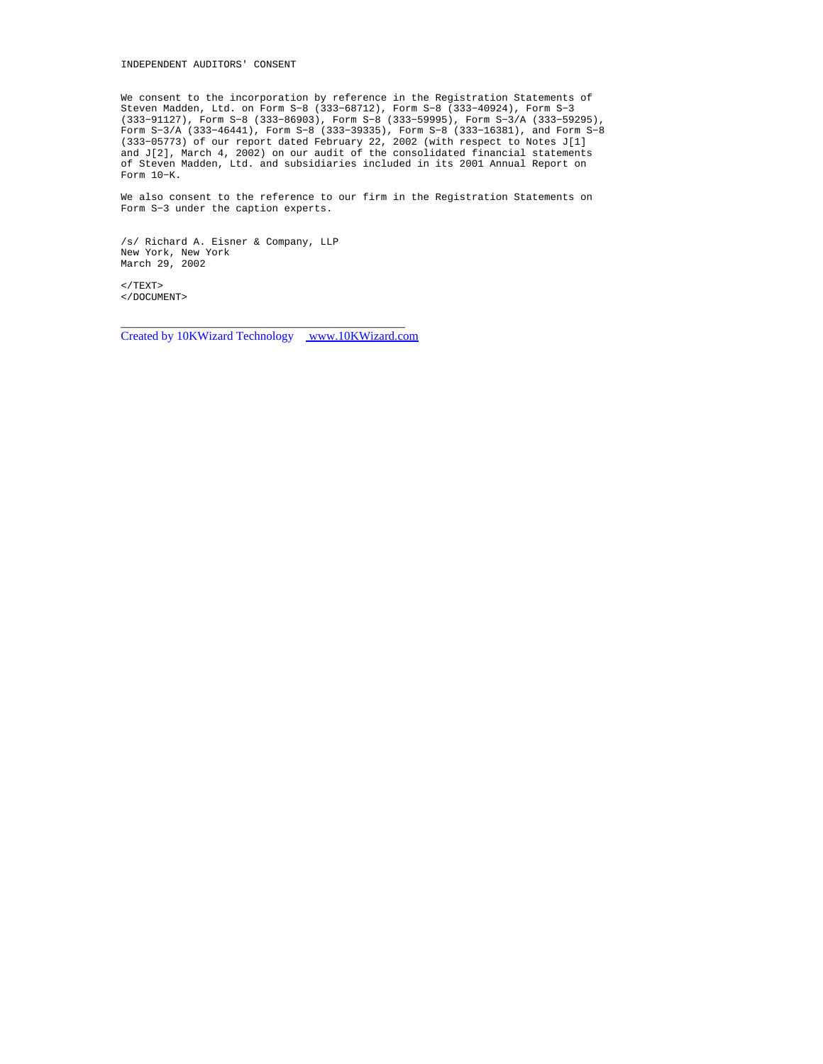INDEPENDENT AUDITORS' CONSENT

We consent to the incorporation by reference in the Registration Statements of Steven Madden, Ltd. on Form S-8 (333-68712), Form S-8 (333-40924), Form S-3 (333-91127), Form S-8 (333-86903), Form S-8 (333-59995), Form S-3/A (333-59295), Form S-3/A (333-46441), Form S-8 (333-39335), Form S-8 (333-16381), and Form S-8 (333-05773) of our report dated February 22, 2002 (with respect to Notes J[1] and J[2], March 4, 2002) on our audit of the consolidated financial statements of Steven Madden, Ltd. and subsidiaries included in its 2001 Annual Report on Form 10-K.

We also consent to the reference to our firm in the Registration Statements on Form S-3 under the caption experts.

/s/ Richard A. Eisner & Company, LLP
New York, New York
March 29, 2002

</TEXT>
</DOCUMENT>

Created by 10KWizard Technology www.10KWizard.com